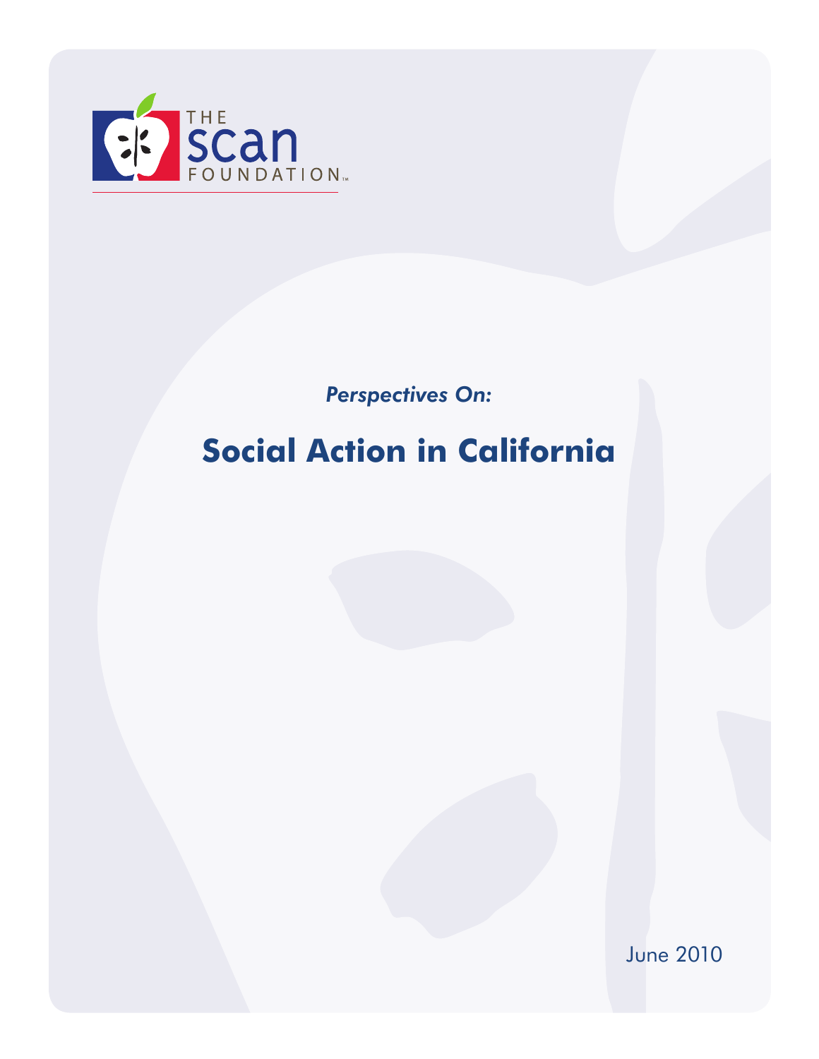THE SCAN FOUNDATION

*Perspectives On:*

# Social Action in California

June 2010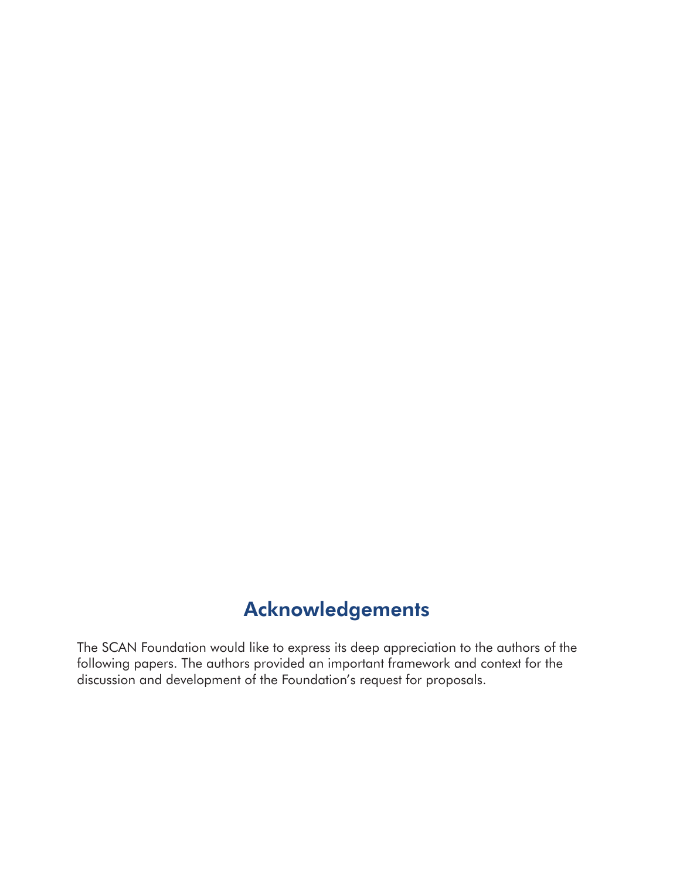## Acknowledgements

The SCAN Foundation would like to express its deep appreciation to the authors of the following papers. The authors provided an important framework and context for the discussion and development of the Foundation's request for proposals.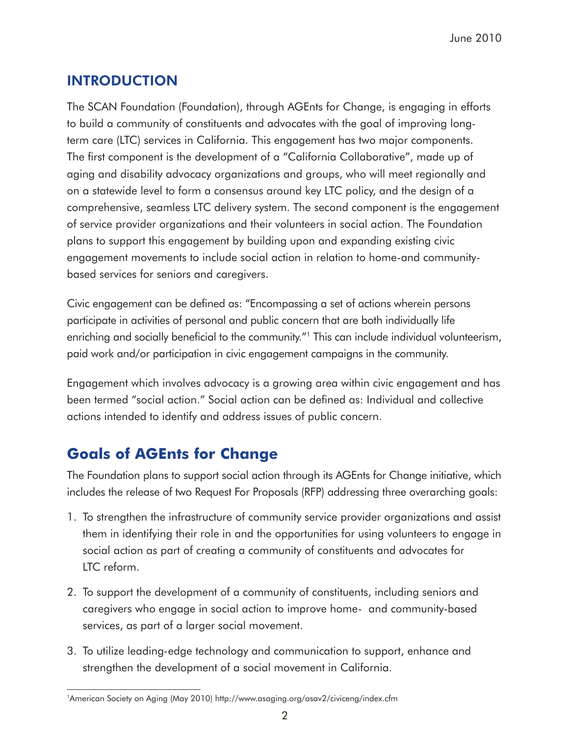## INTRODUCTION

The SCAN Foundation (Foundation), through AGEnts for Change, is engaging in efforts to build a community of constituents and advocates with the goal of improving long-term care (LTC) services in California. This engagement has two major components. The first component is the development of a "California Collaborative", made up of aging and disability advocacy organizations and groups, who will meet regionally and on a statewide level to form a consensus around key LTC policy, and the design of a comprehensive, seamless LTC delivery system. The second component is the engagement of service provider organizations and their volunteers in social action. The Foundation plans to support this engagement by building upon and expanding existing civic engagement movements to include social action in relation to home-and community-based services for seniors and caregivers.

Civic engagement can be defined as: "Encompassing a set of actions wherein persons participate in activities of personal and public concern that are both individually life enriching and socially beneficial to the community."[1] This can include individual volunteerism, paid work and/or participation in civic engagement campaigns in the community.

Engagement which involves advocacy is a growing area within civic engagement and has been termed "social action." Social action can be defined as: Individual and collective actions intended to identify and address issues of public concern.

## Goals of AGEnts for Change

The Foundation plans to support social action through its AGEnts for Change initiative, which includes the release of two Request For Proposals (RFP) addressing three overarching goals:

1. To strengthen the infrastructure of community service provider organizations and assist them in identifying their role in and the opportunities for using volunteers to engage in social action as part of creating a community of constituents and advocates for LTC reform.
2. To support the development of a community of constituents, including seniors and caregivers who engage in social action to improve home- and community-based services, as part of a larger social movement.
3. To utilize leading-edge technology and communication to support, enhance and strengthen the development of a social movement in California.

[1] American Society on Aging (May 2010) http://www.asaging.org/asav2/civiceng/index.cfm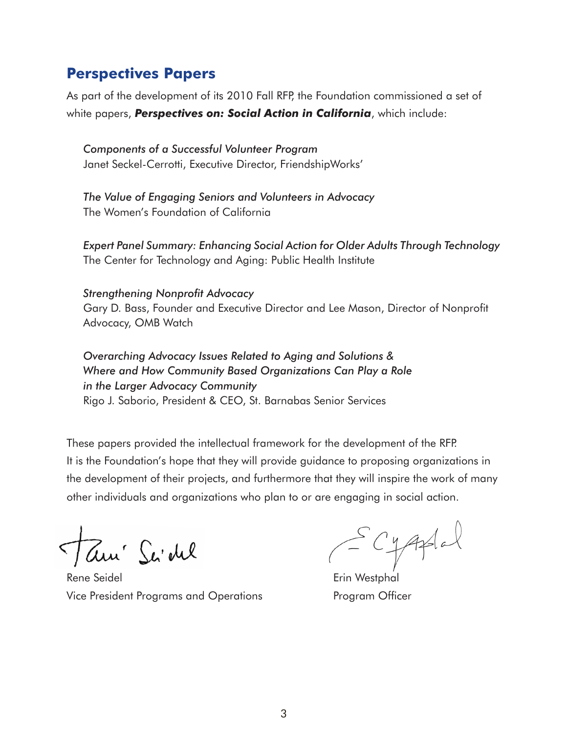## Perspectives Papers

As part of the development of its 2010 Fall RFP, the Foundation commissioned a set of white papers, ***Perspectives on: Social Action in California***, which include:

*Components of a Successful Volunteer Program*
Janet Seckel-Cerrotti, Executive Director, FriendshipWorks'

*The Value of Engaging Seniors and Volunteers in Advocacy*
The Women's Foundation of California

*Expert Panel Summary: Enhancing Social Action for Older Adults Through Technology*
The Center for Technology and Aging: Public Health Institute

*Strengthening Nonprofit Advocacy*
Gary D. Bass, Founder and Executive Director and Lee Mason, Director of Nonprofit Advocacy, OMB Watch

*Overarching Advocacy Issues Related to Aging and Solutions & Where and How Community Based Organizations Can Play a Role in the Larger Advocacy Community*
Rigo J. Saborio, President & CEO, St. Barnabas Senior Services

These papers provided the intellectual framework for the development of the RFP. It is the Foundation's hope that they will provide guidance to proposing organizations in the development of their projects, and furthermore that they will inspire the work of many other individuals and organizations who plan to or are engaging in social action.

Rene Seidel
Vice President Programs and Operations

Erin Westphal
Program Officer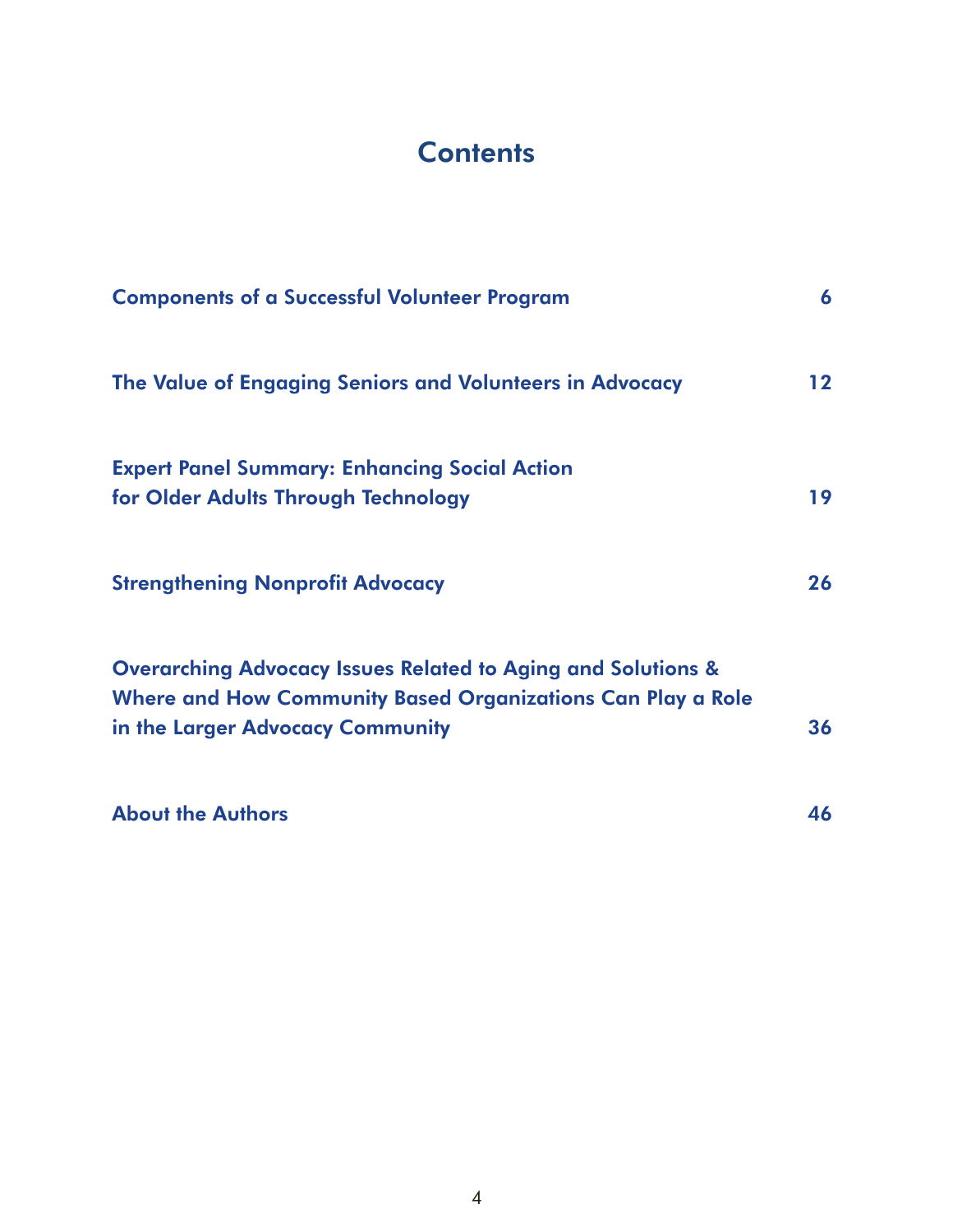# Contents

| | |
|---|---|
| Components of a Successful Volunteer Program | 6 |
| The Value of Engaging Seniors and Volunteers in Advocacy | 12 |
| Expert Panel Summary: Enhancing Social Action for Older Adults Through Technology | 19 |
| Strengthening Nonprofit Advocacy | 26 |
| Overarching Advocacy Issues Related to Aging and Solutions & Where and How Community Based Organizations Can Play a Role in the Larger Advocacy Community | 36 |
| About the Authors | 46 |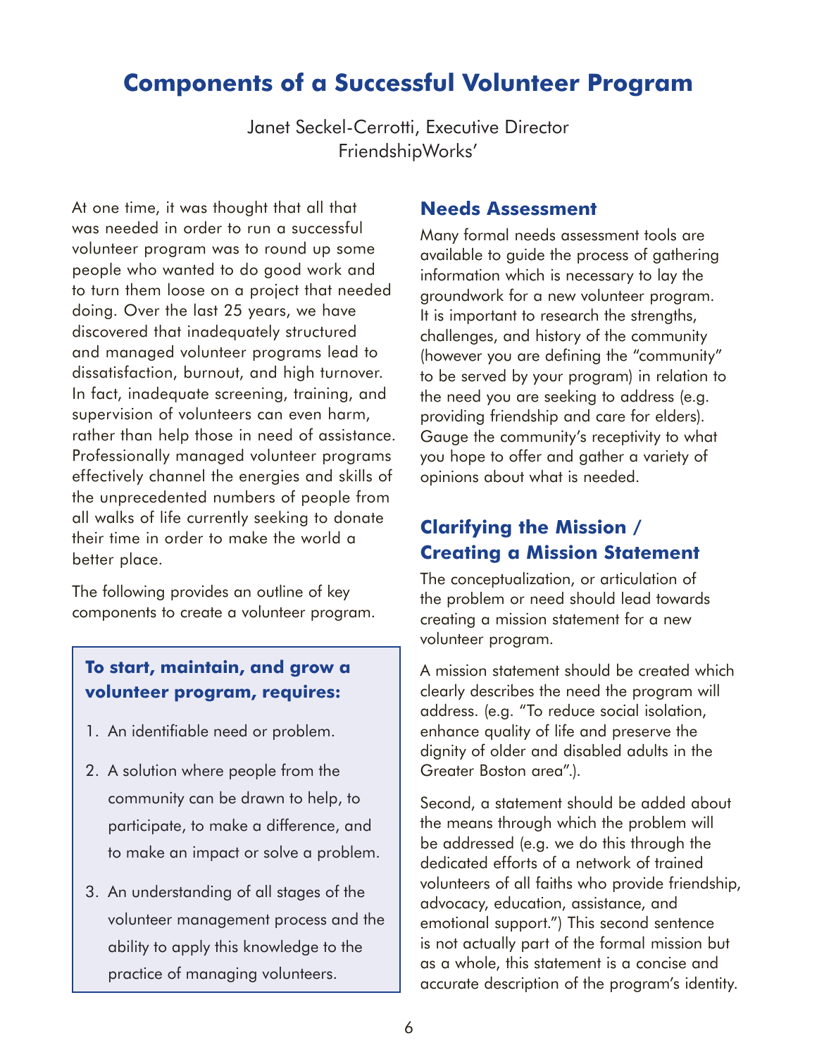# Components of a Successful Volunteer Program

Janet Seckel-Cerrotti, Executive Director
FriendshipWorks'

At one time, it was thought that all that was needed in order to run a successful volunteer program was to round up some people who wanted to do good work and to turn them loose on a project that needed doing. Over the last 25 years, we have discovered that inadequately structured and managed volunteer programs lead to dissatisfaction, burnout, and high turnover. In fact, inadequate screening, training, and supervision of volunteers can even harm, rather than help those in need of assistance. Professionally managed volunteer programs effectively channel the energies and skills of the unprecedented numbers of people from all walks of life currently seeking to donate their time in order to make the world a better place.

The following provides an outline of key components to create a volunteer program.

**To start, maintain, and grow a volunteer program, requires:**

1. An identifiable need or problem.
2. A solution where people from the community can be drawn to help, to participate, to make a difference, and to make an impact or solve a problem.
3. An understanding of all stages of the volunteer management process and the ability to apply this knowledge to the practice of managing volunteers.

## Needs Assessment

Many formal needs assessment tools are available to guide the process of gathering information which is necessary to lay the groundwork for a new volunteer program. It is important to research the strengths, challenges, and history of the community (however you are defining the "community" to be served by your program) in relation to the need you are seeking to address (e.g. providing friendship and care for elders). Gauge the community's receptivity to what you hope to offer and gather a variety of opinions about what is needed.

## Clarifying the Mission / Creating a Mission Statement

The conceptualization, or articulation of the problem or need should lead towards creating a mission statement for a new volunteer program.

A mission statement should be created which clearly describes the need the program will address. (e.g. "To reduce social isolation, enhance quality of life and preserve the dignity of older and disabled adults in the Greater Boston area".).

Second, a statement should be added about the means through which the problem will be addressed (e.g. we do this through the dedicated efforts of a network of trained volunteers of all faiths who provide friendship, advocacy, education, assistance, and emotional support.") This second sentence is not actually part of the formal mission but as a whole, this statement is a concise and accurate description of the program's identity.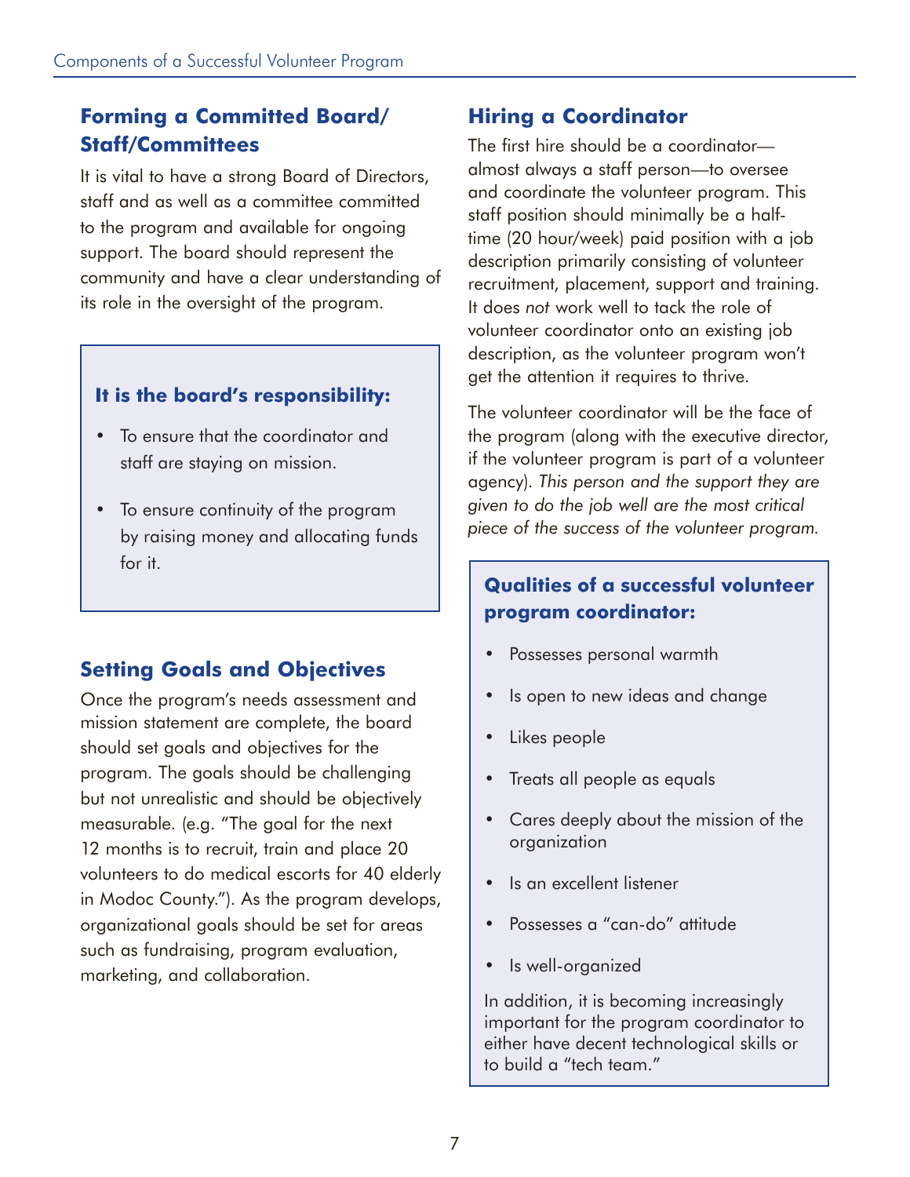## Forming a Committed Board/ Staff/Committees

It is vital to have a strong Board of Directors, staff and as well as a committee committed to the program and available for ongoing support. The board should represent the community and have a clear understanding of its role in the oversight of the program.

> **It is the board's responsibility:**
>
> - To ensure that the coordinator and staff are staying on mission.
> - To ensure continuity of the program by raising money and allocating funds for it.

## Setting Goals and Objectives

Once the program's needs assessment and mission statement are complete, the board should set goals and objectives for the program. The goals should be challenging but not unrealistic and should be objectively measurable. (e.g. "The goal for the next 12 months is to recruit, train and place 20 volunteers to do medical escorts for 40 elderly in Modoc County."). As the program develops, organizational goals should be set for areas such as fundraising, program evaluation, marketing, and collaboration.

## Hiring a Coordinator

The first hire should be a coordinator—almost always a staff person—to oversee and coordinate the volunteer program. This staff position should minimally be a half-time (20 hour/week) paid position with a job description primarily consisting of volunteer recruitment, placement, support and training. It does *not* work well to tack the role of volunteer coordinator onto an existing job description, as the volunteer program won't get the attention it requires to thrive.

The volunteer coordinator will be the face of the program (along with the executive director, if the volunteer program is part of a volunteer agency). *This person and the support they are given to do the job well are the most critical piece of the success of the volunteer program.*

> **Qualities of a successful volunteer program coordinator:**
>
> - Possesses personal warmth
> - Is open to new ideas and change
> - Likes people
> - Treats all people as equals
> - Cares deeply about the mission of the organization
> - Is an excellent listener
> - Possesses a "can-do" attitude
> - Is well-organized
>
> In addition, it is becoming increasingly important for the program coordinator to either have decent technological skills or to build a "tech team."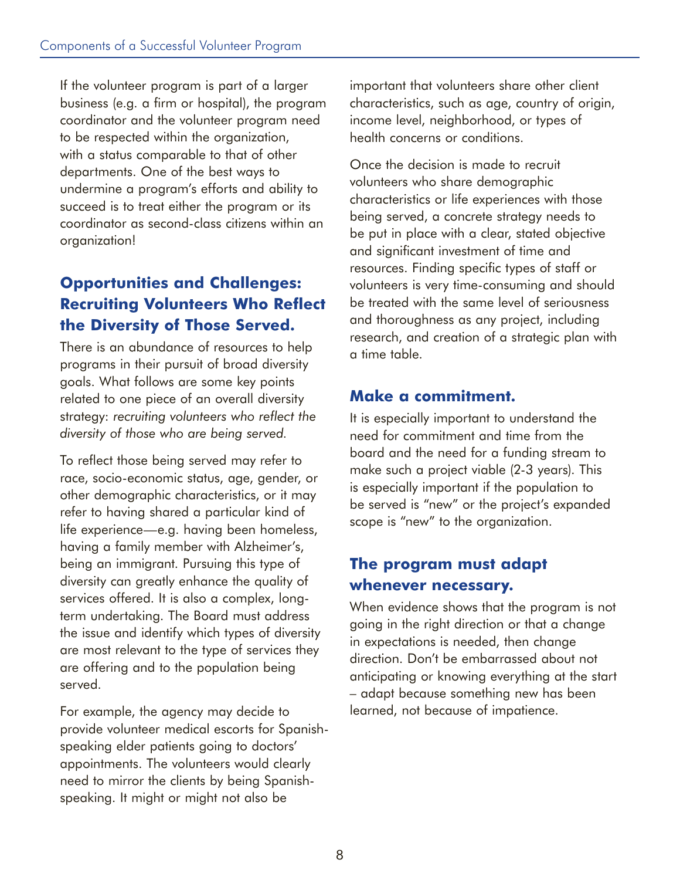If the volunteer program is part of a larger business (e.g. a firm or hospital), the program coordinator and the volunteer program need to be respected within the organization, with a status comparable to that of other departments. One of the best ways to undermine a program's efforts and ability to succeed is to treat either the program or its coordinator as second-class citizens within an organization!

## Opportunities and Challenges: Recruiting Volunteers Who Reflect the Diversity of Those Served.

There is an abundance of resources to help programs in their pursuit of broad diversity goals. What follows are some key points related to one piece of an overall diversity strategy: *recruiting volunteers who reflect the diversity of those who are being served.*

To reflect those being served may refer to race, socio-economic status, age, gender, or other demographic characteristics, or it may refer to having shared a particular kind of life experience—e.g. having been homeless, having a family member with Alzheimer's, being an immigrant. Pursuing this type of diversity can greatly enhance the quality of services offered. It is also a complex, long-term undertaking. The Board must address the issue and identify which types of diversity are most relevant to the type of services they are offering and to the population being served.

For example, the agency may decide to provide volunteer medical escorts for Spanish-speaking elder patients going to doctors' appointments. The volunteers would clearly need to mirror the clients by being Spanish-speaking. It might or might not also be important that volunteers share other client characteristics, such as age, country of origin, income level, neighborhood, or types of health concerns or conditions.

Once the decision is made to recruit volunteers who share demographic characteristics or life experiences with those being served, a concrete strategy needs to be put in place with a clear, stated objective and significant investment of time and resources. Finding specific types of staff or volunteers is very time-consuming and should be treated with the same level of seriousness and thoroughness as any project, including research, and creation of a strategic plan with a time table.

### Make a commitment.

It is especially important to understand the need for commitment and time from the board and the need for a funding stream to make such a project viable (2-3 years). This is especially important if the population to be served is "new" or the project's expanded scope is "new" to the organization.

### The program must adapt whenever necessary.

When evidence shows that the program is not going in the right direction or that a change in expectations is needed, then change direction. Don't be embarrassed about not anticipating or knowing everything at the start – adapt because something new has been learned, not because of impatience.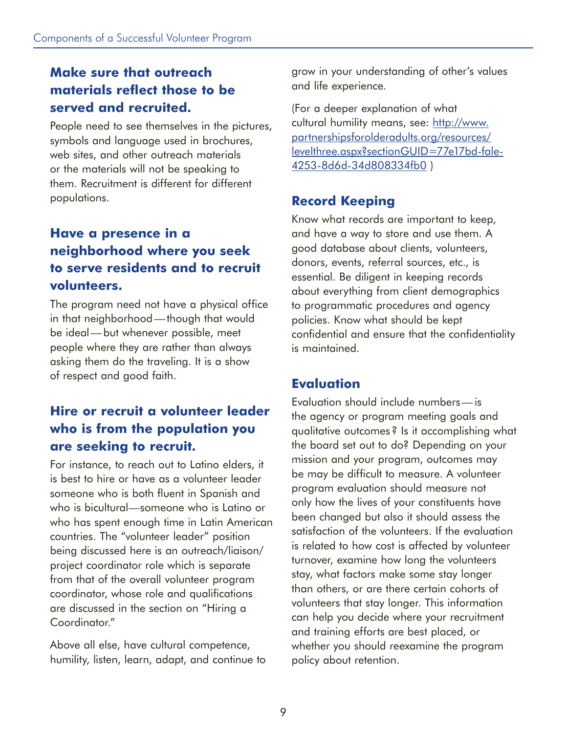### Make sure that outreach materials reflect those to be served and recruited.

People need to see themselves in the pictures, symbols and language used in brochures, web sites, and other outreach materials or the materials will not be speaking to them. Recruitment is different for different populations.

### Have a presence in a neighborhood where you seek to serve residents and to recruit volunteers.

The program need not have a physical office in that neighborhood — though that would be ideal — but whenever possible, meet people where they are rather than always asking them do the traveling. It is a show of respect and good faith.

### Hire or recruit a volunteer leader who is from the population you are seeking to recruit.

For instance, to reach out to Latino elders, it is best to hire or have as a volunteer leader someone who is both fluent in Spanish and who is bicultural—someone who is Latino or who has spent enough time in Latin American countries. The "volunteer leader" position being discussed here is an outreach/liaison/ project coordinator role which is separate from that of the overall volunteer program coordinator, whose role and qualifications are discussed in the section on "Hiring a Coordinator."

Above all else, have cultural competence, humility, listen, learn, adapt, and continue to grow in your understanding of other's values and life experience.

(For a deeper explanation of what cultural humility means, see: [http://www.partnershipsforolderadults.org/resources/levelthree.aspx?sectionGUID=77e17bd-fale-4253-8d6d-34d808334fb0](http://www.partnershipsforolderadults.org/resources/levelthree.aspx?sectionGUID=77e17bd-fale-4253-8d6d-34d808334fb0) )

## Record Keeping

Know what records are important to keep, and have a way to store and use them. A good database about clients, volunteers, donors, events, referral sources, etc., is essential. Be diligent in keeping records about everything from client demographics to programmatic procedures and agency policies. Know what should be kept confidential and ensure that the confidentiality is maintained.

## Evaluation

Evaluation should include numbers — is the agency or program meeting goals and qualitative outcomes ? Is it accomplishing what the board set out to do? Depending on your mission and your program, outcomes may be may be difficult to measure. A volunteer program evaluation should measure not only how the lives of your constituents have been changed but also it should assess the satisfaction of the volunteers. If the evaluation is related to how cost is affected by volunteer turnover, examine how long the volunteers stay, what factors make some stay longer than others, or are there certain cohorts of volunteers that stay longer. This information can help you decide where your recruitment and training efforts are best placed, or whether you should reexamine the program policy about retention.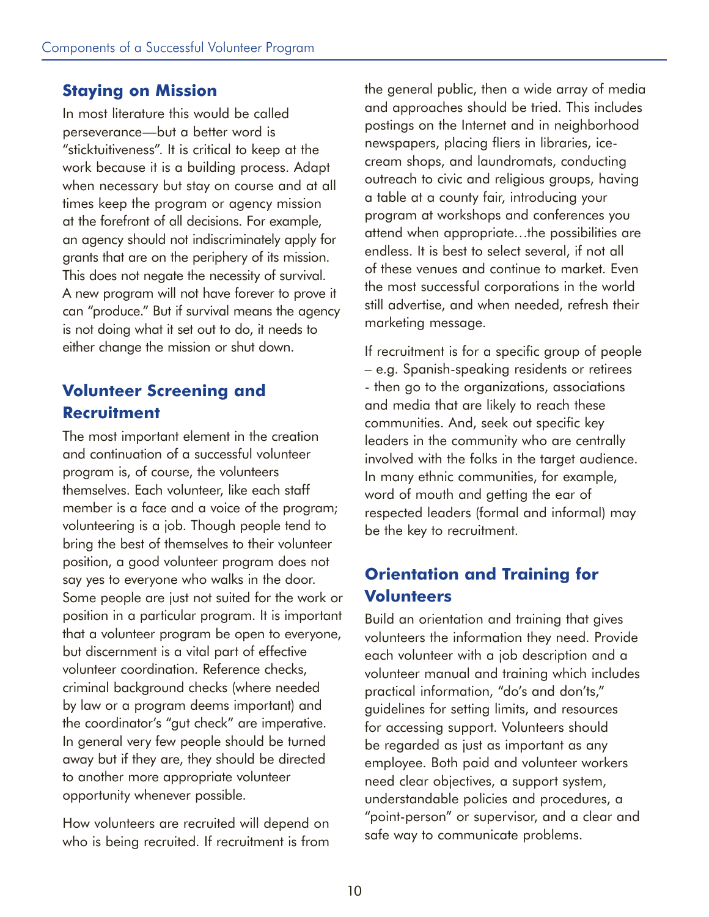## Staying on Mission

In most literature this would be called perseverance—but a better word is "sticktuitiveness". It is critical to keep at the work because it is a building process. Adapt when necessary but stay on course and at all times keep the program or agency mission at the forefront of all decisions. For example, an agency should not indiscriminately apply for grants that are on the periphery of its mission. This does not negate the necessity of survival. A new program will not have forever to prove it can "produce." But if survival means the agency is not doing what it set out to do, it needs to either change the mission or shut down.

## Volunteer Screening and Recruitment

The most important element in the creation and continuation of a successful volunteer program is, of course, the volunteers themselves. Each volunteer, like each staff member is a face and a voice of the program; volunteering is a job. Though people tend to bring the best of themselves to their volunteer position, a good volunteer program does not say yes to everyone who walks in the door. Some people are just not suited for the work or position in a particular program. It is important that a volunteer program be open to everyone, but discernment is a vital part of effective volunteer coordination. Reference checks, criminal background checks (where needed by law or a program deems important) and the coordinator's "gut check" are imperative. In general very few people should be turned away but if they are, they should be directed to another more appropriate volunteer opportunity whenever possible.

How volunteers are recruited will depend on who is being recruited. If recruitment is from the general public, then a wide array of media and approaches should be tried. This includes postings on the Internet and in neighborhood newspapers, placing fliers in libraries, ice-cream shops, and laundromats, conducting outreach to civic and religious groups, having a table at a county fair, introducing your program at workshops and conferences you attend when appropriate…the possibilities are endless. It is best to select several, if not all of these venues and continue to market. Even the most successful corporations in the world still advertise, and when needed, refresh their marketing message.

If recruitment is for a specific group of people – e.g. Spanish-speaking residents or retirees - then go to the organizations, associations and media that are likely to reach these communities. And, seek out specific key leaders in the community who are centrally involved with the folks in the target audience. In many ethnic communities, for example, word of mouth and getting the ear of respected leaders (formal and informal) may be the key to recruitment.

## Orientation and Training for Volunteers

Build an orientation and training that gives volunteers the information they need. Provide each volunteer with a job description and a volunteer manual and training which includes practical information, "do's and don'ts," guidelines for setting limits, and resources for accessing support. Volunteers should be regarded as just as important as any employee. Both paid and volunteer workers need clear objectives, a support system, understandable policies and procedures, a "point-person" or supervisor, and a clear and safe way to communicate problems.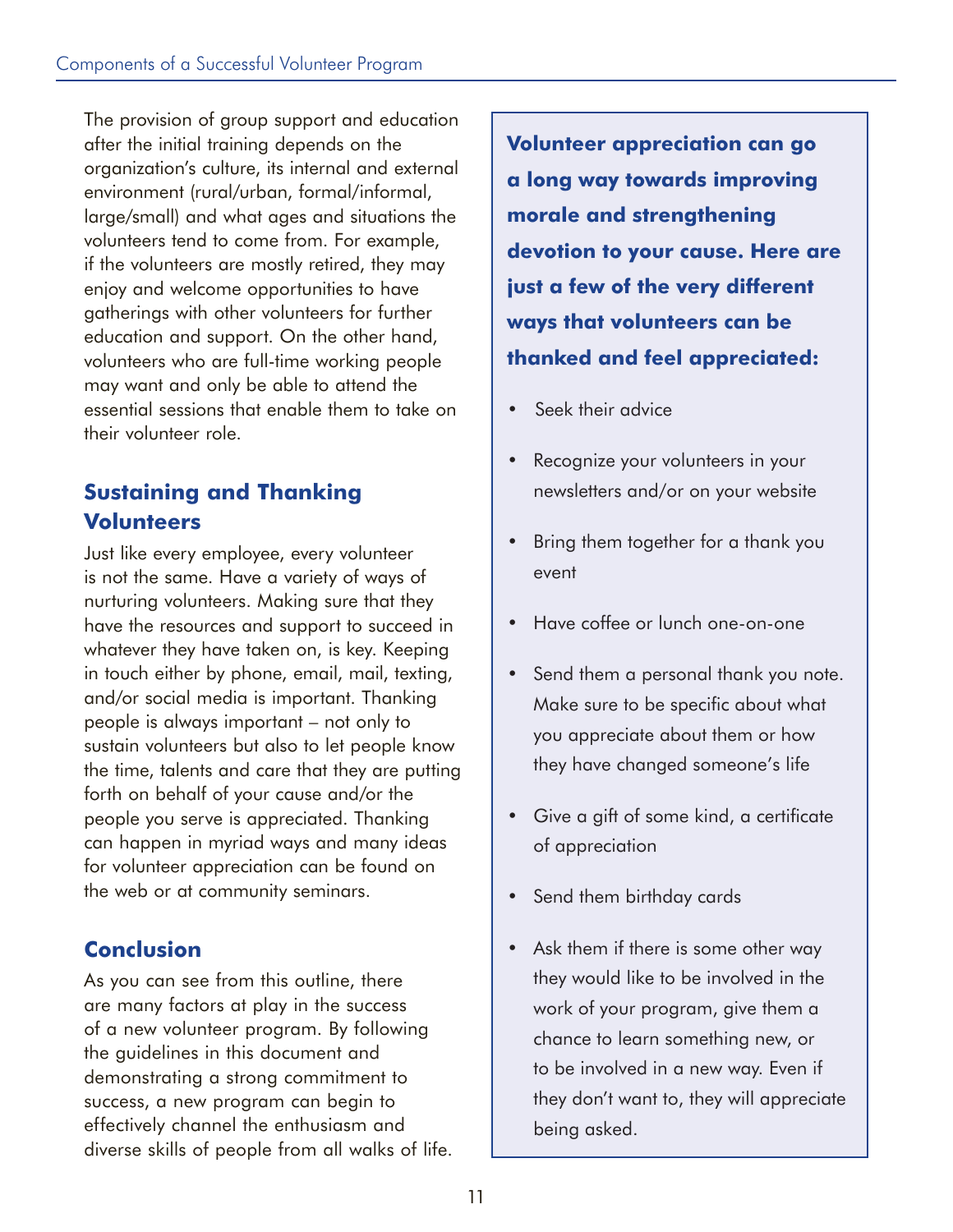The provision of group support and education after the initial training depends on the organization's culture, its internal and external environment (rural/urban, formal/informal, large/small) and what ages and situations the volunteers tend to come from. For example, if the volunteers are mostly retired, they may enjoy and welcome opportunities to have gatherings with other volunteers for further education and support. On the other hand, volunteers who are full-time working people may want and only be able to attend the essential sessions that enable them to take on their volunteer role.

## Sustaining and Thanking Volunteers

Just like every employee, every volunteer is not the same. Have a variety of ways of nurturing volunteers. Making sure that they have the resources and support to succeed in whatever they have taken on, is key. Keeping in touch either by phone, email, mail, texting, and/or social media is important. Thanking people is always important – not only to sustain volunteers but also to let people know the time, talents and care that they are putting forth on behalf of your cause and/or the people you serve is appreciated. Thanking can happen in myriad ways and many ideas for volunteer appreciation can be found on the web or at community seminars.

## Conclusion

As you can see from this outline, there are many factors at play in the success of a new volunteer program. By following the guidelines in this document and demonstrating a strong commitment to success, a new program can begin to effectively channel the enthusiasm and diverse skills of people from all walks of life.

**Volunteer appreciation can go a long way towards improving morale and strengthening devotion to your cause. Here are just a few of the very different ways that volunteers can be thanked and feel appreciated:**

- Seek their advice
- Recognize your volunteers in your newsletters and/or on your website
- Bring them together for a thank you event
- Have coffee or lunch one-on-one
- Send them a personal thank you note. Make sure to be specific about what you appreciate about them or how they have changed someone's life
- Give a gift of some kind, a certificate of appreciation
- Send them birthday cards
- Ask them if there is some other way they would like to be involved in the work of your program, give them a chance to learn something new, or to be involved in a new way. Even if they don't want to, they will appreciate being asked.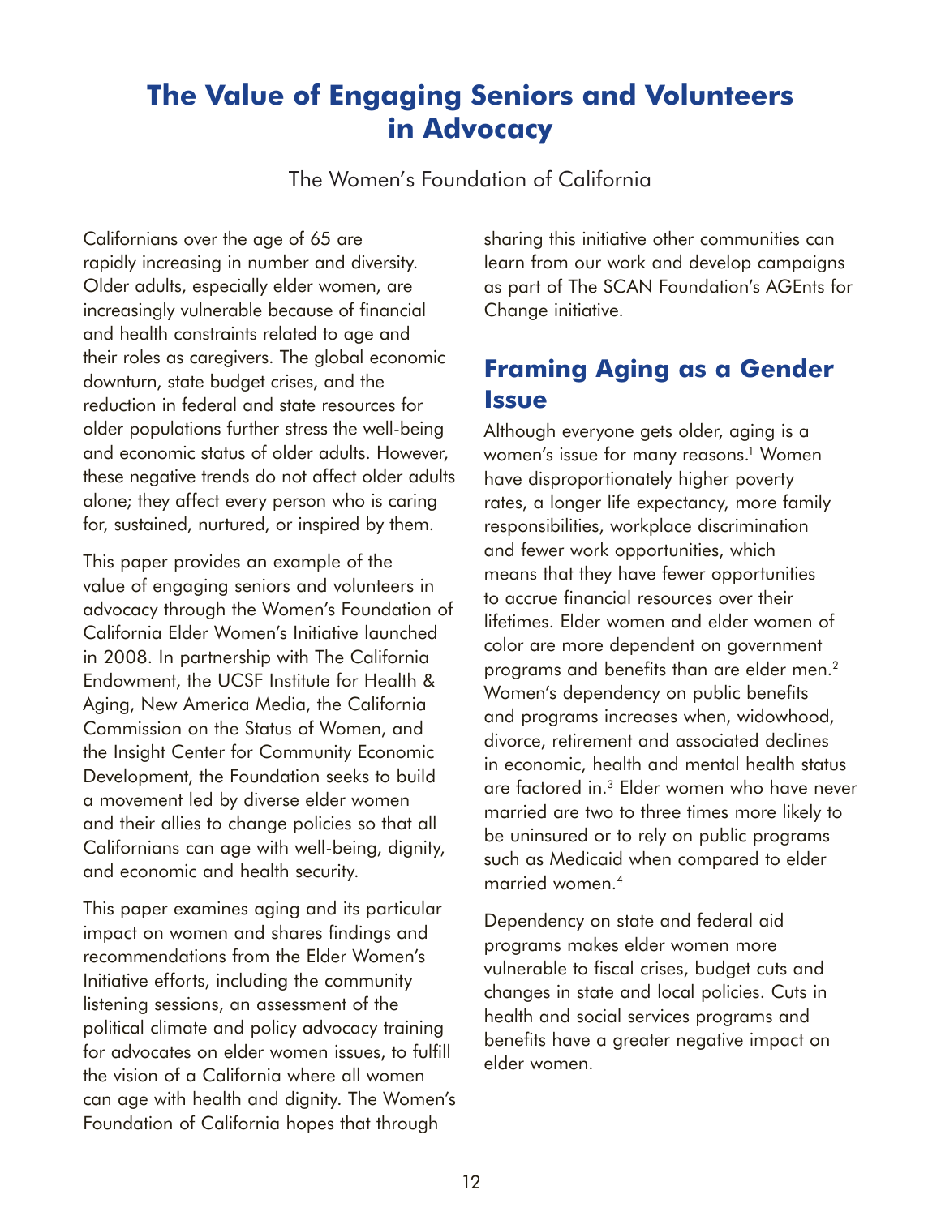# The Value of Engaging Seniors and Volunteers in Advocacy

The Women's Foundation of California

Californians over the age of 65 are rapidly increasing in number and diversity. Older adults, especially elder women, are increasingly vulnerable because of financial and health constraints related to age and their roles as caregivers. The global economic downturn, state budget crises, and the reduction in federal and state resources for older populations further stress the well-being and economic status of older adults. However, these negative trends do not affect older adults alone; they affect every person who is caring for, sustained, nurtured, or inspired by them.

This paper provides an example of the value of engaging seniors and volunteers in advocacy through the Women's Foundation of California Elder Women's Initiative launched in 2008. In partnership with The California Endowment, the UCSF Institute for Health & Aging, New America Media, the California Commission on the Status of Women, and the Insight Center for Community Economic Development, the Foundation seeks to build a movement led by diverse elder women and their allies to change policies so that all Californians can age with well-being, dignity, and economic and health security.

This paper examines aging and its particular impact on women and shares findings and recommendations from the Elder Women's Initiative efforts, including the community listening sessions, an assessment of the political climate and policy advocacy training for advocates on elder women issues, to fulfill the vision of a California where all women can age with health and dignity. The Women's Foundation of California hopes that through sharing this initiative other communities can learn from our work and develop campaigns as part of The SCAN Foundation's AGEnts for Change initiative.

## Framing Aging as a Gender Issue

Although everyone gets older, aging is a women's issue for many reasons.[1] Women have disproportionately higher poverty rates, a longer life expectancy, more family responsibilities, workplace discrimination and fewer work opportunities, which means that they have fewer opportunities to accrue financial resources over their lifetimes. Elder women and elder women of color are more dependent on government programs and benefits than are elder men.[2] Women's dependency on public benefits and programs increases when, widowhood, divorce, retirement and associated declines in economic, health and mental health status are factored in.[3] Elder women who have never married are two to three times more likely to be uninsured or to rely on public programs such as Medicaid when compared to elder married women.[4]

Dependency on state and federal aid programs makes elder women more vulnerable to fiscal crises, budget cuts and changes in state and local policies. Cuts in health and social services programs and benefits have a greater negative impact on elder women.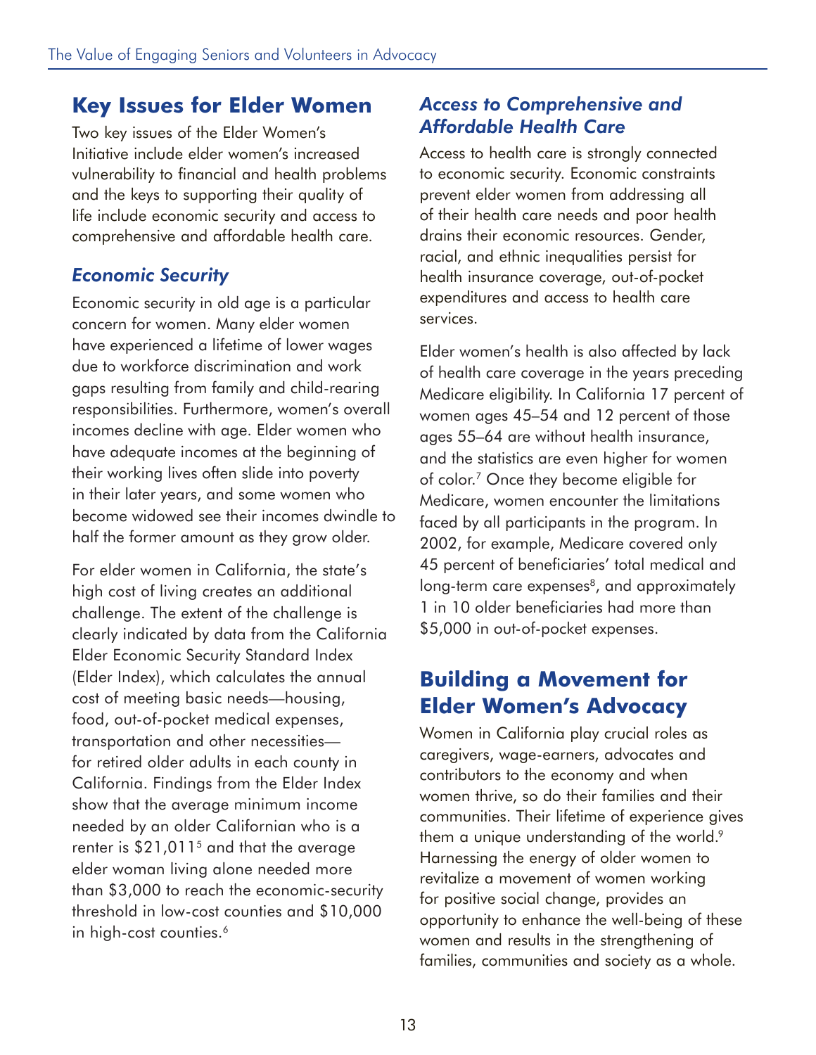## Key Issues for Elder Women

Two key issues of the Elder Women's Initiative include elder women's increased vulnerability to financial and health problems and the keys to supporting their quality of life include economic security and access to comprehensive and affordable health care.

### *Economic Security*

Economic security in old age is a particular concern for women. Many elder women have experienced a lifetime of lower wages due to workforce discrimination and work gaps resulting from family and child-rearing responsibilities. Furthermore, women's overall incomes decline with age. Elder women who have adequate incomes at the beginning of their working lives often slide into poverty in their later years, and some women who become widowed see their incomes dwindle to half the former amount as they grow older.

For elder women in California, the state's high cost of living creates an additional challenge. The extent of the challenge is clearly indicated by data from the California Elder Economic Security Standard Index (Elder Index), which calculates the annual cost of meeting basic needs—housing, food, out-of-pocket medical expenses, transportation and other necessities—for retired older adults in each county in California. Findings from the Elder Index show that the average minimum income needed by an older Californian who is a renter is $21,011[5] and that the average elder woman living alone needed more than $3,000 to reach the economic-security threshold in low-cost counties and $10,000 in high-cost counties.[6]

### *Access to Comprehensive and Affordable Health Care*

Access to health care is strongly connected to economic security. Economic constraints prevent elder women from addressing all of their health care needs and poor health drains their economic resources. Gender, racial, and ethnic inequalities persist for health insurance coverage, out-of-pocket expenditures and access to health care services.

Elder women's health is also affected by lack of health care coverage in the years preceding Medicare eligibility. In California 17 percent of women ages 45–54 and 12 percent of those ages 55–64 are without health insurance, and the statistics are even higher for women of color.[7] Once they become eligible for Medicare, women encounter the limitations faced by all participants in the program. In 2002, for example, Medicare covered only 45 percent of beneficiaries' total medical and long-term care expenses[8], and approximately 1 in 10 older beneficiaries had more than $5,000 in out-of-pocket expenses.

## Building a Movement for Elder Women's Advocacy

Women in California play crucial roles as caregivers, wage-earners, advocates and contributors to the economy and when women thrive, so do their families and their communities. Their lifetime of experience gives them a unique understanding of the world.[9] Harnessing the energy of older women to revitalize a movement of women working for positive social change, provides an opportunity to enhance the well-being of these women and results in the strengthening of families, communities and society as a whole.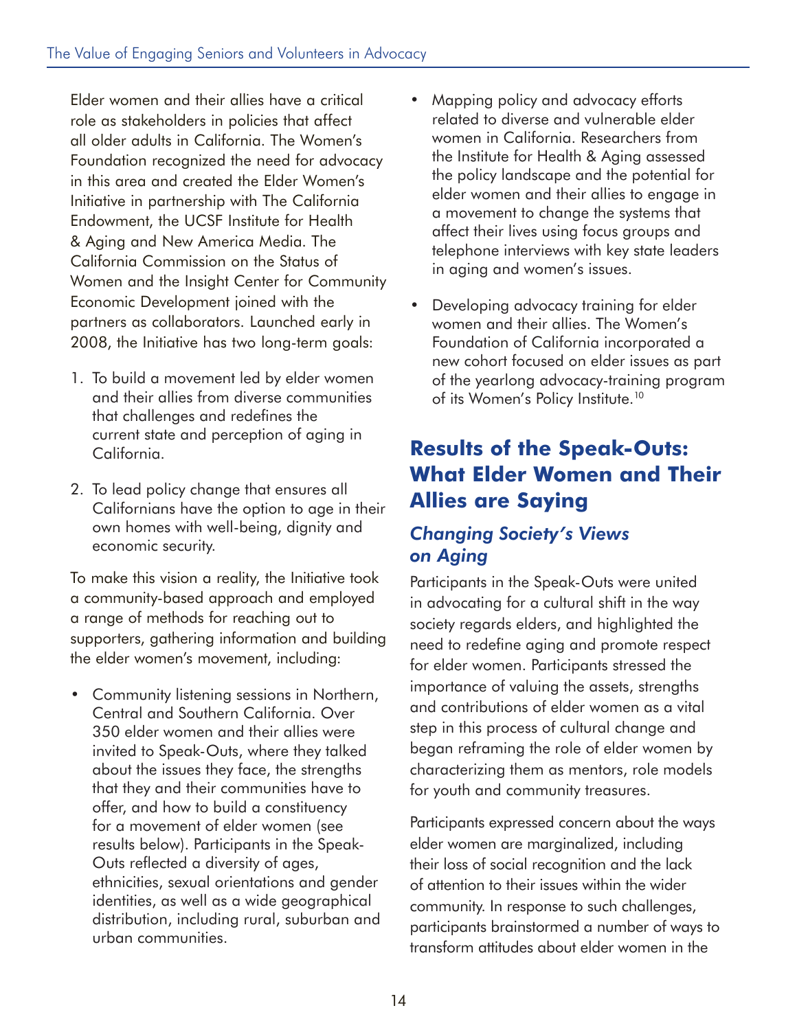Elder women and their allies have a critical role as stakeholders in policies that affect all older adults in California. The Women's Foundation recognized the need for advocacy in this area and created the Elder Women's Initiative in partnership with The California Endowment, the UCSF Institute for Health & Aging and New America Media. The California Commission on the Status of Women and the Insight Center for Community Economic Development joined with the partners as collaborators. Launched early in 2008, the Initiative has two long-term goals:

1. To build a movement led by elder women and their allies from diverse communities that challenges and redefines the current state and perception of aging in California.
2. To lead policy change that ensures all Californians have the option to age in their own homes with well-being, dignity and economic security.

To make this vision a reality, the Initiative took a community-based approach and employed a range of methods for reaching out to supporters, gathering information and building the elder women's movement, including:

- Community listening sessions in Northern, Central and Southern California. Over 350 elder women and their allies were invited to Speak-Outs, where they talked about the issues they face, the strengths that they and their communities have to offer, and how to build a constituency for a movement of elder women (see results below). Participants in the Speak-Outs reflected a diversity of ages, ethnicities, sexual orientations and gender identities, as well as a wide geographical distribution, including rural, suburban and urban communities.
- Mapping policy and advocacy efforts related to diverse and vulnerable elder women in California. Researchers from the Institute for Health & Aging assessed the policy landscape and the potential for elder women and their allies to engage in a movement to change the systems that affect their lives using focus groups and telephone interviews with key state leaders in aging and women's issues.
- Developing advocacy training for elder women and their allies. The Women's Foundation of California incorporated a new cohort focused on elder issues as part of the yearlong advocacy-training program of its Women's Policy Institute.[10]

## Results of the Speak-Outs: What Elder Women and Their Allies are Saying

### *Changing Society's Views on Aging*

Participants in the Speak-Outs were united in advocating for a cultural shift in the way society regards elders, and highlighted the need to redefine aging and promote respect for elder women. Participants stressed the importance of valuing the assets, strengths and contributions of elder women as a vital step in this process of cultural change and began reframing the role of elder women by characterizing them as mentors, role models for youth and community treasures.

Participants expressed concern about the ways elder women are marginalized, including their loss of social recognition and the lack of attention to their issues within the wider community. In response to such challenges, participants brainstormed a number of ways to transform attitudes about elder women in the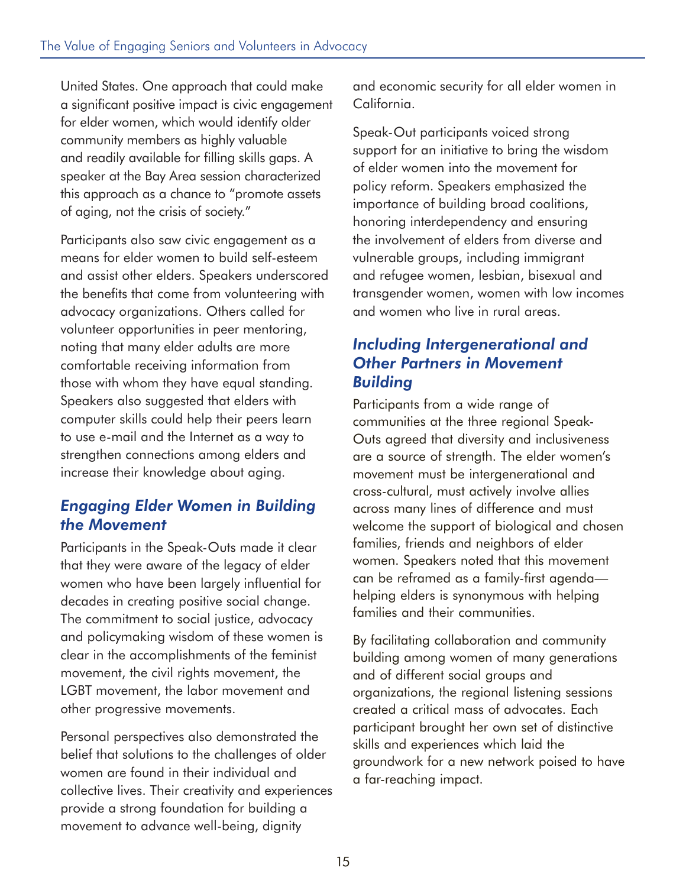United States. One approach that could make a significant positive impact is civic engagement for elder women, which would identify older community members as highly valuable and readily available for filling skills gaps. A speaker at the Bay Area session characterized this approach as a chance to "promote assets of aging, not the crisis of society."

Participants also saw civic engagement as a means for elder women to build self-esteem and assist other elders. Speakers underscored the benefits that come from volunteering with advocacy organizations. Others called for volunteer opportunities in peer mentoring, noting that many elder adults are more comfortable receiving information from those with whom they have equal standing. Speakers also suggested that elders with computer skills could help their peers learn to use e-mail and the Internet as a way to strengthen connections among elders and increase their knowledge about aging.

### *Engaging Elder Women in Building the Movement*

Participants in the Speak-Outs made it clear that they were aware of the legacy of elder women who have been largely influential for decades in creating positive social change. The commitment to social justice, advocacy and policymaking wisdom of these women is clear in the accomplishments of the feminist movement, the civil rights movement, the LGBT movement, the labor movement and other progressive movements.

Personal perspectives also demonstrated the belief that solutions to the challenges of older women are found in their individual and collective lives. Their creativity and experiences provide a strong foundation for building a movement to advance well-being, dignity and economic security for all elder women in California.

Speak-Out participants voiced strong support for an initiative to bring the wisdom of elder women into the movement for policy reform. Speakers emphasized the importance of building broad coalitions, honoring interdependency and ensuring the involvement of elders from diverse and vulnerable groups, including immigrant and refugee women, lesbian, bisexual and transgender women, women with low incomes and women who live in rural areas.

### *Including Intergenerational and Other Partners in Movement Building*

Participants from a wide range of communities at the three regional Speak-Outs agreed that diversity and inclusiveness are a source of strength. The elder women's movement must be intergenerational and cross-cultural, must actively involve allies across many lines of difference and must welcome the support of biological and chosen families, friends and neighbors of elder women. Speakers noted that this movement can be reframed as a family-first agenda—helping elders is synonymous with helping families and their communities.

By facilitating collaboration and community building among women of many generations and of different social groups and organizations, the regional listening sessions created a critical mass of advocates. Each participant brought her own set of distinctive skills and experiences which laid the groundwork for a new network poised to have a far-reaching impact.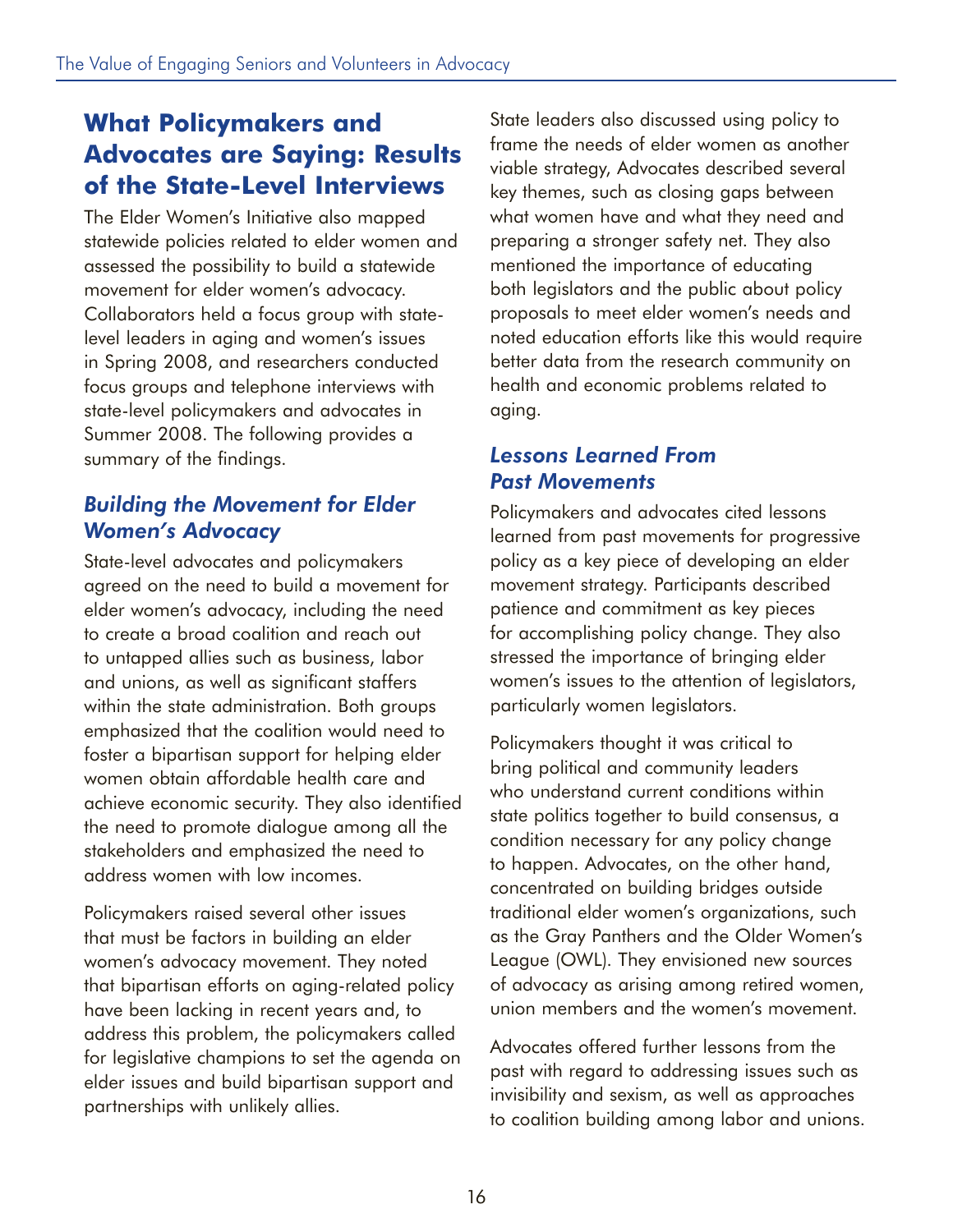## What Policymakers and Advocates are Saying: Results of the State-Level Interviews

The Elder Women's Initiative also mapped statewide policies related to elder women and assessed the possibility to build a statewide movement for elder women's advocacy. Collaborators held a focus group with state-level leaders in aging and women's issues in Spring 2008, and researchers conducted focus groups and telephone interviews with state-level policymakers and advocates in Summer 2008. The following provides a summary of the findings.

### *Building the Movement for Elder Women's Advocacy*

State-level advocates and policymakers agreed on the need to build a movement for elder women's advocacy, including the need to create a broad coalition and reach out to untapped allies such as business, labor and unions, as well as significant staffers within the state administration. Both groups emphasized that the coalition would need to foster a bipartisan support for helping elder women obtain affordable health care and achieve economic security. They also identified the need to promote dialogue among all the stakeholders and emphasized the need to address women with low incomes.

Policymakers raised several other issues that must be factors in building an elder women's advocacy movement. They noted that bipartisan efforts on aging-related policy have been lacking in recent years and, to address this problem, the policymakers called for legislative champions to set the agenda on elder issues and build bipartisan support and partnerships with unlikely allies.

State leaders also discussed using policy to frame the needs of elder women as another viable strategy, Advocates described several key themes, such as closing gaps between what women have and what they need and preparing a stronger safety net. They also mentioned the importance of educating both legislators and the public about policy proposals to meet elder women's needs and noted education efforts like this would require better data from the research community on health and economic problems related to aging.

### *Lessons Learned From Past Movements*

Policymakers and advocates cited lessons learned from past movements for progressive policy as a key piece of developing an elder movement strategy. Participants described patience and commitment as key pieces for accomplishing policy change. They also stressed the importance of bringing elder women's issues to the attention of legislators, particularly women legislators.

Policymakers thought it was critical to bring political and community leaders who understand current conditions within state politics together to build consensus, a condition necessary for any policy change to happen. Advocates, on the other hand, concentrated on building bridges outside traditional elder women's organizations, such as the Gray Panthers and the Older Women's League (OWL). They envisioned new sources of advocacy as arising among retired women, union members and the women's movement.

Advocates offered further lessons from the past with regard to addressing issues such as invisibility and sexism, as well as approaches to coalition building among labor and unions.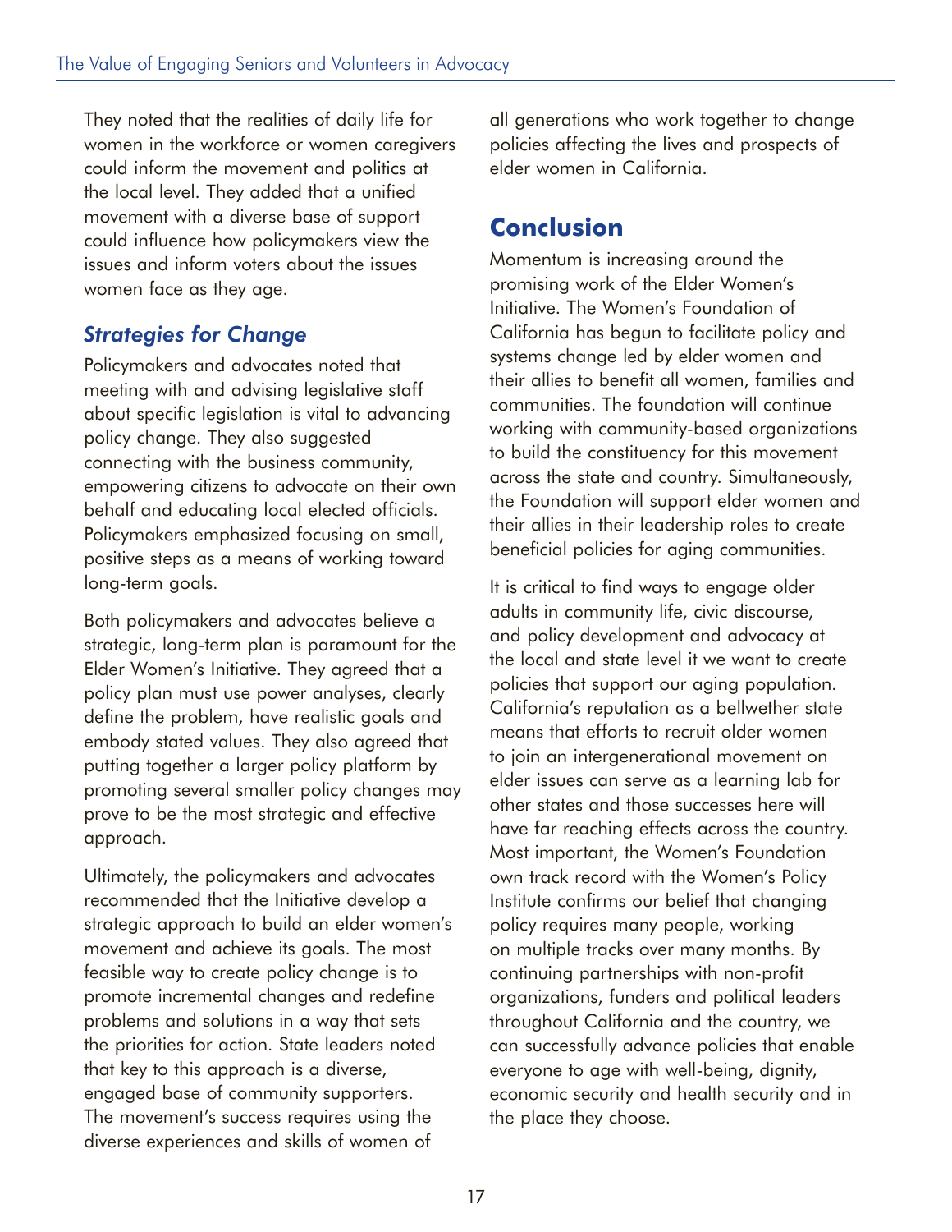They noted that the realities of daily life for women in the workforce or women caregivers could inform the movement and politics at the local level. They added that a unified movement with a diverse base of support could influence how policymakers view the issues and inform voters about the issues women face as they age.

### *Strategies for Change*

Policymakers and advocates noted that meeting with and advising legislative staff about specific legislation is vital to advancing policy change. They also suggested connecting with the business community, empowering citizens to advocate on their own behalf and educating local elected officials. Policymakers emphasized focusing on small, positive steps as a means of working toward long-term goals.

Both policymakers and advocates believe a strategic, long-term plan is paramount for the Elder Women's Initiative. They agreed that a policy plan must use power analyses, clearly define the problem, have realistic goals and embody stated values. They also agreed that putting together a larger policy platform by promoting several smaller policy changes may prove to be the most strategic and effective approach.

Ultimately, the policymakers and advocates recommended that the Initiative develop a strategic approach to build an elder women's movement and achieve its goals. The most feasible way to create policy change is to promote incremental changes and redefine problems and solutions in a way that sets the priorities for action. State leaders noted that key to this approach is a diverse, engaged base of community supporters. The movement's success requires using the diverse experiences and skills of women of all generations who work together to change policies affecting the lives and prospects of elder women in California.

## Conclusion

Momentum is increasing around the promising work of the Elder Women's Initiative. The Women's Foundation of California has begun to facilitate policy and systems change led by elder women and their allies to benefit all women, families and communities. The foundation will continue working with community-based organizations to build the constituency for this movement across the state and country. Simultaneously, the Foundation will support elder women and their allies in their leadership roles to create beneficial policies for aging communities.

It is critical to find ways to engage older adults in community life, civic discourse, and policy development and advocacy at the local and state level it we want to create policies that support our aging population. California's reputation as a bellwether state means that efforts to recruit older women to join an intergenerational movement on elder issues can serve as a learning lab for other states and those successes here will have far reaching effects across the country. Most important, the Women's Foundation own track record with the Women's Policy Institute confirms our belief that changing policy requires many people, working on multiple tracks over many months. By continuing partnerships with non-profit organizations, funders and political leaders throughout California and the country, we can successfully advance policies that enable everyone to age with well-being, dignity, economic security and health security and in the place they choose.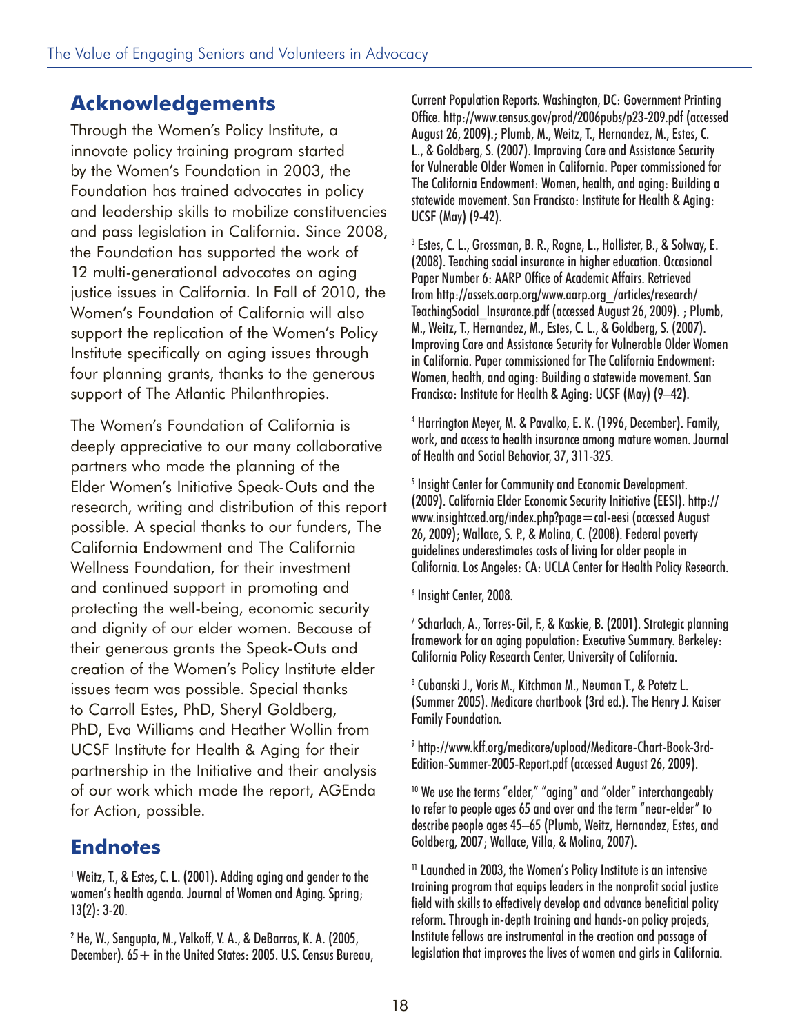## Acknowledgements

Through the Women's Policy Institute, a innovate policy training program started by the Women's Foundation in 2003, the Foundation has trained advocates in policy and leadership skills to mobilize constituencies and pass legislation in California. Since 2008, the Foundation has supported the work of 12 multi-generational advocates on aging justice issues in California. In Fall of 2010, the Women's Foundation of California will also support the replication of the Women's Policy Institute specifically on aging issues through four planning grants, thanks to the generous support of The Atlantic Philanthropies.

The Women's Foundation of California is deeply appreciative to our many collaborative partners who made the planning of the Elder Women's Initiative Speak-Outs and the research, writing and distribution of this report possible. A special thanks to our funders, The California Endowment and The California Wellness Foundation, for their investment and continued support in promoting and protecting the well-being, economic security and dignity of our elder women. Because of their generous grants the Speak-Outs and creation of the Women's Policy Institute elder issues team was possible. Special thanks to Carroll Estes, PhD, Sheryl Goldberg, PhD, Eva Williams and Heather Wollin from UCSF Institute for Health & Aging for their partnership in the Initiative and their analysis of our work which made the report, AGEnda for Action, possible.

## Endnotes

[1] Weitz, T., & Estes, C. L. (2001). Adding aging and gender to the women's health agenda. Journal of Women and Aging. Spring; 13(2): 3-20.

[2] He, W., Sengupta, M., Velkoff, V. A., & DeBarros, K. A. (2005, December). 65+ in the United States: 2005. U.S. Census Bureau, Current Population Reports. Washington, DC: Government Printing Office. http://www.census.gov/prod/2006pubs/p23-209.pdf (accessed August 26, 2009).; Plumb, M., Weitz, T., Hernandez, M., Estes, C. L., & Goldberg, S. (2007). Improving Care and Assistance Security for Vulnerable Older Women in California. Paper commissioned for The California Endowment: Women, health, and aging: Building a statewide movement. San Francisco: Institute for Health & Aging: UCSF (May) (9-42).

[3] Estes, C. L., Grossman, B. R., Rogne, L., Hollister, B., & Solway, E. (2008). Teaching social insurance in higher education. Occasional Paper Number 6: AARP Office of Academic Affairs. Retrieved from http://assets.aarp.org/www.aarp.org_/articles/research/TeachingSocial_Insurance.pdf (accessed August 26, 2009). ; Plumb, M., Weitz, T., Hernandez, M., Estes, C. L., & Goldberg, S. (2007). Improving Care and Assistance Security for Vulnerable Older Women in California. Paper commissioned for The California Endowment: Women, health, and aging: Building a statewide movement. San Francisco: Institute for Health & Aging: UCSF (May) (9–42).

[4] Harrington Meyer, M. & Pavalko, E. K. (1996, December). Family, work, and access to health insurance among mature women. Journal of Health and Social Behavior, 37, 311-325.

[5] Insight Center for Community and Economic Development. (2009). California Elder Economic Security Initiative (EESI). http://www.insightcced.org/index.php?page=cal-eesi (accessed August 26, 2009); Wallace, S. P., & Molina, C. (2008). Federal poverty guidelines underestimates costs of living for older people in California. Los Angeles: CA: UCLA Center for Health Policy Research.

[6] Insight Center, 2008.

[7] Scharlach, A., Torres-Gil, F., & Kaskie, B. (2001). Strategic planning framework for an aging population: Executive Summary. Berkeley: California Policy Research Center, University of California.

[8] Cubanski J., Voris M., Kitchman M., Neuman T., & Potetz L. (Summer 2005). Medicare chartbook (3rd ed.). The Henry J. Kaiser Family Foundation.

[9] http://www.kff.org/medicare/upload/Medicare-Chart-Book-3rd-Edition-Summer-2005-Report.pdf (accessed August 26, 2009).

[10] We use the terms "elder," "aging" and "older" interchangeably to refer to people ages 65 and over and the term "near-elder" to describe people ages 45–65 (Plumb, Weitz, Hernandez, Estes, and Goldberg, 2007; Wallace, Villa, & Molina, 2007).

[11] Launched in 2003, the Women's Policy Institute is an intensive training program that equips leaders in the nonprofit social justice field with skills to effectively develop and advance beneficial policy reform. Through in-depth training and hands-on policy projects, Institute fellows are instrumental in the creation and passage of legislation that improves the lives of women and girls in California.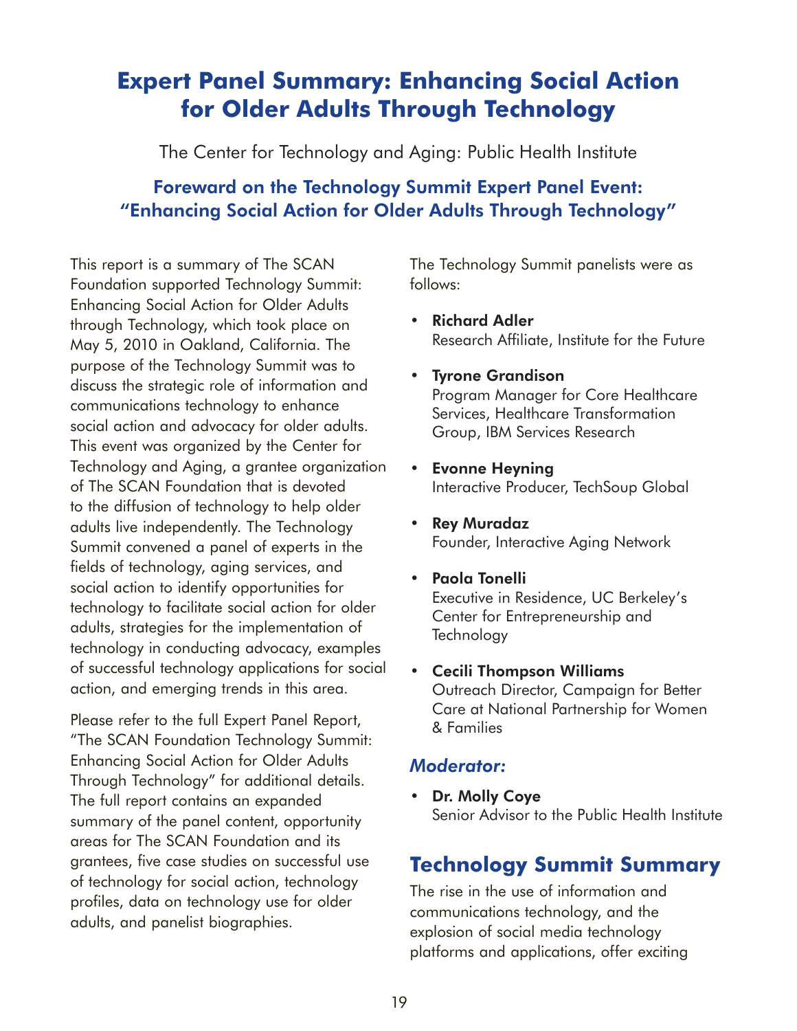# Expert Panel Summary: Enhancing Social Action for Older Adults Through Technology

The Center for Technology and Aging: Public Health Institute

## Foreward on the Technology Summit Expert Panel Event: "Enhancing Social Action for Older Adults Through Technology"

This report is a summary of The SCAN Foundation supported Technology Summit: Enhancing Social Action for Older Adults through Technology, which took place on May 5, 2010 in Oakland, California. The purpose of the Technology Summit was to discuss the strategic role of information and communications technology to enhance social action and advocacy for older adults. This event was organized by the Center for Technology and Aging, a grantee organization of The SCAN Foundation that is devoted to the diffusion of technology to help older adults live independently. The Technology Summit convened a panel of experts in the fields of technology, aging services, and social action to identify opportunities for technology to facilitate social action for older adults, strategies for the implementation of technology in conducting advocacy, examples of successful technology applications for social action, and emerging trends in this area.

Please refer to the full Expert Panel Report, "The SCAN Foundation Technology Summit: Enhancing Social Action for Older Adults Through Technology" for additional details. The full report contains an expanded summary of the panel content, opportunity areas for The SCAN Foundation and its grantees, five case studies on successful use of technology for social action, technology profiles, data on technology use for older adults, and panelist biographies.

The Technology Summit panelists were as follows:

- **Richard Adler**
  Research Affiliate, Institute for the Future
- **Tyrone Grandison**
  Program Manager for Core Healthcare Services, Healthcare Transformation Group, IBM Services Research
- **Evonne Heyning**
  Interactive Producer, TechSoup Global
- **Rey Muradaz**
  Founder, Interactive Aging Network
- **Paola Tonelli**
  Executive in Residence, UC Berkeley's Center for Entrepreneurship and Technology
- **Cecili Thompson Williams**
  Outreach Director, Campaign for Better Care at National Partnership for Women & Families

### *Moderator:*

- **Dr. Molly Coye**
  Senior Advisor to the Public Health Institute

## Technology Summit Summary

The rise in the use of information and communications technology, and the explosion of social media technology platforms and applications, offer exciting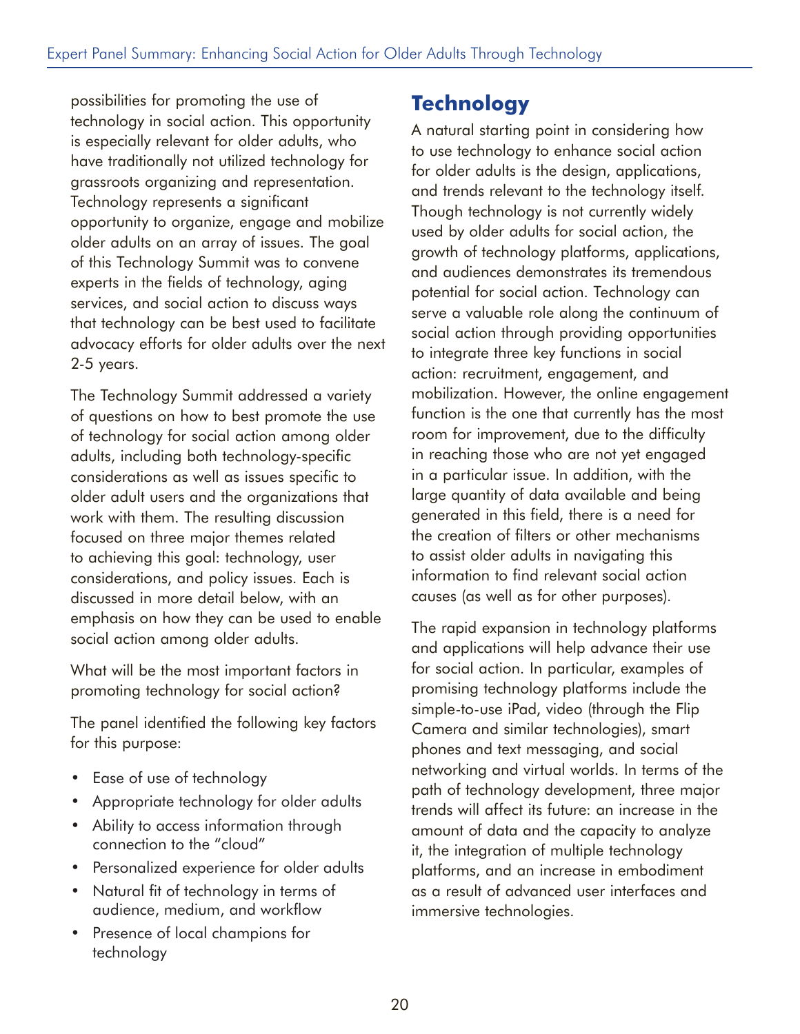possibilities for promoting the use of technology in social action. This opportunity is especially relevant for older adults, who have traditionally not utilized technology for grassroots organizing and representation. Technology represents a significant opportunity to organize, engage and mobilize older adults on an array of issues. The goal of this Technology Summit was to convene experts in the fields of technology, aging services, and social action to discuss ways that technology can be best used to facilitate advocacy efforts for older adults over the next 2-5 years.

The Technology Summit addressed a variety of questions on how to best promote the use of technology for social action among older adults, including both technology-specific considerations as well as issues specific to older adult users and the organizations that work with them. The resulting discussion focused on three major themes related to achieving this goal: technology, user considerations, and policy issues. Each is discussed in more detail below, with an emphasis on how they can be used to enable social action among older adults.

What will be the most important factors in promoting technology for social action?

The panel identified the following key factors for this purpose:

- Ease of use of technology
- Appropriate technology for older adults
- Ability to access information through connection to the "cloud"
- Personalized experience for older adults
- Natural fit of technology in terms of audience, medium, and workflow
- Presence of local champions for technology

## Technology

A natural starting point in considering how to use technology to enhance social action for older adults is the design, applications, and trends relevant to the technology itself. Though technology is not currently widely used by older adults for social action, the growth of technology platforms, applications, and audiences demonstrates its tremendous potential for social action. Technology can serve a valuable role along the continuum of social action through providing opportunities to integrate three key functions in social action: recruitment, engagement, and mobilization. However, the online engagement function is the one that currently has the most room for improvement, due to the difficulty in reaching those who are not yet engaged in a particular issue. In addition, with the large quantity of data available and being generated in this field, there is a need for the creation of filters or other mechanisms to assist older adults in navigating this information to find relevant social action causes (as well as for other purposes).

The rapid expansion in technology platforms and applications will help advance their use for social action. In particular, examples of promising technology platforms include the simple-to-use iPad, video (through the Flip Camera and similar technologies), smart phones and text messaging, and social networking and virtual worlds. In terms of the path of technology development, three major trends will affect its future: an increase in the amount of data and the capacity to analyze it, the integration of multiple technology platforms, and an increase in embodiment as a result of advanced user interfaces and immersive technologies.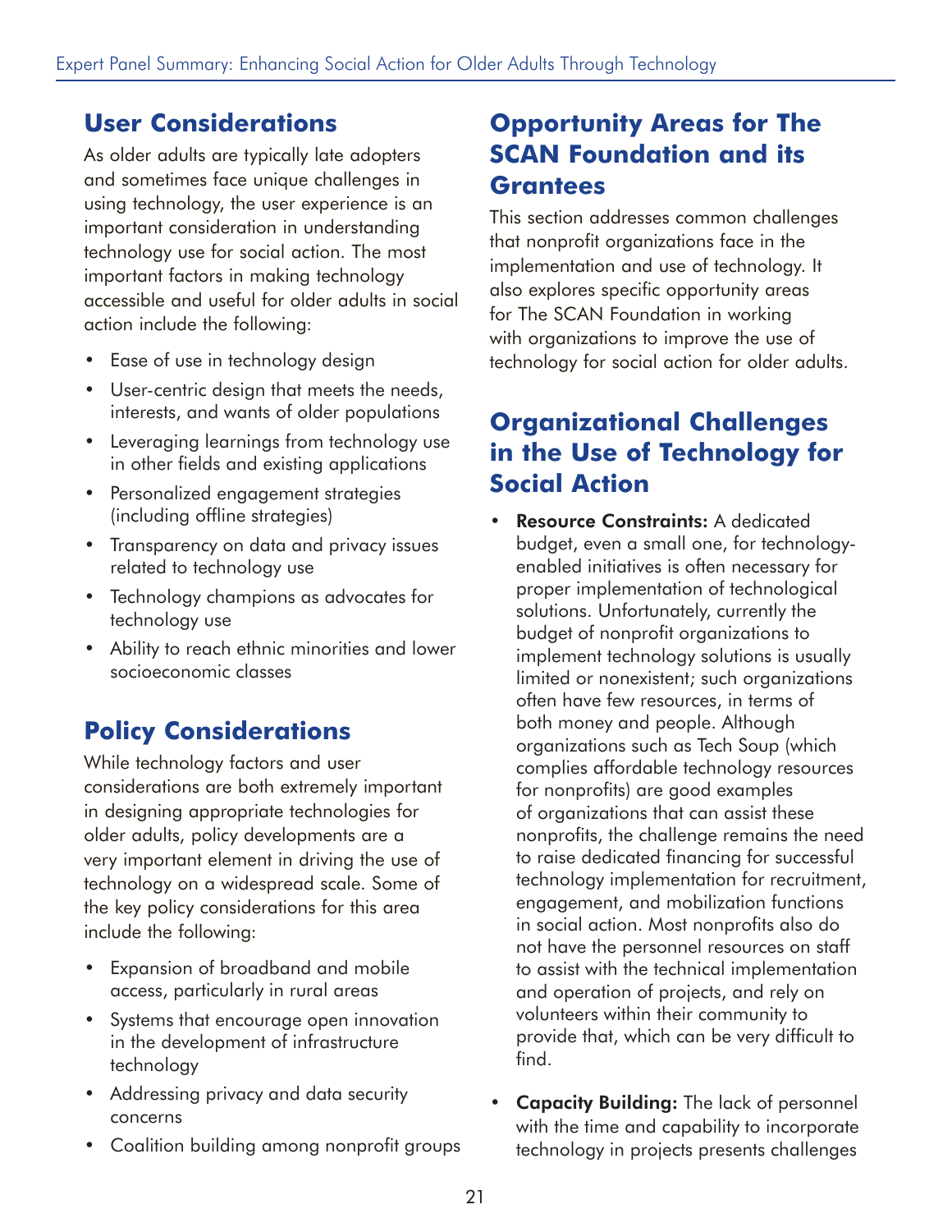## User Considerations

As older adults are typically late adopters and sometimes face unique challenges in using technology, the user experience is an important consideration in understanding technology use for social action. The most important factors in making technology accessible and useful for older adults in social action include the following:

- Ease of use in technology design
- User-centric design that meets the needs, interests, and wants of older populations
- Leveraging learnings from technology use in other fields and existing applications
- Personalized engagement strategies (including offline strategies)
- Transparency on data and privacy issues related to technology use
- Technology champions as advocates for technology use
- Ability to reach ethnic minorities and lower socioeconomic classes

## Policy Considerations

While technology factors and user considerations are both extremely important in designing appropriate technologies for older adults, policy developments are a very important element in driving the use of technology on a widespread scale. Some of the key policy considerations for this area include the following:

- Expansion of broadband and mobile access, particularly in rural areas
- Systems that encourage open innovation in the development of infrastructure technology
- Addressing privacy and data security concerns
- Coalition building among nonprofit groups

## Opportunity Areas for The SCAN Foundation and its Grantees

This section addresses common challenges that nonprofit organizations face in the implementation and use of technology. It also explores specific opportunity areas for The SCAN Foundation in working with organizations to improve the use of technology for social action for older adults.

## Organizational Challenges in the Use of Technology for Social Action

- **Resource Constraints:** A dedicated budget, even a small one, for technology-enabled initiatives is often necessary for proper implementation of technological solutions. Unfortunately, currently the budget of nonprofit organizations to implement technology solutions is usually limited or nonexistent; such organizations often have few resources, in terms of both money and people. Although organizations such as Tech Soup (which complies affordable technology resources for nonprofits) are good examples of organizations that can assist these nonprofits, the challenge remains the need to raise dedicated financing for successful technology implementation for recruitment, engagement, and mobilization functions in social action. Most nonprofits also do not have the personnel resources on staff to assist with the technical implementation and operation of projects, and rely on volunteers within their community to provide that, which can be very difficult to find.
- **Capacity Building:** The lack of personnel with the time and capability to incorporate technology in projects presents challenges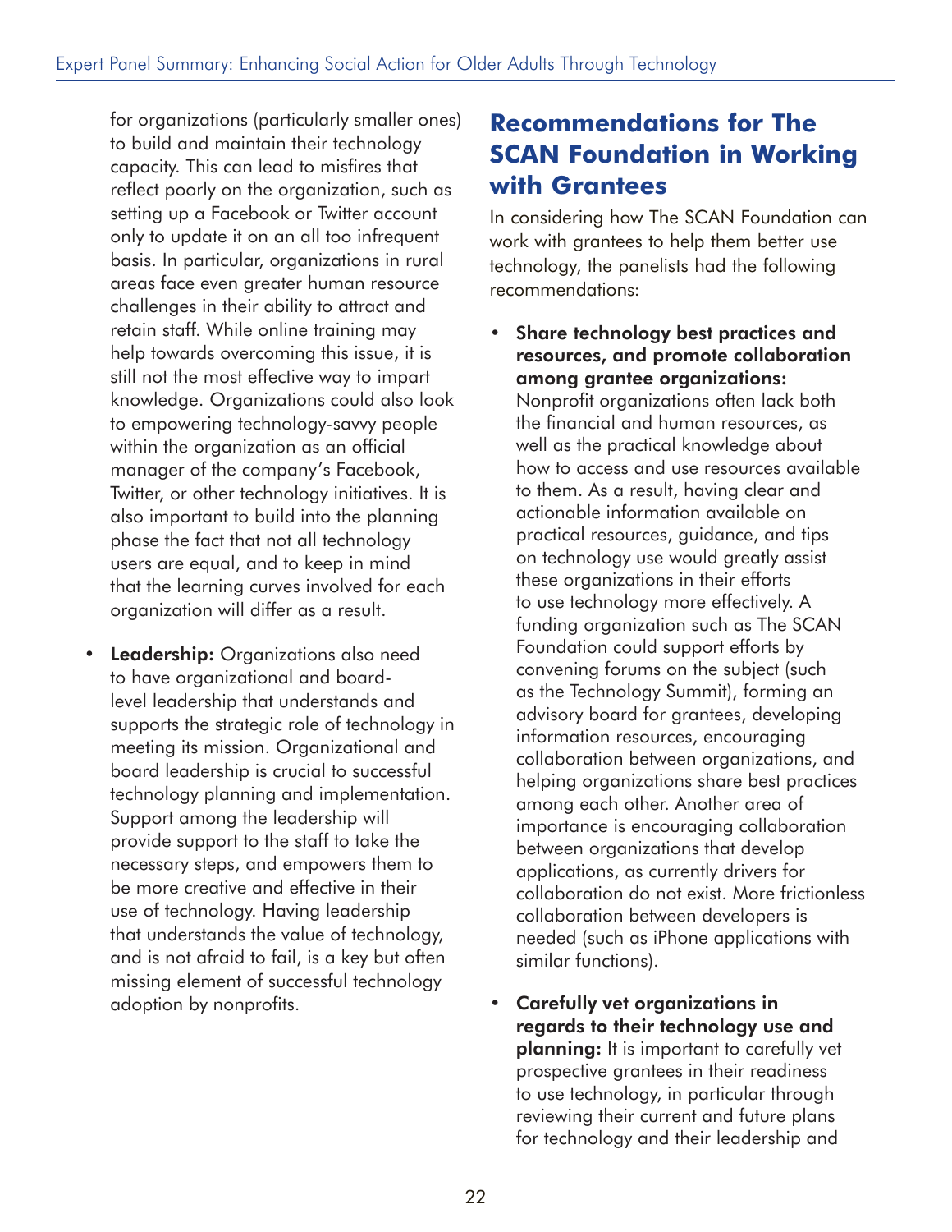for organizations (particularly smaller ones) to build and maintain their technology capacity. This can lead to misfires that reflect poorly on the organization, such as setting up a Facebook or Twitter account only to update it on an all too infrequent basis. In particular, organizations in rural areas face even greater human resource challenges in their ability to attract and retain staff. While online training may help towards overcoming this issue, it is still not the most effective way to impart knowledge. Organizations could also look to empowering technology-savvy people within the organization as an official manager of the company's Facebook, Twitter, or other technology initiatives. It is also important to build into the planning phase the fact that not all technology users are equal, and to keep in mind that the learning curves involved for each organization will differ as a result.

- **Leadership:** Organizations also need to have organizational and board-level leadership that understands and supports the strategic role of technology in meeting its mission. Organizational and board leadership is crucial to successful technology planning and implementation. Support among the leadership will provide support to the staff to take the necessary steps, and empowers them to be more creative and effective in their use of technology. Having leadership that understands the value of technology, and is not afraid to fail, is a key but often missing element of successful technology adoption by nonprofits.

## Recommendations for The SCAN Foundation in Working with Grantees

In considering how The SCAN Foundation can work with grantees to help them better use technology, the panelists had the following recommendations:

- **Share technology best practices and resources, and promote collaboration among grantee organizations:** Nonprofit organizations often lack both the financial and human resources, as well as the practical knowledge about how to access and use resources available to them. As a result, having clear and actionable information available on practical resources, guidance, and tips on technology use would greatly assist these organizations in their efforts to use technology more effectively. A funding organization such as The SCAN Foundation could support efforts by convening forums on the subject (such as the Technology Summit), forming an advisory board for grantees, developing information resources, encouraging collaboration between organizations, and helping organizations share best practices among each other. Another area of importance is encouraging collaboration between organizations that develop applications, as currently drivers for collaboration do not exist. More frictionless collaboration between developers is needed (such as iPhone applications with similar functions).

- **Carefully vet organizations in regards to their technology use and planning:** It is important to carefully vet prospective grantees in their readiness to use technology, in particular through reviewing their current and future plans for technology and their leadership and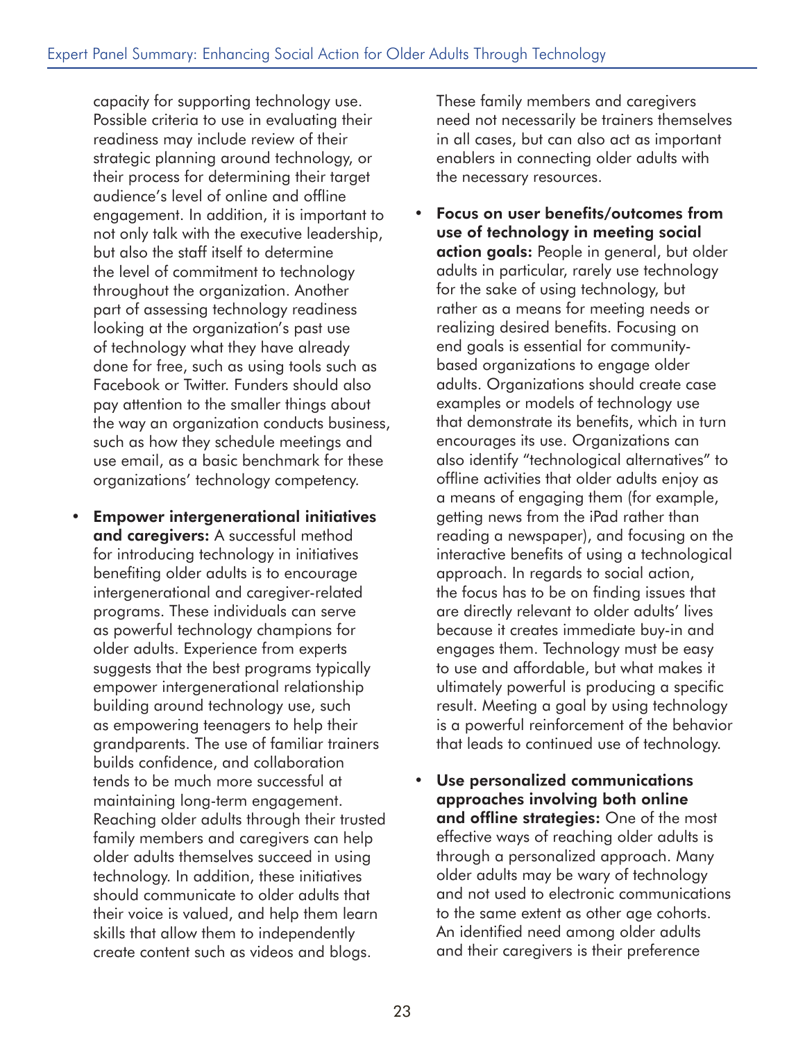capacity for supporting technology use. Possible criteria to use in evaluating their readiness may include review of their strategic planning around technology, or their process for determining their target audience's level of online and offline engagement. In addition, it is important to not only talk with the executive leadership, but also the staff itself to determine the level of commitment to technology throughout the organization. Another part of assessing technology readiness looking at the organization's past use of technology what they have already done for free, such as using tools such as Facebook or Twitter. Funders should also pay attention to the smaller things about the way an organization conducts business, such as how they schedule meetings and use email, as a basic benchmark for these organizations' technology competency.

- **Empower intergenerational initiatives and caregivers:** A successful method for introducing technology in initiatives benefiting older adults is to encourage intergenerational and caregiver-related programs. These individuals can serve as powerful technology champions for older adults. Experience from experts suggests that the best programs typically empower intergenerational relationship building around technology use, such as empowering teenagers to help their grandparents. The use of familiar trainers builds confidence, and collaboration tends to be much more successful at maintaining long-term engagement. Reaching older adults through their trusted family members and caregivers can help older adults themselves succeed in using technology. In addition, these initiatives should communicate to older adults that their voice is valued, and help them learn skills that allow them to independently create content such as videos and blogs. These family members and caregivers need not necessarily be trainers themselves in all cases, but can also act as important enablers in connecting older adults with the necessary resources.

- **Focus on user benefits/outcomes from use of technology in meeting social action goals:** People in general, but older adults in particular, rarely use technology for the sake of using technology, but rather as a means for meeting needs or realizing desired benefits. Focusing on end goals is essential for community-based organizations to engage older adults. Organizations should create case examples or models of technology use that demonstrate its benefits, which in turn encourages its use. Organizations can also identify "technological alternatives" to offline activities that older adults enjoy as a means of engaging them (for example, getting news from the iPad rather than reading a newspaper), and focusing on the interactive benefits of using a technological approach. In regards to social action, the focus has to be on finding issues that are directly relevant to older adults' lives because it creates immediate buy-in and engages them. Technology must be easy to use and affordable, but what makes it ultimately powerful is producing a specific result. Meeting a goal by using technology is a powerful reinforcement of the behavior that leads to continued use of technology.

- **Use personalized communications approaches involving both online and offline strategies:** One of the most effective ways of reaching older adults is through a personalized approach. Many older adults may be wary of technology and not used to electronic communications to the same extent as other age cohorts. An identified need among older adults and their caregivers is their preference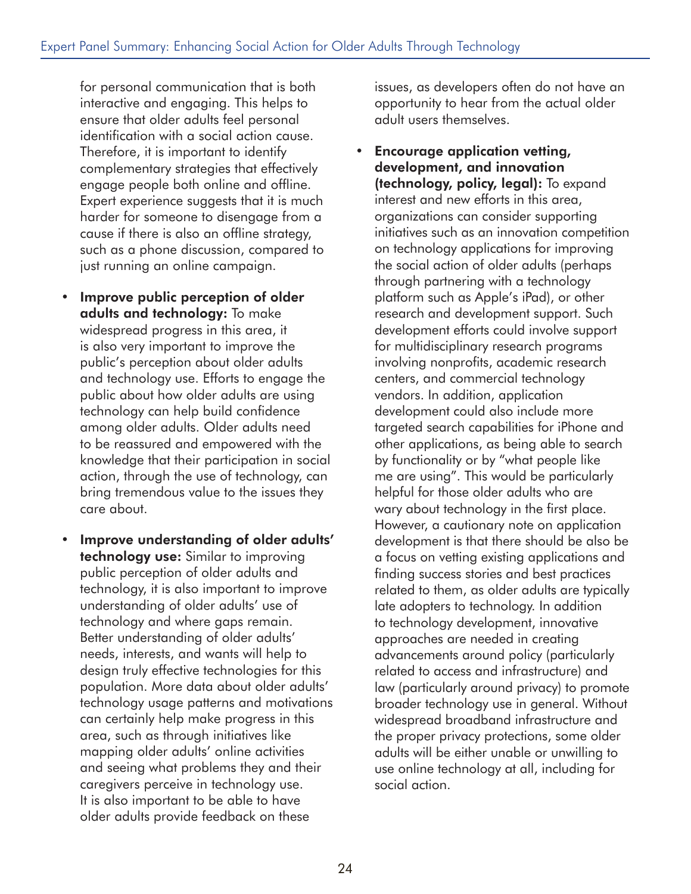for personal communication that is both interactive and engaging. This helps to ensure that older adults feel personal identification with a social action cause. Therefore, it is important to identify complementary strategies that effectively engage people both online and offline. Expert experience suggests that it is much harder for someone to disengage from a cause if there is also an offline strategy, such as a phone discussion, compared to just running an online campaign.

- **Improve public perception of older adults and technology:** To make widespread progress in this area, it is also very important to improve the public's perception about older adults and technology use. Efforts to engage the public about how older adults are using technology can help build confidence among older adults. Older adults need to be reassured and empowered with the knowledge that their participation in social action, through the use of technology, can bring tremendous value to the issues they care about.

- **Improve understanding of older adults' technology use:** Similar to improving public perception of older adults and technology, it is also important to improve understanding of older adults' use of technology and where gaps remain. Better understanding of older adults' needs, interests, and wants will help to design truly effective technologies for this population. More data about older adults' technology usage patterns and motivations can certainly help make progress in this area, such as through initiatives like mapping older adults' online activities and seeing what problems they and their caregivers perceive in technology use. It is also important to be able to have older adults provide feedback on these issues, as developers often do not have an opportunity to hear from the actual older adult users themselves.

- **Encourage application vetting, development, and innovation (technology, policy, legal):** To expand interest and new efforts in this area, organizations can consider supporting initiatives such as an innovation competition on technology applications for improving the social action of older adults (perhaps through partnering with a technology platform such as Apple's iPad), or other research and development support. Such development efforts could involve support for multidisciplinary research programs involving nonprofits, academic research centers, and commercial technology vendors. In addition, application development could also include more targeted search capabilities for iPhone and other applications, as being able to search by functionality or by "what people like me are using". This would be particularly helpful for those older adults who are wary about technology in the first place. However, a cautionary note on application development is that there should be also be a focus on vetting existing applications and finding success stories and best practices related to them, as older adults are typically late adopters to technology. In addition to technology development, innovative approaches are needed in creating advancements around policy (particularly related to access and infrastructure) and law (particularly around privacy) to promote broader technology use in general. Without widespread broadband infrastructure and the proper privacy protections, some older adults will be either unable or unwilling to use online technology at all, including for social action.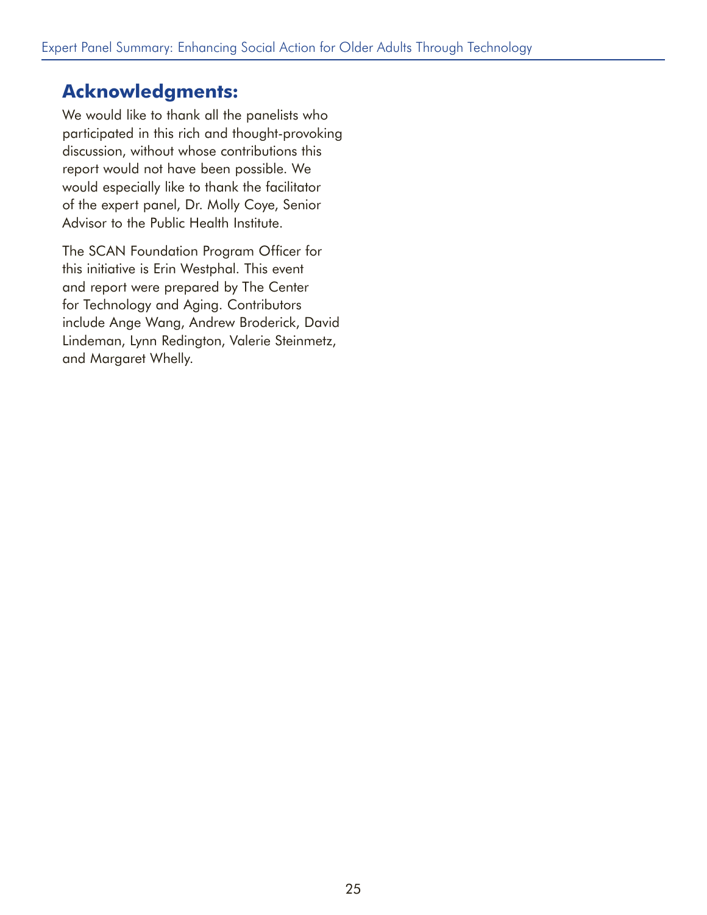## Acknowledgments:

We would like to thank all the panelists who participated in this rich and thought-provoking discussion, without whose contributions this report would not have been possible. We would especially like to thank the facilitator of the expert panel, Dr. Molly Coye, Senior Advisor to the Public Health Institute.

The SCAN Foundation Program Officer for this initiative is Erin Westphal. This event and report were prepared by The Center for Technology and Aging. Contributors include Ange Wang, Andrew Broderick, David Lindeman, Lynn Redington, Valerie Steinmetz, and Margaret Whelly.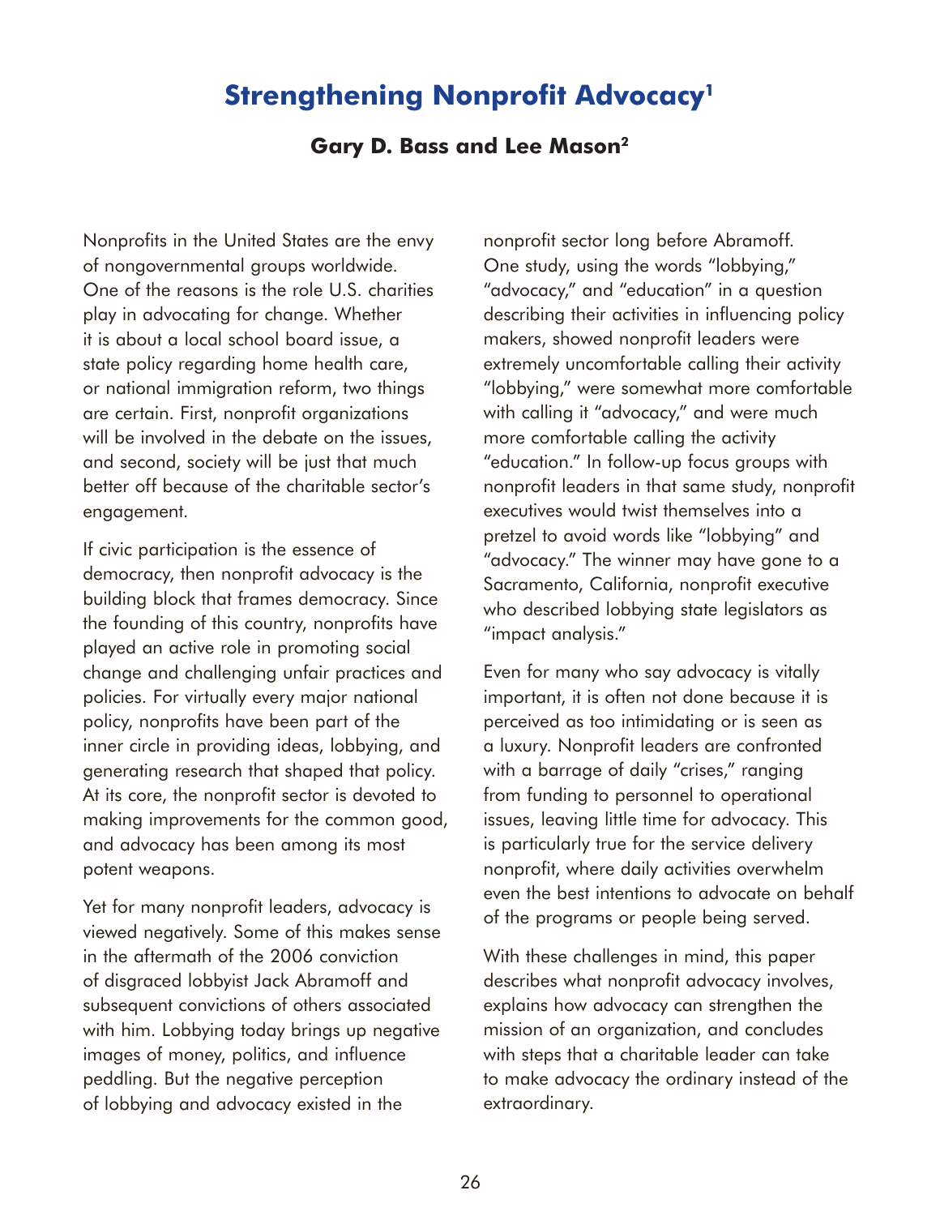# Strengthening Nonprofit Advocacy[1]

**Gary D. Bass and Lee Mason[2]**

Nonprofits in the United States are the envy of nongovernmental groups worldwide. One of the reasons is the role U.S. charities play in advocating for change. Whether it is about a local school board issue, a state policy regarding home health care, or national immigration reform, two things are certain. First, nonprofit organizations will be involved in the debate on the issues, and second, society will be just that much better off because of the charitable sector's engagement.

If civic participation is the essence of democracy, then nonprofit advocacy is the building block that frames democracy. Since the founding of this country, nonprofits have played an active role in promoting social change and challenging unfair practices and policies. For virtually every major national policy, nonprofits have been part of the inner circle in providing ideas, lobbying, and generating research that shaped that policy. At its core, the nonprofit sector is devoted to making improvements for the common good, and advocacy has been among its most potent weapons.

Yet for many nonprofit leaders, advocacy is viewed negatively. Some of this makes sense in the aftermath of the 2006 conviction of disgraced lobbyist Jack Abramoff and subsequent convictions of others associated with him. Lobbying today brings up negative images of money, politics, and influence peddling. But the negative perception of lobbying and advocacy existed in the nonprofit sector long before Abramoff. One study, using the words "lobbying," "advocacy," and "education" in a question describing their activities in influencing policy makers, showed nonprofit leaders were extremely uncomfortable calling their activity "lobbying," were somewhat more comfortable with calling it "advocacy," and were much more comfortable calling the activity "education." In follow-up focus groups with nonprofit leaders in that same study, nonprofit executives would twist themselves into a pretzel to avoid words like "lobbying" and "advocacy." The winner may have gone to a Sacramento, California, nonprofit executive who described lobbying state legislators as "impact analysis."

Even for many who say advocacy is vitally important, it is often not done because it is perceived as too intimidating or is seen as a luxury. Nonprofit leaders are confronted with a barrage of daily "crises," ranging from funding to personnel to operational issues, leaving little time for advocacy. This is particularly true for the service delivery nonprofit, where daily activities overwhelm even the best intentions to advocate on behalf of the programs or people being served.

With these challenges in mind, this paper describes what nonprofit advocacy involves, explains how advocacy can strengthen the mission of an organization, and concludes with steps that a charitable leader can take to make advocacy the ordinary instead of the extraordinary.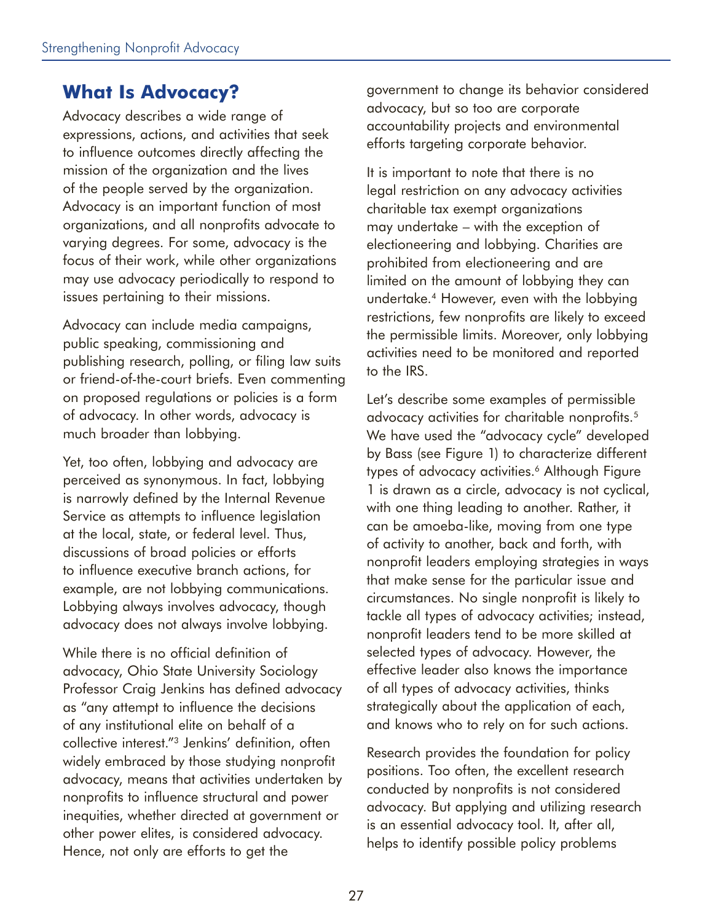## What Is Advocacy?

Advocacy describes a wide range of expressions, actions, and activities that seek to influence outcomes directly affecting the mission of the organization and the lives of the people served by the organization. Advocacy is an important function of most organizations, and all nonprofits advocate to varying degrees. For some, advocacy is the focus of their work, while other organizations may use advocacy periodically to respond to issues pertaining to their missions.

Advocacy can include media campaigns, public speaking, commissioning and publishing research, polling, or filing law suits or friend-of-the-court briefs. Even commenting on proposed regulations or policies is a form of advocacy. In other words, advocacy is much broader than lobbying.

Yet, too often, lobbying and advocacy are perceived as synonymous. In fact, lobbying is narrowly defined by the Internal Revenue Service as attempts to influence legislation at the local, state, or federal level. Thus, discussions of broad policies or efforts to influence executive branch actions, for example, are not lobbying communications. Lobbying always involves advocacy, though advocacy does not always involve lobbying.

While there is no official definition of advocacy, Ohio State University Sociology Professor Craig Jenkins has defined advocacy as "any attempt to influence the decisions of any institutional elite on behalf of a collective interest."[3] Jenkins' definition, often widely embraced by those studying nonprofit advocacy, means that activities undertaken by nonprofits to influence structural and power inequities, whether directed at government or other power elites, is considered advocacy. Hence, not only are efforts to get the government to change its behavior considered advocacy, but so too are corporate accountability projects and environmental efforts targeting corporate behavior.

It is important to note that there is no legal restriction on any advocacy activities charitable tax exempt organizations may undertake – with the exception of electioneering and lobbying. Charities are prohibited from electioneering and are limited on the amount of lobbying they can undertake.[4] However, even with the lobbying restrictions, few nonprofits are likely to exceed the permissible limits. Moreover, only lobbying activities need to be monitored and reported to the IRS.

Let's describe some examples of permissible advocacy activities for charitable nonprofits.[5] We have used the "advocacy cycle" developed by Bass (see Figure 1) to characterize different types of advocacy activities.[6] Although Figure 1 is drawn as a circle, advocacy is not cyclical, with one thing leading to another. Rather, it can be amoeba-like, moving from one type of activity to another, back and forth, with nonprofit leaders employing strategies in ways that make sense for the particular issue and circumstances. No single nonprofit is likely to tackle all types of advocacy activities; instead, nonprofit leaders tend to be more skilled at selected types of advocacy. However, the effective leader also knows the importance of all types of advocacy activities, thinks strategically about the application of each, and knows who to rely on for such actions.

Research provides the foundation for policy positions. Too often, the excellent research conducted by nonprofits is not considered advocacy. But applying and utilizing research is an essential advocacy tool. It, after all, helps to identify possible policy problems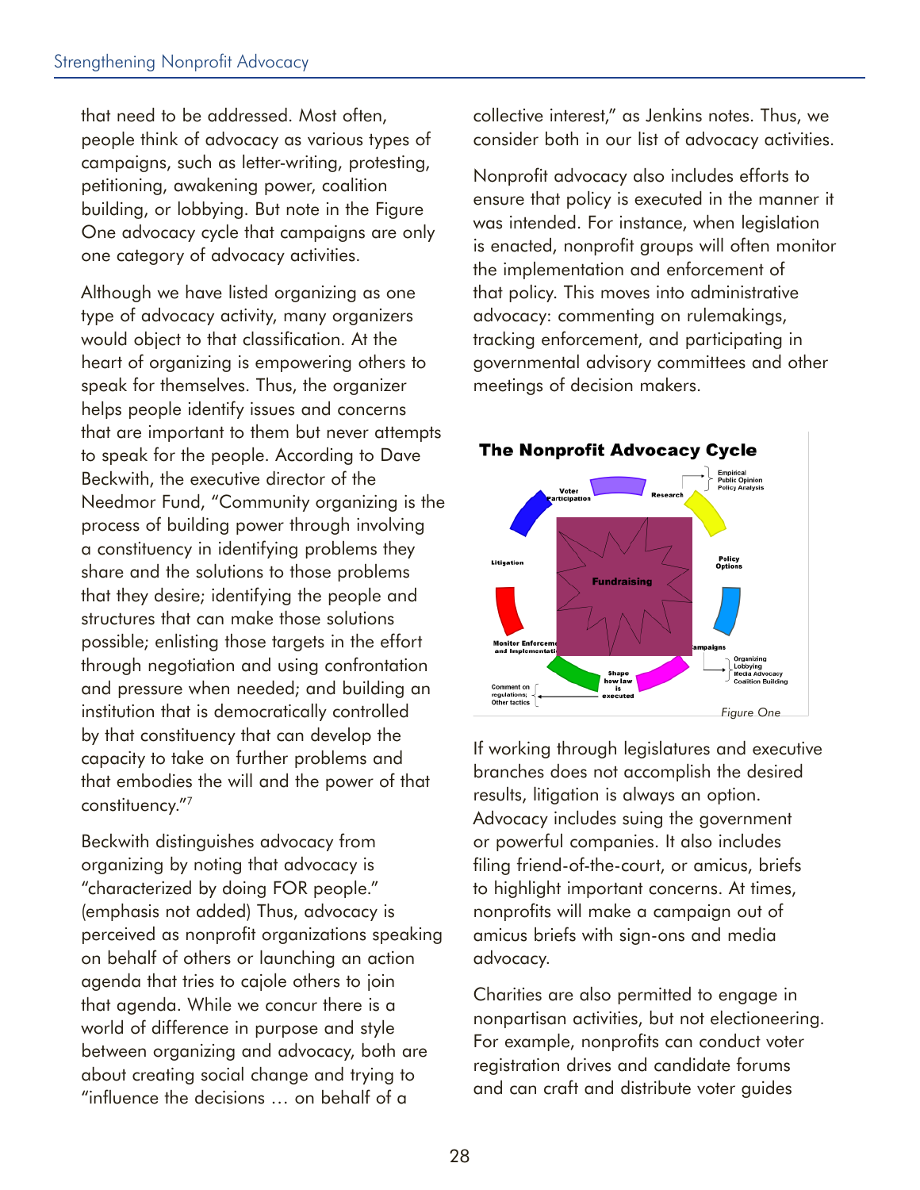that need to be addressed. Most often, people think of advocacy as various types of campaigns, such as letter-writing, protesting, petitioning, awakening power, coalition building, or lobbying. But note in the Figure One advocacy cycle that campaigns are only one category of advocacy activities.

Although we have listed organizing as one type of advocacy activity, many organizers would object to that classification. At the heart of organizing is empowering others to speak for themselves. Thus, the organizer helps people identify issues and concerns that are important to them but never attempts to speak for the people. According to Dave Beckwith, the executive director of the Needmor Fund, "Community organizing is the process of building power through involving a constituency in identifying problems they share and the solutions to those problems that they desire; identifying the people and structures that can make those solutions possible; enlisting those targets in the effort through negotiation and using confrontation and pressure when needed; and building an institution that is democratically controlled by that constituency that can develop the capacity to take on further problems and that embodies the will and the power of that constituency."[7]

Beckwith distinguishes advocacy from organizing by noting that advocacy is "characterized by doing FOR people." (emphasis not added) Thus, advocacy is perceived as nonprofit organizations speaking on behalf of others or launching an action agenda that tries to cajole others to join that agenda. While we concur there is a world of difference in purpose and style between organizing and advocacy, both are about creating social change and trying to "influence the decisions … on behalf of a collective interest," as Jenkins notes. Thus, we consider both in our list of advocacy activities.

Nonprofit advocacy also includes efforts to ensure that policy is executed in the manner it was intended. For instance, when legislation is enacted, nonprofit groups will often monitor the implementation and enforcement of that policy. This moves into administrative advocacy: commenting on rulemakings, tracking enforcement, and participating in governmental advisory committees and other meetings of decision makers.

**The Nonprofit Advocacy Cycle**

*Figure One*

If working through legislatures and executive branches does not accomplish the desired results, litigation is always an option. Advocacy includes suing the government or powerful companies. It also includes filing friend-of-the-court, or amicus, briefs to highlight important concerns. At times, nonprofits will make a campaign out of amicus briefs with sign-ons and media advocacy.

Charities are also permitted to engage in nonpartisan activities, but not electioneering. For example, nonprofits can conduct voter registration drives and candidate forums and can craft and distribute voter guides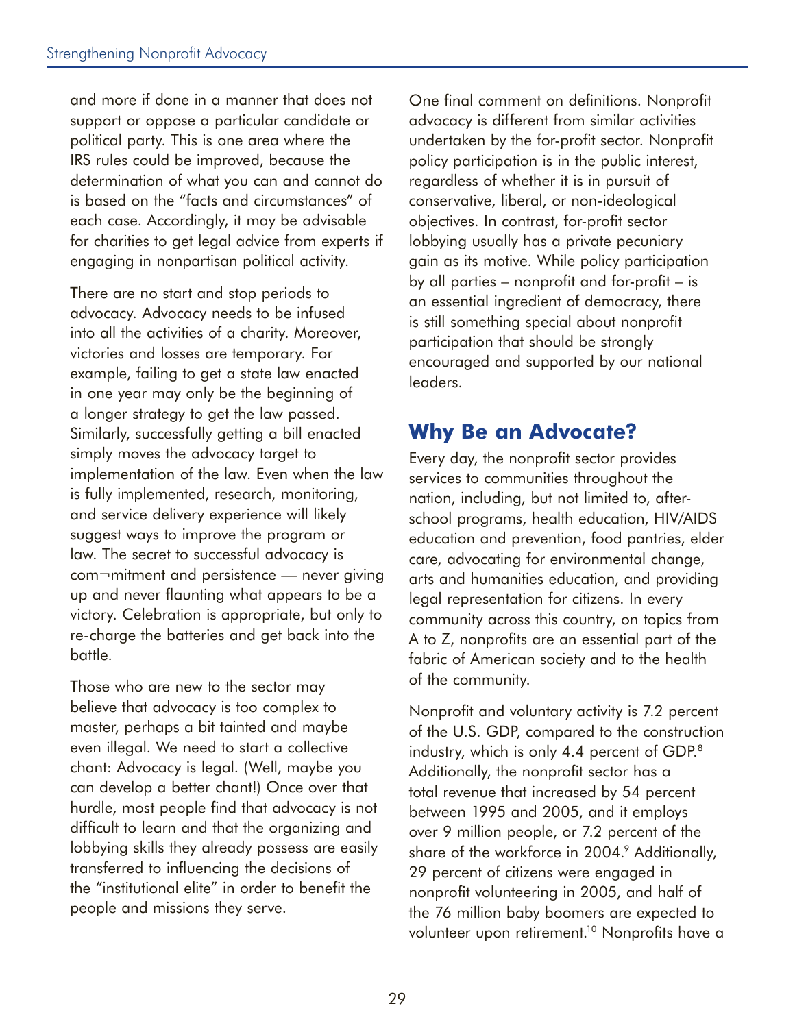and more if done in a manner that does not support or oppose a particular candidate or political party. This is one area where the IRS rules could be improved, because the determination of what you can and cannot do is based on the "facts and circumstances" of each case. Accordingly, it may be advisable for charities to get legal advice from experts if engaging in nonpartisan political activity.

There are no start and stop periods to advocacy. Advocacy needs to be infused into all the activities of a charity. Moreover, victories and losses are temporary. For example, failing to get a state law enacted in one year may only be the beginning of a longer strategy to get the law passed. Similarly, successfully getting a bill enacted simply moves the advocacy target to implementation of the law. Even when the law is fully implemented, research, monitoring, and service delivery experience will likely suggest ways to improve the program or law. The secret to successful advocacy is com¬mitment and persistence — never giving up and never flaunting what appears to be a victory. Celebration is appropriate, but only to re-charge the batteries and get back into the battle.

Those who are new to the sector may believe that advocacy is too complex to master, perhaps a bit tainted and maybe even illegal. We need to start a collective chant: Advocacy is legal. (Well, maybe you can develop a better chant!) Once over that hurdle, most people find that advocacy is not difficult to learn and that the organizing and lobbying skills they already possess are easily transferred to influencing the decisions of the "institutional elite" in order to benefit the people and missions they serve.

One final comment on definitions. Nonprofit advocacy is different from similar activities undertaken by the for-profit sector. Nonprofit policy participation is in the public interest, regardless of whether it is in pursuit of conservative, liberal, or non-ideological objectives. In contrast, for-profit sector lobbying usually has a private pecuniary gain as its motive. While policy participation by all parties – nonprofit and for-profit – is an essential ingredient of democracy, there is still something special about nonprofit participation that should be strongly encouraged and supported by our national leaders.

## Why Be an Advocate?

Every day, the nonprofit sector provides services to communities throughout the nation, including, but not limited to, after-school programs, health education, HIV/AIDS education and prevention, food pantries, elder care, advocating for environmental change, arts and humanities education, and providing legal representation for citizens. In every community across this country, on topics from A to Z, nonprofits are an essential part of the fabric of American society and to the health of the community.

Nonprofit and voluntary activity is 7.2 percent of the U.S. GDP, compared to the construction industry, which is only 4.4 percent of GDP.[8] Additionally, the nonprofit sector has a total revenue that increased by 54 percent between 1995 and 2005, and it employs over 9 million people, or 7.2 percent of the share of the workforce in 2004.[9] Additionally, 29 percent of citizens were engaged in nonprofit volunteering in 2005, and half of the 76 million baby boomers are expected to volunteer upon retirement.[10] Nonprofits have a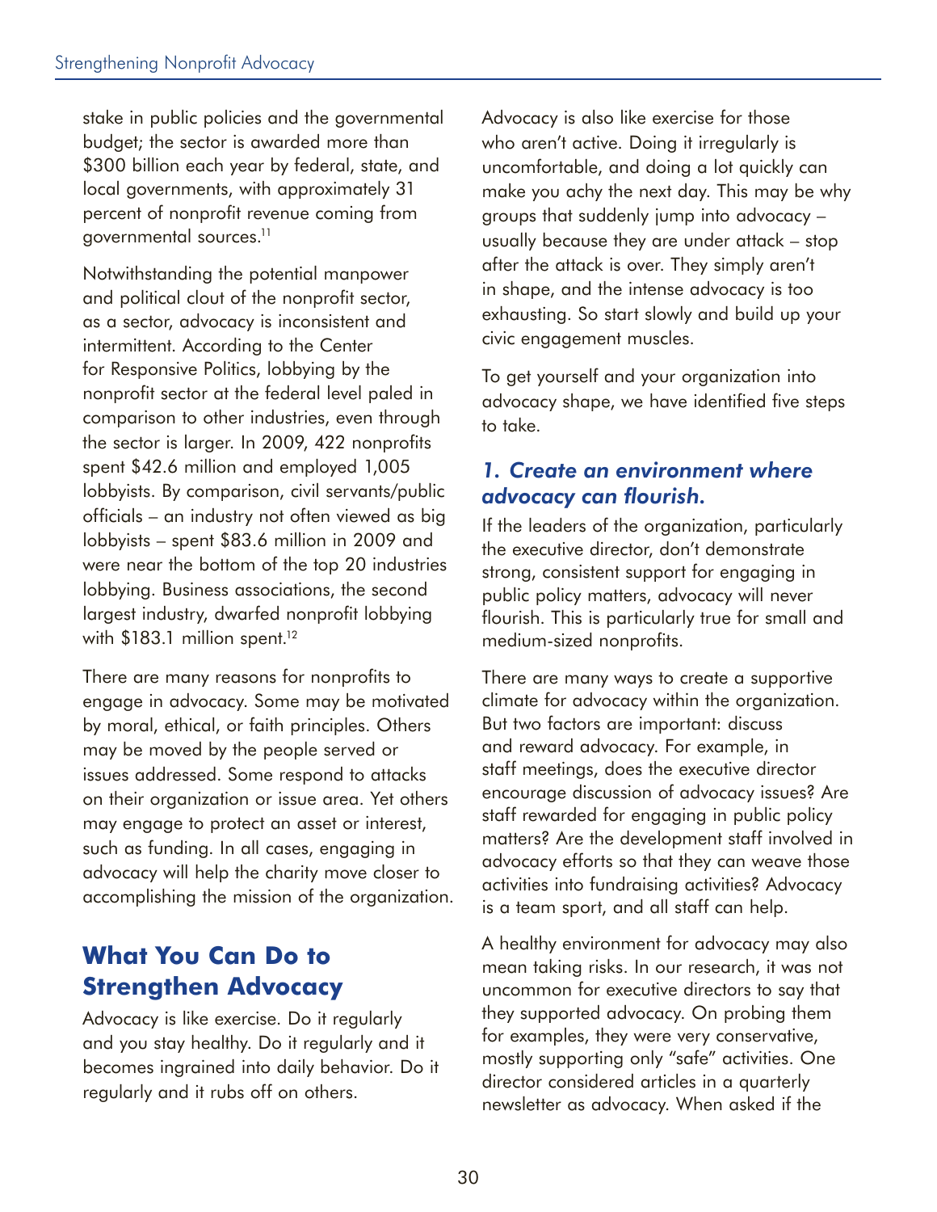stake in public policies and the governmental budget; the sector is awarded more than $300 billion each year by federal, state, and local governments, with approximately 31 percent of nonprofit revenue coming from governmental sources.[11]

Notwithstanding the potential manpower and political clout of the nonprofit sector, as a sector, advocacy is inconsistent and intermittent. According to the Center for Responsive Politics, lobbying by the nonprofit sector at the federal level paled in comparison to other industries, even through the sector is larger. In 2009, 422 nonprofits spent $42.6 million and employed 1,005 lobbyists. By comparison, civil servants/public officials – an industry not often viewed as big lobbyists – spent $83.6 million in 2009 and were near the bottom of the top 20 industries lobbying. Business associations, the second largest industry, dwarfed nonprofit lobbying with $183.1 million spent.[12]

There are many reasons for nonprofits to engage in advocacy. Some may be motivated by moral, ethical, or faith principles. Others may be moved by the people served or issues addressed. Some respond to attacks on their organization or issue area. Yet others may engage to protect an asset or interest, such as funding. In all cases, engaging in advocacy will help the charity move closer to accomplishing the mission of the organization.

## What You Can Do to Strengthen Advocacy

Advocacy is like exercise. Do it regularly and you stay healthy. Do it regularly and it becomes ingrained into daily behavior. Do it regularly and it rubs off on others.

Advocacy is also like exercise for those who aren't active. Doing it irregularly is uncomfortable, and doing a lot quickly can make you achy the next day. This may be why groups that suddenly jump into advocacy – usually because they are under attack – stop after the attack is over. They simply aren't in shape, and the intense advocacy is too exhausting. So start slowly and build up your civic engagement muscles.

To get yourself and your organization into advocacy shape, we have identified five steps to take.

### *1. Create an environment where advocacy can flourish.*

If the leaders of the organization, particularly the executive director, don't demonstrate strong, consistent support for engaging in public policy matters, advocacy will never flourish. This is particularly true for small and medium-sized nonprofits.

There are many ways to create a supportive climate for advocacy within the organization. But two factors are important: discuss and reward advocacy. For example, in staff meetings, does the executive director encourage discussion of advocacy issues? Are staff rewarded for engaging in public policy matters? Are the development staff involved in advocacy efforts so that they can weave those activities into fundraising activities? Advocacy is a team sport, and all staff can help.

A healthy environment for advocacy may also mean taking risks. In our research, it was not uncommon for executive directors to say that they supported advocacy. On probing them for examples, they were very conservative, mostly supporting only "safe" activities. One director considered articles in a quarterly newsletter as advocacy. When asked if the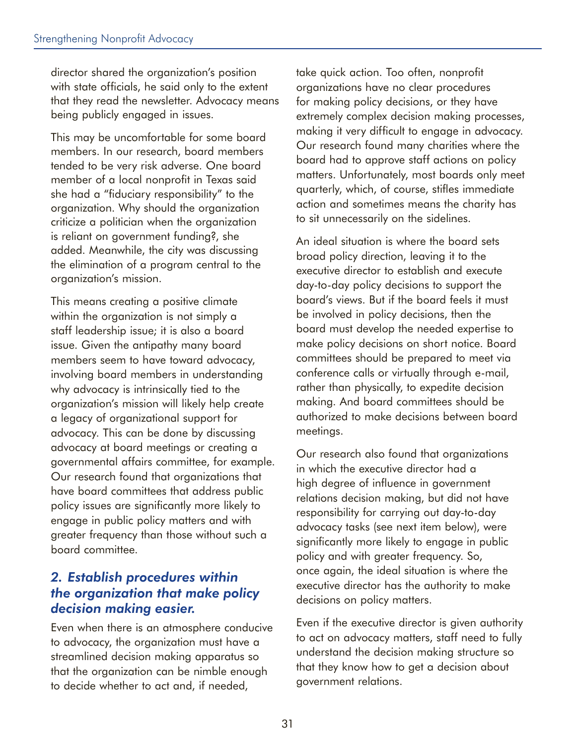director shared the organization's position with state officials, he said only to the extent that they read the newsletter. Advocacy means being publicly engaged in issues.

This may be uncomfortable for some board members. In our research, board members tended to be very risk adverse. One board member of a local nonprofit in Texas said she had a "fiduciary responsibility" to the organization. Why should the organization criticize a politician when the organization is reliant on government funding?, she added. Meanwhile, the city was discussing the elimination of a program central to the organization's mission.

This means creating a positive climate within the organization is not simply a staff leadership issue; it is also a board issue. Given the antipathy many board members seem to have toward advocacy, involving board members in understanding why advocacy is intrinsically tied to the organization's mission will likely help create a legacy of organizational support for advocacy. This can be done by discussing advocacy at board meetings or creating a governmental affairs committee, for example. Our research found that organizations that have board committees that address public policy issues are significantly more likely to engage in public policy matters and with greater frequency than those without such a board committee.

## *2. Establish procedures within the organization that make policy decision making easier.*

Even when there is an atmosphere conducive to advocacy, the organization must have a streamlined decision making apparatus so that the organization can be nimble enough to decide whether to act and, if needed, take quick action. Too often, nonprofit organizations have no clear procedures for making policy decisions, or they have extremely complex decision making processes, making it very difficult to engage in advocacy. Our research found many charities where the board had to approve staff actions on policy matters. Unfortunately, most boards only meet quarterly, which, of course, stifles immediate action and sometimes means the charity has to sit unnecessarily on the sidelines.

An ideal situation is where the board sets broad policy direction, leaving it to the executive director to establish and execute day-to-day policy decisions to support the board's views. But if the board feels it must be involved in policy decisions, then the board must develop the needed expertise to make policy decisions on short notice. Board committees should be prepared to meet via conference calls or virtually through e-mail, rather than physically, to expedite decision making. And board committees should be authorized to make decisions between board meetings.

Our research also found that organizations in which the executive director had a high degree of influence in government relations decision making, but did not have responsibility for carrying out day-to-day advocacy tasks (see next item below), were significantly more likely to engage in public policy and with greater frequency. So, once again, the ideal situation is where the executive director has the authority to make decisions on policy matters.

Even if the executive director is given authority to act on advocacy matters, staff need to fully understand the decision making structure so that they know how to get a decision about government relations.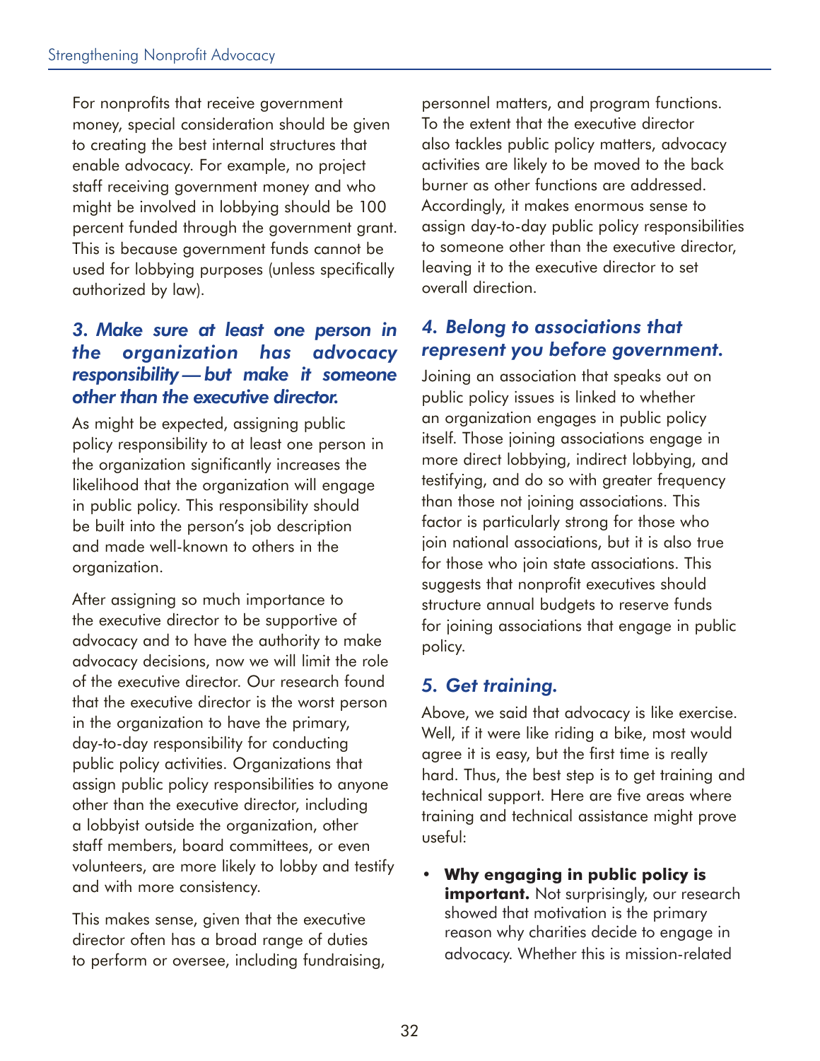For nonprofits that receive government money, special consideration should be given to creating the best internal structures that enable advocacy. For example, no project staff receiving government money and who might be involved in lobbying should be 100 percent funded through the government grant. This is because government funds cannot be used for lobbying purposes (unless specifically authorized by law).

### 3. Make sure at least one person in the organization has advocacy responsibility — but make it someone other than the executive director.

As might be expected, assigning public policy responsibility to at least one person in the organization significantly increases the likelihood that the organization will engage in public policy. This responsibility should be built into the person's job description and made well-known to others in the organization.

After assigning so much importance to the executive director to be supportive of advocacy and to have the authority to make advocacy decisions, now we will limit the role of the executive director. Our research found that the executive director is the worst person in the organization to have the primary, day-to-day responsibility for conducting public policy activities. Organizations that assign public policy responsibilities to anyone other than the executive director, including a lobbyist outside the organization, other staff members, board committees, or even volunteers, are more likely to lobby and testify and with more consistency.

This makes sense, given that the executive director often has a broad range of duties to perform or oversee, including fundraising, personnel matters, and program functions. To the extent that the executive director also tackles public policy matters, advocacy activities are likely to be moved to the back burner as other functions are addressed. Accordingly, it makes enormous sense to assign day-to-day public policy responsibilities to someone other than the executive director, leaving it to the executive director to set overall direction.

### 4. Belong to associations that represent you before government.

Joining an association that speaks out on public policy issues is linked to whether an organization engages in public policy itself. Those joining associations engage in more direct lobbying, indirect lobbying, and testifying, and do so with greater frequency than those not joining associations. This factor is particularly strong for those who join national associations, but it is also true for those who join state associations. This suggests that nonprofit executives should structure annual budgets to reserve funds for joining associations that engage in public policy.

### 5. Get training.

Above, we said that advocacy is like exercise. Well, if it were like riding a bike, most would agree it is easy, but the first time is really hard. Thus, the best step is to get training and technical support. Here are five areas where training and technical assistance might prove useful:

- **Why engaging in public policy is important.** Not surprisingly, our research showed that motivation is the primary reason why charities decide to engage in advocacy. Whether this is mission-related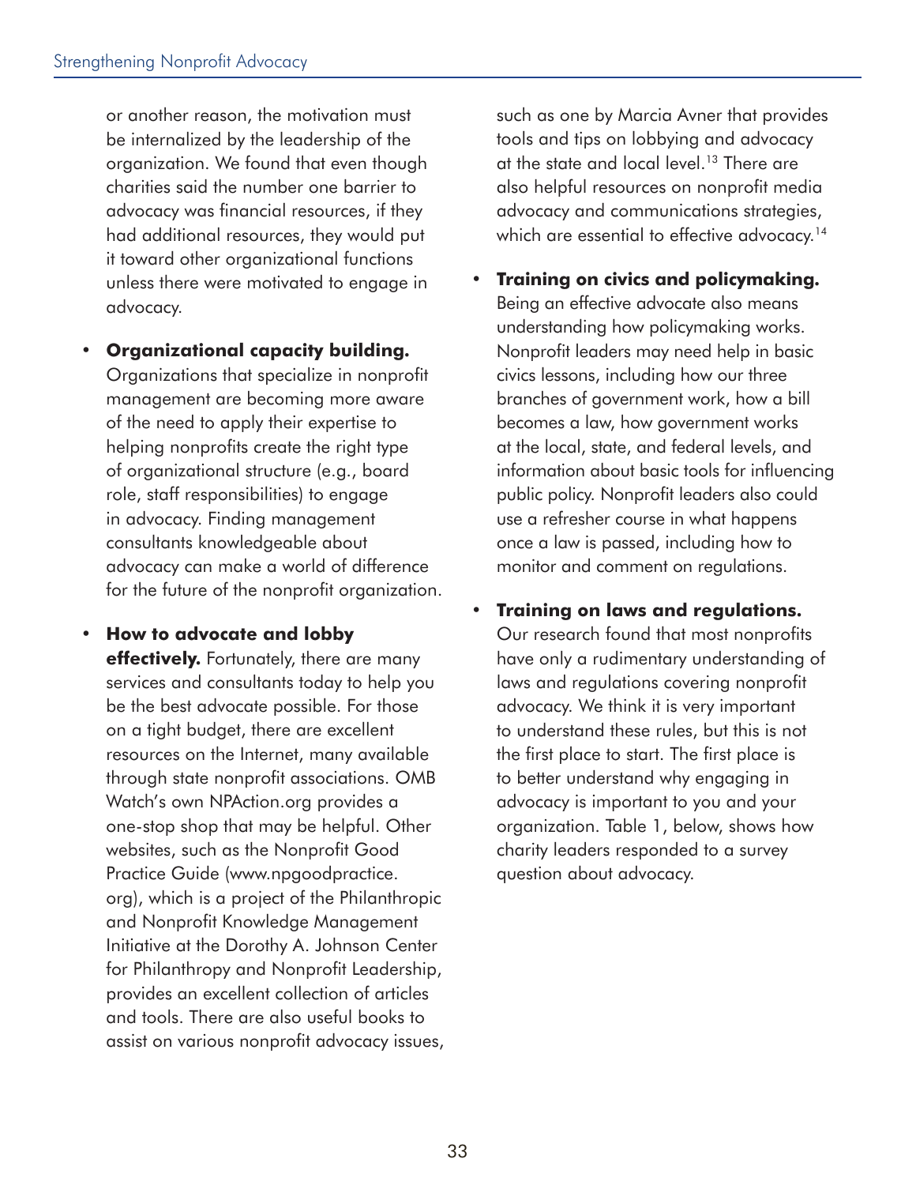or another reason, the motivation must be internalized by the leadership of the organization. We found that even though charities said the number one barrier to advocacy was financial resources, if they had additional resources, they would put it toward other organizational functions unless there were motivated to engage in advocacy.

- **Organizational capacity building.** Organizations that specialize in nonprofit management are becoming more aware of the need to apply their expertise to helping nonprofits create the right type of organizational structure (e.g., board role, staff responsibilities) to engage in advocacy. Finding management consultants knowledgeable about advocacy can make a world of difference for the future of the nonprofit organization.

- **How to advocate and lobby effectively.** Fortunately, there are many services and consultants today to help you be the best advocate possible. For those on a tight budget, there are excellent resources on the Internet, many available through state nonprofit associations. OMB Watch's own NPAction.org provides a one-stop shop that may be helpful. Other websites, such as the Nonprofit Good Practice Guide (www.npgoodpractice.org), which is a project of the Philanthropic and Nonprofit Knowledge Management Initiative at the Dorothy A. Johnson Center for Philanthropy and Nonprofit Leadership, provides an excellent collection of articles and tools. There are also useful books to assist on various nonprofit advocacy issues, such as one by Marcia Avner that provides tools and tips on lobbying and advocacy at the state and local level.[13] There are also helpful resources on nonprofit media advocacy and communications strategies, which are essential to effective advocacy.[14]

- **Training on civics and policymaking.** Being an effective advocate also means understanding how policymaking works. Nonprofit leaders may need help in basic civics lessons, including how our three branches of government work, how a bill becomes a law, how government works at the local, state, and federal levels, and information about basic tools for influencing public policy. Nonprofit leaders also could use a refresher course in what happens once a law is passed, including how to monitor and comment on regulations.

- **Training on laws and regulations.** Our research found that most nonprofits have only a rudimentary understanding of laws and regulations covering nonprofit advocacy. We think it is very important to understand these rules, but this is not the first place to start. The first place is to better understand why engaging in advocacy is important to you and your organization. Table 1, below, shows how charity leaders responded to a survey question about advocacy.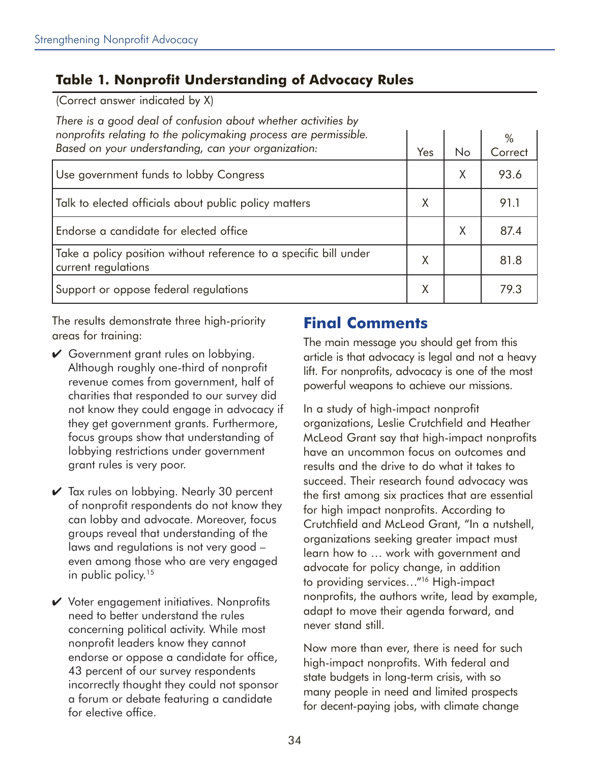### Table 1. Nonprofit Understanding of Advocacy Rules

(Correct answer indicated by X)

| *There is a good deal of confusion about whether activities by nonprofits relating to the policymaking process are permissible. Based on your understanding, can your organization:* | Yes | No | % Correct |
|---|---|---|---|
| Use government funds to lobby Congress | | X | 93.6 |
| Talk to elected officials about public policy matters | X | | 91.1 |
| Endorse a candidate for elected office | | X | 87.4 |
| Take a policy position without reference to a specific bill under current regulations | X | | 81.8 |
| Support or oppose federal regulations | X | | 79.3 |

The results demonstrate three high-priority areas for training:

- ✔ Government grant rules on lobbying. Although roughly one-third of nonprofit revenue comes from government, half of charities that responded to our survey did not know they could engage in advocacy if they get government grants. Furthermore, focus groups show that understanding of lobbying restrictions under government grant rules is very poor.
- ✔ Tax rules on lobbying. Nearly 30 percent of nonprofit respondents do not know they can lobby and advocate. Moreover, focus groups reveal that understanding of the laws and regulations is not very good – even among those who are very engaged in public policy.[15]
- ✔ Voter engagement initiatives. Nonprofits need to better understand the rules concerning political activity. While most nonprofit leaders know they cannot endorse or oppose a candidate for office, 43 percent of our survey respondents incorrectly thought they could not sponsor a forum or debate featuring a candidate for elective office.

## Final Comments

The main message you should get from this article is that advocacy is legal and not a heavy lift. For nonprofits, advocacy is one of the most powerful weapons to achieve our missions.

In a study of high-impact nonprofit organizations, Leslie Crutchfield and Heather McLeod Grant say that high-impact nonprofits have an uncommon focus on outcomes and results and the drive to do what it takes to succeed. Their research found advocacy was the first among six practices that are essential for high impact nonprofits. According to Crutchfield and McLeod Grant, "In a nutshell, organizations seeking greater impact must learn how to … work with government and advocate for policy change, in addition to providing services…"[16] High-impact nonprofits, the authors write, lead by example, adapt to move their agenda forward, and never stand still.

Now more than ever, there is need for such high-impact nonprofits. With federal and state budgets in long-term crisis, with so many people in need and limited prospects for decent-paying jobs, with climate change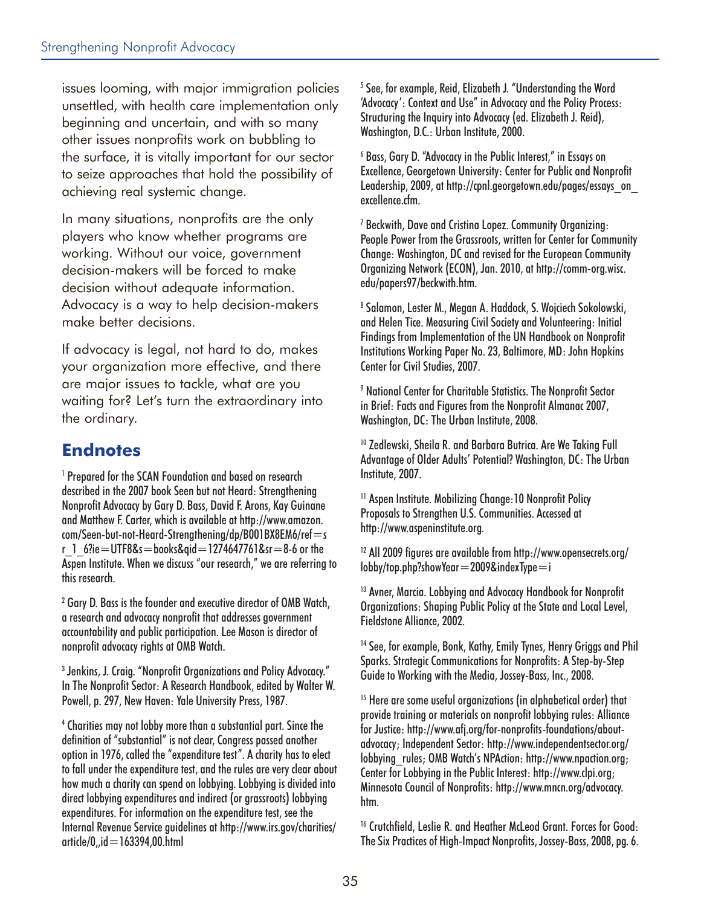issues looming, with major immigration policies unsettled, with health care implementation only beginning and uncertain, and with so many other issues nonprofits work on bubbling to the surface, it is vitally important for our sector to seize approaches that hold the possibility of achieving real systemic change.

In many situations, nonprofits are the only players who know whether programs are working. Without our voice, government decision-makers will be forced to make decision without adequate information. Advocacy is a way to help decision-makers make better decisions.

If advocacy is legal, not hard to do, makes your organization more effective, and there are major issues to tackle, what are you waiting for? Let's turn the extraordinary into the ordinary.

## Endnotes

[1] Prepared for the SCAN Foundation and based on research described in the 2007 book Seen but not Heard: Strengthening Nonprofit Advocacy by Gary D. Bass, David F. Arons, Kay Guinane and Matthew F. Carter, which is available at http://www.amazon.com/Seen-but-not-Heard-Strengthening/dp/B001BX8EM6/ref=sr_1_6?ie=UTF8&s=books&qid=1274647761&sr=8-6 or the Aspen Institute. When we discuss "our research," we are referring to this research.

[2] Gary D. Bass is the founder and executive director of OMB Watch, a research and advocacy nonprofit that addresses government accountability and public participation. Lee Mason is director of nonprofit advocacy rights at OMB Watch.

[3] Jenkins, J. Craig. "Nonprofit Organizations and Policy Advocacy." In The Nonprofit Sector: A Research Handbook, edited by Walter W. Powell, p. 297, New Haven: Yale University Press, 1987.

[4] Charities may not lobby more than a substantial part. Since the definition of "substantial" is not clear, Congress passed another option in 1976, called the "expenditure test". A charity has to elect to fall under the expenditure test, and the rules are very clear about how much a charity can spend on lobbying. Lobbying is divided into direct lobbying expenditures and indirect (or grassroots) lobbying expenditures. For information on the expenditure test, see the Internal Revenue Service guidelines at http://www.irs.gov/charities/article/0,,id=163394,00.html

[5] See, for example, Reid, Elizabeth J. "Understanding the Word 'Advocacy': Context and Use" in Advocacy and the Policy Process: Structuring the Inquiry into Advocacy (ed. Elizabeth J. Reid), Washington, D.C.: Urban Institute, 2000.

[6] Bass, Gary D. "Advocacy in the Public Interest," in Essays on Excellence, Georgetown University: Center for Public and Nonprofit Leadership, 2009, at http://cpnl.georgetown.edu/pages/essays_on_excellence.cfm.

[7] Beckwith, Dave and Cristina Lopez. Community Organizing: People Power from the Grassroots, written for Center for Community Change: Washington, DC and revised for the European Community Organizing Network (ECON), Jan. 2010, at http://comm-org.wisc.edu/papers97/beckwith.htm.

[8] Salamon, Lester M., Megan A. Haddock, S. Wojciech Sokolowski, and Helen Tice. Measuring Civil Society and Volunteering: Initial Findings from Implementation of the UN Handbook on Nonprofit Institutions Working Paper No. 23, Baltimore, MD: John Hopkins Center for Civil Studies, 2007.

[9] National Center for Charitable Statistics. The Nonprofit Sector in Brief: Facts and Figures from the Nonprofit Almanac 2007, Washington, DC: The Urban Institute, 2008.

[10] Zedlewski, Sheila R. and Barbara Butrica. Are We Taking Full Advantage of Older Adults' Potential? Washington, DC: The Urban Institute, 2007.

[11] Aspen Institute. Mobilizing Change:10 Nonprofit Policy Proposals to Strengthen U.S. Communities. Accessed at http://www.aspeninstitute.org.

[12] All 2009 figures are available from http://www.opensecrets.org/lobby/top.php?showYear=2009&indexType=i

[13] Avner, Marcia. Lobbying and Advocacy Handbook for Nonprofit Organizations: Shaping Public Policy at the State and Local Level, Fieldstone Alliance, 2002.

[14] See, for example, Bonk, Kathy, Emily Tynes, Henry Griggs and Phil Sparks. Strategic Communications for Nonprofits: A Step-by-Step Guide to Working with the Media, Jossey-Bass, Inc., 2008.

[15] Here are some useful organizations (in alphabetical order) that provide training or materials on nonprofit lobbying rules: Alliance for Justice: http://www.afj.org/for-nonprofits-foundations/about-advocacy; Independent Sector: http://www.independentsector.org/lobbying_rules; OMB Watch's NPAction: http://www.npaction.org; Center for Lobbying in the Public Interest: http://www.clpi.org; Minnesota Council of Nonprofits: http://www.mncn.org/advocacy.htm.

[16] Crutchfield, Leslie R. and Heather McLeod Grant. Forces for Good: The Six Practices of High-Impact Nonprofits, Jossey-Bass, 2008, pg. 6.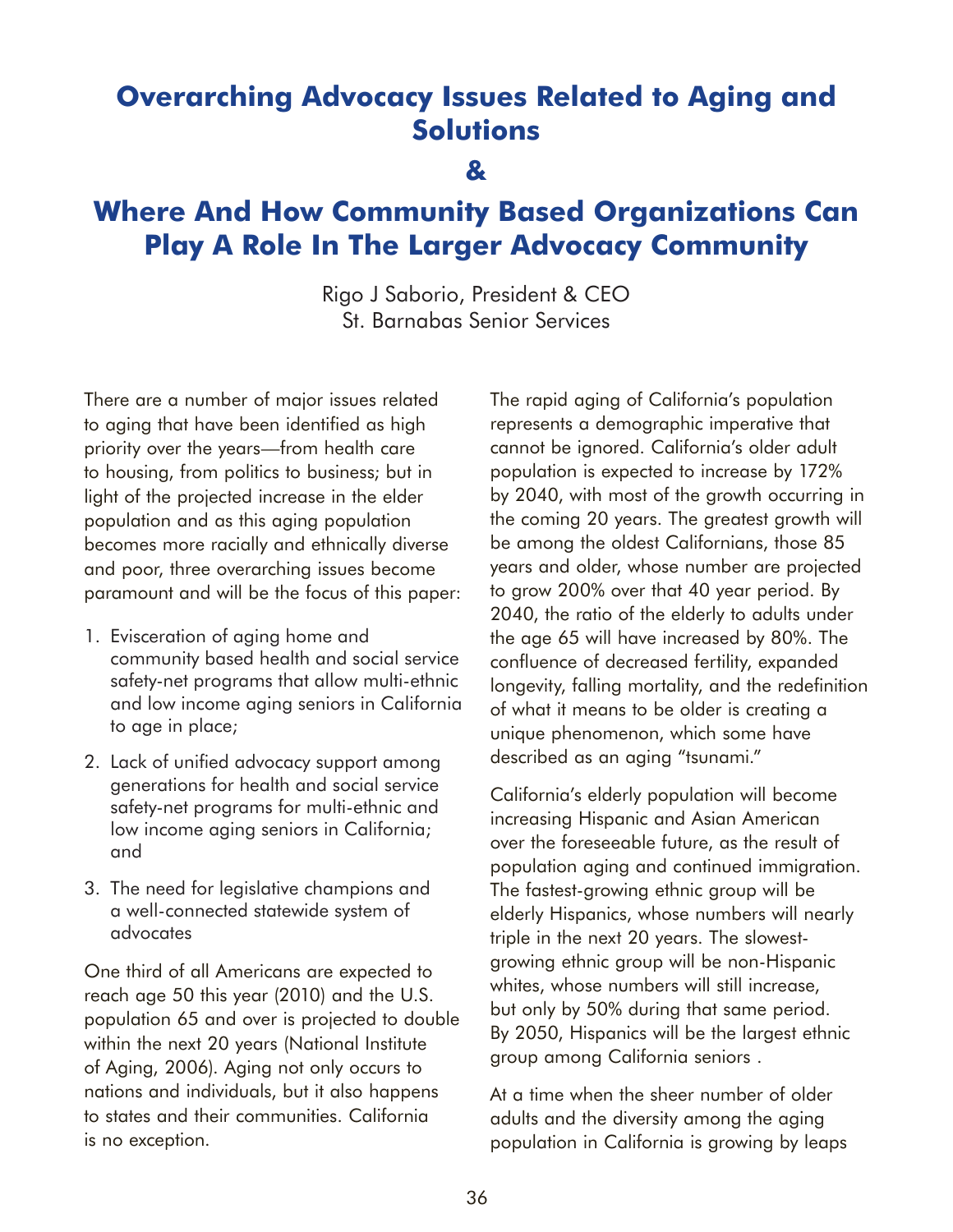# Overarching Advocacy Issues Related to Aging and Solutions

# &

# Where And How Community Based Organizations Can Play A Role In The Larger Advocacy Community

Rigo J Saborio, President & CEO
St. Barnabas Senior Services

There are a number of major issues related to aging that have been identified as high priority over the years—from health care to housing, from politics to business; but in light of the projected increase in the elder population and as this aging population becomes more racially and ethnically diverse and poor, three overarching issues become paramount and will be the focus of this paper:

1. Evisceration of aging home and community based health and social service safety-net programs that allow multi-ethnic and low income aging seniors in California to age in place;
2. Lack of unified advocacy support among generations for health and social service safety-net programs for multi-ethnic and low income aging seniors in California; and
3. The need for legislative champions and a well-connected statewide system of advocates

One third of all Americans are expected to reach age 50 this year (2010) and the U.S. population 65 and over is projected to double within the next 20 years (National Institute of Aging, 2006). Aging not only occurs to nations and individuals, but it also happens to states and their communities. California is no exception.

The rapid aging of California's population represents a demographic imperative that cannot be ignored. California's older adult population is expected to increase by 172% by 2040, with most of the growth occurring in the coming 20 years. The greatest growth will be among the oldest Californians, those 85 years and older, whose number are projected to grow 200% over that 40 year period. By 2040, the ratio of the elderly to adults under the age 65 will have increased by 80%. The confluence of decreased fertility, expanded longevity, falling mortality, and the redefinition of what it means to be older is creating a unique phenomenon, which some have described as an aging "tsunami."

California's elderly population will become increasing Hispanic and Asian American over the foreseeable future, as the result of population aging and continued immigration. The fastest-growing ethnic group will be elderly Hispanics, whose numbers will nearly triple in the next 20 years. The slowest-growing ethnic group will be non-Hispanic whites, whose numbers will still increase, but only by 50% during that same period. By 2050, Hispanics will be the largest ethnic group among California seniors .

At a time when the sheer number of older adults and the diversity among the aging population in California is growing by leaps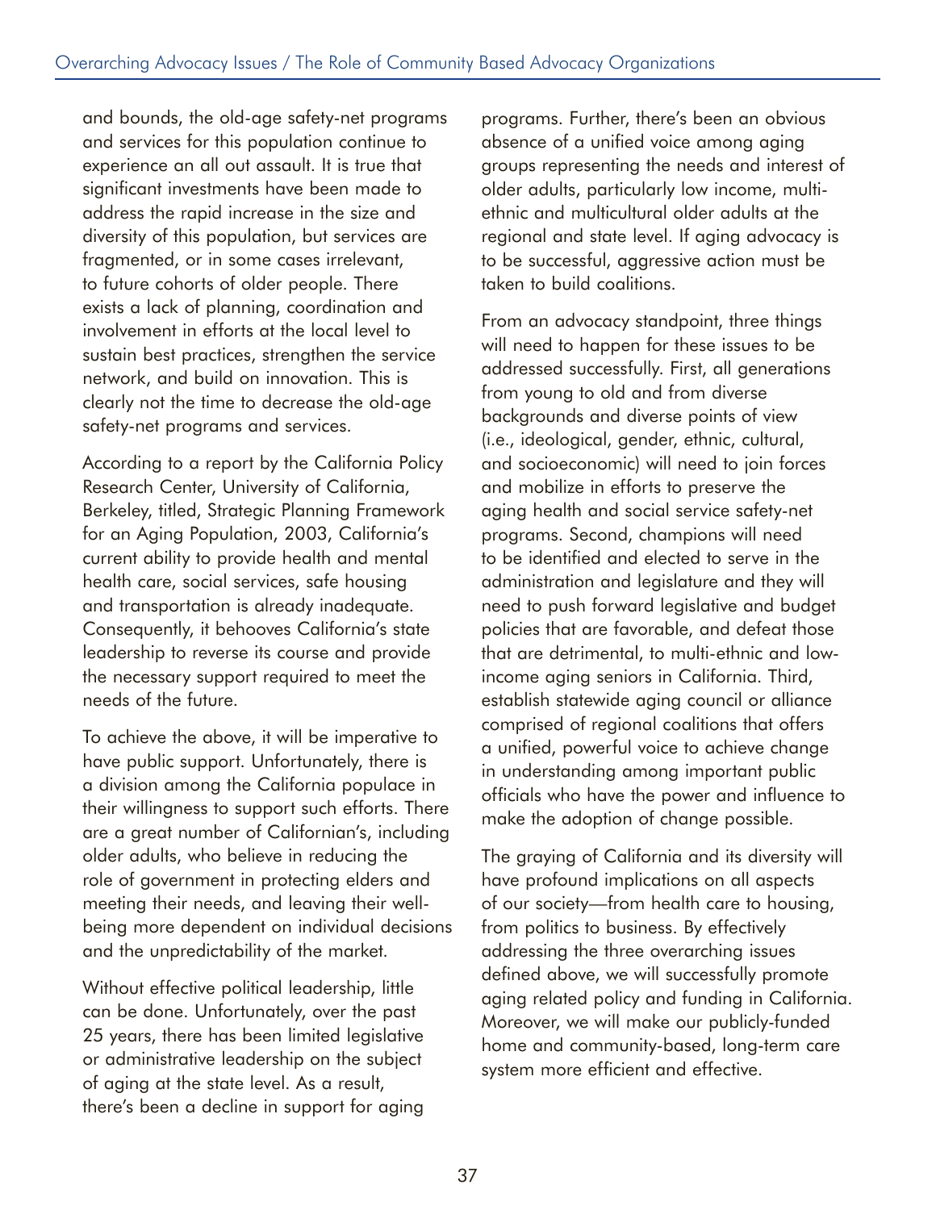and bounds, the old-age safety-net programs and services for this population continue to experience an all out assault. It is true that significant investments have been made to address the rapid increase in the size and diversity of this population, but services are fragmented, or in some cases irrelevant, to future cohorts of older people. There exists a lack of planning, coordination and involvement in efforts at the local level to sustain best practices, strengthen the service network, and build on innovation. This is clearly not the time to decrease the old-age safety-net programs and services.

According to a report by the California Policy Research Center, University of California, Berkeley, titled, Strategic Planning Framework for an Aging Population, 2003, California's current ability to provide health and mental health care, social services, safe housing and transportation is already inadequate. Consequently, it behooves California's state leadership to reverse its course and provide the necessary support required to meet the needs of the future.

To achieve the above, it will be imperative to have public support. Unfortunately, there is a division among the California populace in their willingness to support such efforts. There are a great number of Californian's, including older adults, who believe in reducing the role of government in protecting elders and meeting their needs, and leaving their well-being more dependent on individual decisions and the unpredictability of the market.

Without effective political leadership, little can be done. Unfortunately, over the past 25 years, there has been limited legislative or administrative leadership on the subject of aging at the state level. As a result, there's been a decline in support for aging programs. Further, there's been an obvious absence of a unified voice among aging groups representing the needs and interest of older adults, particularly low income, multi-ethnic and multicultural older adults at the regional and state level. If aging advocacy is to be successful, aggressive action must be taken to build coalitions.

From an advocacy standpoint, three things will need to happen for these issues to be addressed successfully. First, all generations from young to old and from diverse backgrounds and diverse points of view (i.e., ideological, gender, ethnic, cultural, and socioeconomic) will need to join forces and mobilize in efforts to preserve the aging health and social service safety-net programs. Second, champions will need to be identified and elected to serve in the administration and legislature and they will need to push forward legislative and budget policies that are favorable, and defeat those that are detrimental, to multi-ethnic and low-income aging seniors in California. Third, establish statewide aging council or alliance comprised of regional coalitions that offers a unified, powerful voice to achieve change in understanding among important public officials who have the power and influence to make the adoption of change possible.

The graying of California and its diversity will have profound implications on all aspects of our society—from health care to housing, from politics to business. By effectively addressing the three overarching issues defined above, we will successfully promote aging related policy and funding in California. Moreover, we will make our publicly-funded home and community-based, long-term care system more efficient and effective.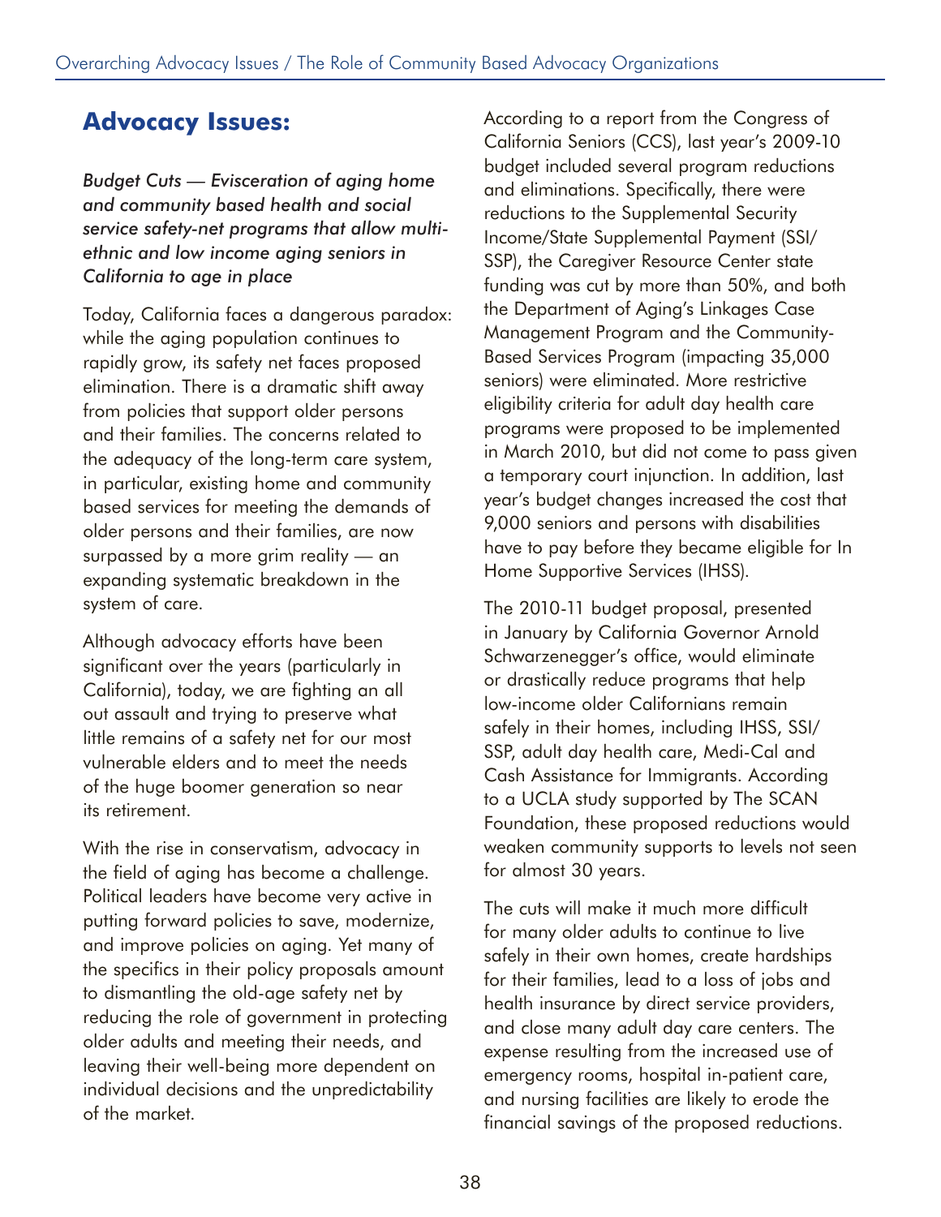## Advocacy Issues:

*Budget Cuts — Evisceration of aging home and community based health and social service safety-net programs that allow multi-ethnic and low income aging seniors in California to age in place*

Today, California faces a dangerous paradox: while the aging population continues to rapidly grow, its safety net faces proposed elimination. There is a dramatic shift away from policies that support older persons and their families. The concerns related to the adequacy of the long-term care system, in particular, existing home and community based services for meeting the demands of older persons and their families, are now surpassed by a more grim reality — an expanding systematic breakdown in the system of care.

Although advocacy efforts have been significant over the years (particularly in California), today, we are fighting an all out assault and trying to preserve what little remains of a safety net for our most vulnerable elders and to meet the needs of the huge boomer generation so near its retirement.

With the rise in conservatism, advocacy in the field of aging has become a challenge. Political leaders have become very active in putting forward policies to save, modernize, and improve policies on aging. Yet many of the specifics in their policy proposals amount to dismantling the old-age safety net by reducing the role of government in protecting older adults and meeting their needs, and leaving their well-being more dependent on individual decisions and the unpredictability of the market.

According to a report from the Congress of California Seniors (CCS), last year's 2009-10 budget included several program reductions and eliminations. Specifically, there were reductions to the Supplemental Security Income/State Supplemental Payment (SSI/SSP), the Caregiver Resource Center state funding was cut by more than 50%, and both the Department of Aging's Linkages Case Management Program and the Community-Based Services Program (impacting 35,000 seniors) were eliminated. More restrictive eligibility criteria for adult day health care programs were proposed to be implemented in March 2010, but did not come to pass given a temporary court injunction. In addition, last year's budget changes increased the cost that 9,000 seniors and persons with disabilities have to pay before they became eligible for In Home Supportive Services (IHSS).

The 2010-11 budget proposal, presented in January by California Governor Arnold Schwarzenegger's office, would eliminate or drastically reduce programs that help low-income older Californians remain safely in their homes, including IHSS, SSI/SSP, adult day health care, Medi-Cal and Cash Assistance for Immigrants. According to a UCLA study supported by The SCAN Foundation, these proposed reductions would weaken community supports to levels not seen for almost 30 years.

The cuts will make it much more difficult for many older adults to continue to live safely in their own homes, create hardships for their families, lead to a loss of jobs and health insurance by direct service providers, and close many adult day care centers. The expense resulting from the increased use of emergency rooms, hospital in-patient care, and nursing facilities are likely to erode the financial savings of the proposed reductions.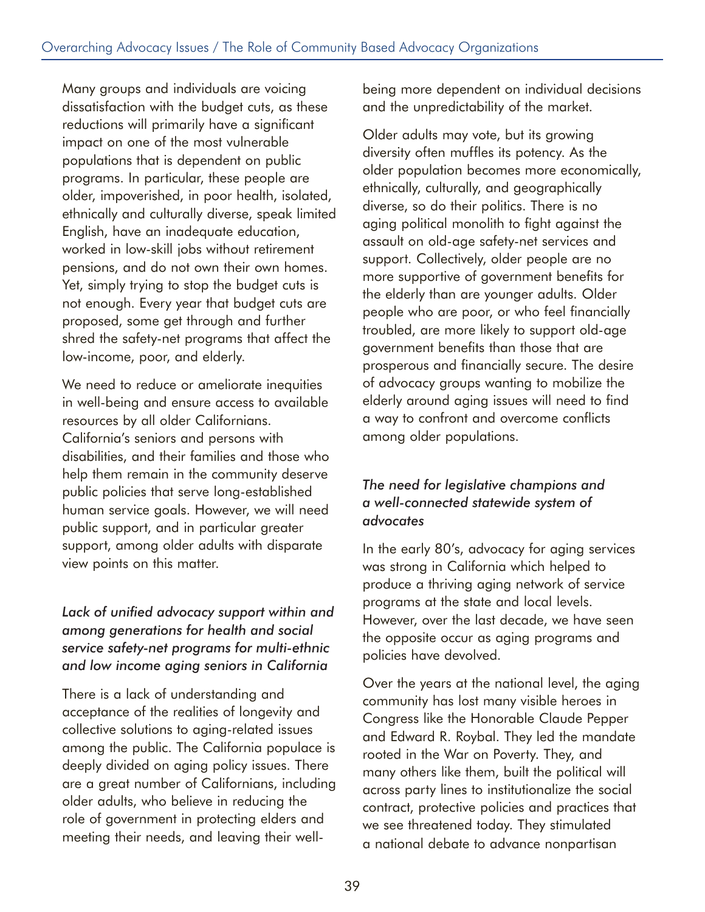Many groups and individuals are voicing dissatisfaction with the budget cuts, as these reductions will primarily have a significant impact on one of the most vulnerable populations that is dependent on public programs. In particular, these people are older, impoverished, in poor health, isolated, ethnically and culturally diverse, speak limited English, have an inadequate education, worked in low-skill jobs without retirement pensions, and do not own their own homes. Yet, simply trying to stop the budget cuts is not enough. Every year that budget cuts are proposed, some get through and further shred the safety-net programs that affect the low-income, poor, and elderly.

We need to reduce or ameliorate inequities in well-being and ensure access to available resources by all older Californians. California's seniors and persons with disabilities, and their families and those who help them remain in the community deserve public policies that serve long-established human service goals. However, we will need public support, and in particular greater support, among older adults with disparate view points on this matter.

### *Lack of unified advocacy support within and among generations for health and social service safety-net programs for multi-ethnic and low income aging seniors in California*

There is a lack of understanding and acceptance of the realities of longevity and collective solutions to aging-related issues among the public. The California populace is deeply divided on aging policy issues. There are a great number of Californians, including older adults, who believe in reducing the role of government in protecting elders and meeting their needs, and leaving their well-being more dependent on individual decisions and the unpredictability of the market.

Older adults may vote, but its growing diversity often muffles its potency. As the older population becomes more economically, ethnically, culturally, and geographically diverse, so do their politics. There is no aging political monolith to fight against the assault on old-age safety-net services and support. Collectively, older people are no more supportive of government benefits for the elderly than are younger adults. Older people who are poor, or who feel financially troubled, are more likely to support old-age government benefits than those that are prosperous and financially secure. The desire of advocacy groups wanting to mobilize the elderly around aging issues will need to find a way to confront and overcome conflicts among older populations.

### *The need for legislative champions and a well-connected statewide system of advocates*

In the early 80's, advocacy for aging services was strong in California which helped to produce a thriving aging network of service programs at the state and local levels. However, over the last decade, we have seen the opposite occur as aging programs and policies have devolved.

Over the years at the national level, the aging community has lost many visible heroes in Congress like the Honorable Claude Pepper and Edward R. Roybal. They led the mandate rooted in the War on Poverty. They, and many others like them, built the political will across party lines to institutionalize the social contract, protective policies and practices that we see threatened today. They stimulated a national debate to advance nonpartisan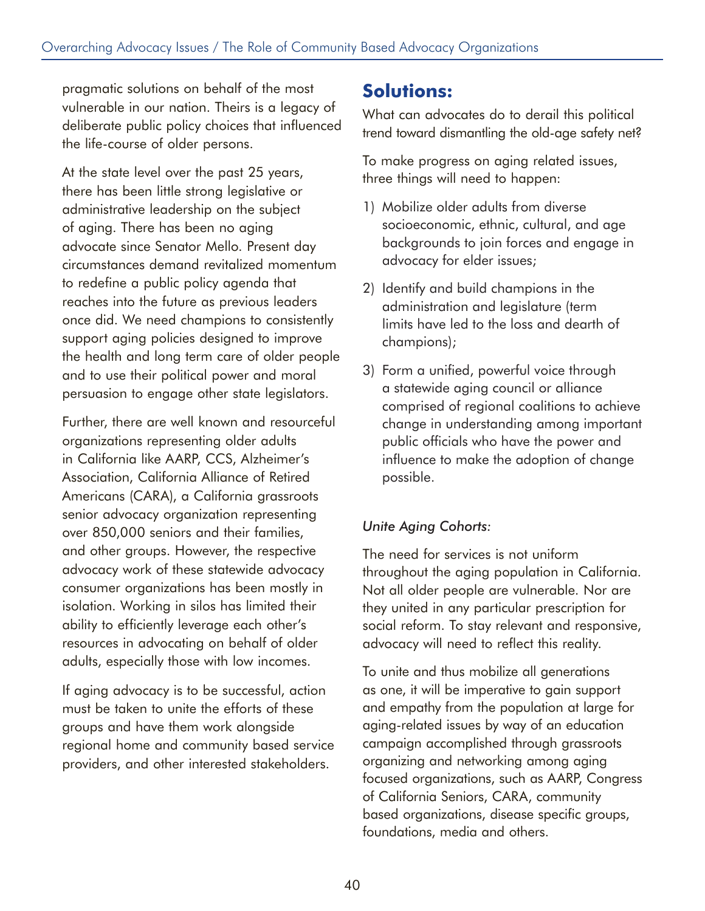pragmatic solutions on behalf of the most vulnerable in our nation. Theirs is a legacy of deliberate public policy choices that influenced the life-course of older persons.

At the state level over the past 25 years, there has been little strong legislative or administrative leadership on the subject of aging. There has been no aging advocate since Senator Mello. Present day circumstances demand revitalized momentum to redefine a public policy agenda that reaches into the future as previous leaders once did. We need champions to consistently support aging policies designed to improve the health and long term care of older people and to use their political power and moral persuasion to engage other state legislators.

Further, there are well known and resourceful organizations representing older adults in California like AARP, CCS, Alzheimer's Association, California Alliance of Retired Americans (CARA), a California grassroots senior advocacy organization representing over 850,000 seniors and their families, and other groups. However, the respective advocacy work of these statewide advocacy consumer organizations has been mostly in isolation. Working in silos has limited their ability to efficiently leverage each other's resources in advocating on behalf of older adults, especially those with low incomes.

If aging advocacy is to be successful, action must be taken to unite the efforts of these groups and have them work alongside regional home and community based service providers, and other interested stakeholders.

## Solutions:

What can advocates do to derail this political trend toward dismantling the old-age safety net?

To make progress on aging related issues, three things will need to happen:

1) Mobilize older adults from diverse socioeconomic, ethnic, cultural, and age backgrounds to join forces and engage in advocacy for elder issues;
2) Identify and build champions in the administration and legislature (term limits have led to the loss and dearth of champions);
3) Form a unified, powerful voice through a statewide aging council or alliance comprised of regional coalitions to achieve change in understanding among important public officials who have the power and influence to make the adoption of change possible.

*Unite Aging Cohorts:*

The need for services is not uniform throughout the aging population in California. Not all older people are vulnerable. Nor are they united in any particular prescription for social reform. To stay relevant and responsive, advocacy will need to reflect this reality.

To unite and thus mobilize all generations as one, it will be imperative to gain support and empathy from the population at large for aging-related issues by way of an education campaign accomplished through grassroots organizing and networking among aging focused organizations, such as AARP, Congress of California Seniors, CARA, community based organizations, disease specific groups, foundations, media and others.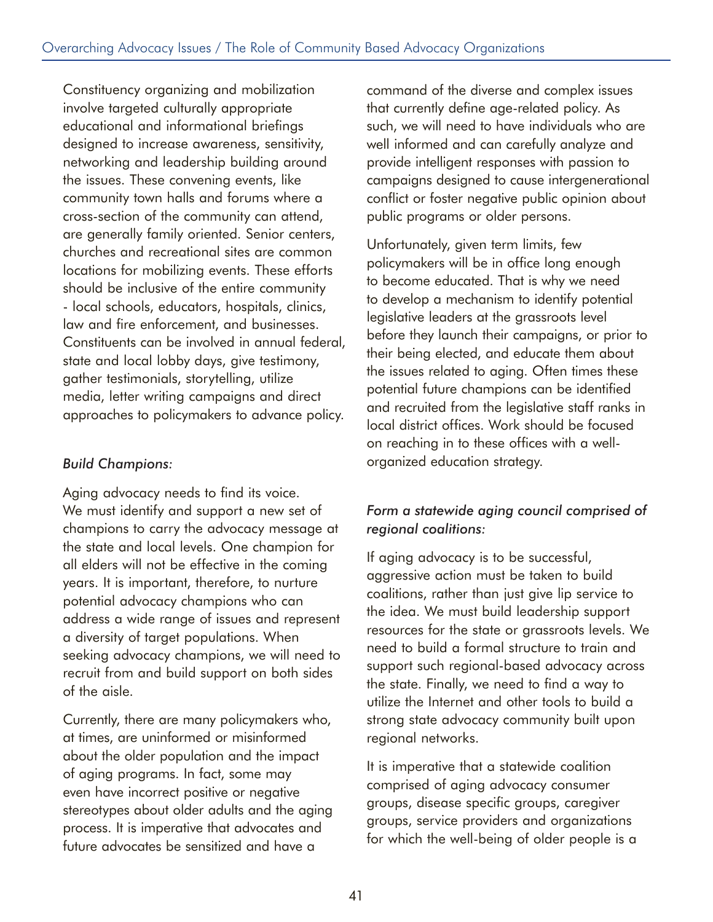Constituency organizing and mobilization involve targeted culturally appropriate educational and informational briefings designed to increase awareness, sensitivity, networking and leadership building around the issues. These convening events, like community town halls and forums where a cross-section of the community can attend, are generally family oriented. Senior centers, churches and recreational sites are common locations for mobilizing events. These efforts should be inclusive of the entire community - local schools, educators, hospitals, clinics, law and fire enforcement, and businesses. Constituents can be involved in annual federal, state and local lobby days, give testimony, gather testimonials, storytelling, utilize media, letter writing campaigns and direct approaches to policymakers to advance policy.

*Build Champions:*

Aging advocacy needs to find its voice. We must identify and support a new set of champions to carry the advocacy message at the state and local levels. One champion for all elders will not be effective in the coming years. It is important, therefore, to nurture potential advocacy champions who can address a wide range of issues and represent a diversity of target populations. When seeking advocacy champions, we will need to recruit from and build support on both sides of the aisle.

Currently, there are many policymakers who, at times, are uninformed or misinformed about the older population and the impact of aging programs. In fact, some may even have incorrect positive or negative stereotypes about older adults and the aging process. It is imperative that advocates and future advocates be sensitized and have a command of the diverse and complex issues that currently define age-related policy. As such, we will need to have individuals who are well informed and can carefully analyze and provide intelligent responses with passion to campaigns designed to cause intergenerational conflict or foster negative public opinion about public programs or older persons.

Unfortunately, given term limits, few policymakers will be in office long enough to become educated. That is why we need to develop a mechanism to identify potential legislative leaders at the grassroots level before they launch their campaigns, or prior to their being elected, and educate them about the issues related to aging. Often times these potential future champions can be identified and recruited from the legislative staff ranks in local district offices. Work should be focused on reaching in to these offices with a well-organized education strategy.

*Form a statewide aging council comprised of regional coalitions:*

If aging advocacy is to be successful, aggressive action must be taken to build coalitions, rather than just give lip service to the idea. We must build leadership support resources for the state or grassroots levels. We need to build a formal structure to train and support such regional-based advocacy across the state. Finally, we need to find a way to utilize the Internet and other tools to build a strong state advocacy community built upon regional networks.

It is imperative that a statewide coalition comprised of aging advocacy consumer groups, disease specific groups, caregiver groups, service providers and organizations for which the well-being of older people is a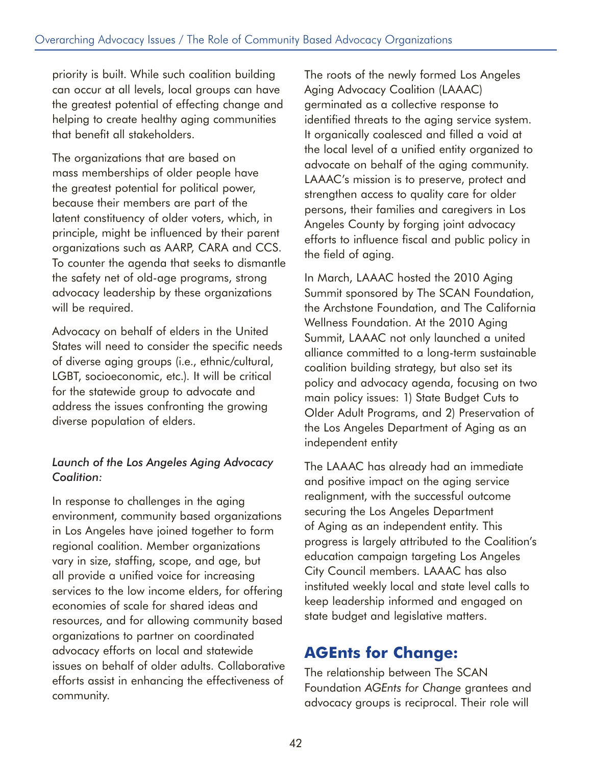priority is built. While such coalition building can occur at all levels, local groups can have the greatest potential of effecting change and helping to create healthy aging communities that benefit all stakeholders.

The organizations that are based on mass memberships of older people have the greatest potential for political power, because their members are part of the latent constituency of older voters, which, in principle, might be influenced by their parent organizations such as AARP, CARA and CCS. To counter the agenda that seeks to dismantle the safety net of old-age programs, strong advocacy leadership by these organizations will be required.

Advocacy on behalf of elders in the United States will need to consider the specific needs of diverse aging groups (i.e., ethnic/cultural, LGBT, socioeconomic, etc.). It will be critical for the statewide group to advocate and address the issues confronting the growing diverse population of elders.

*Launch of the Los Angeles Aging Advocacy Coalition:*

In response to challenges in the aging environment, community based organizations in Los Angeles have joined together to form regional coalition. Member organizations vary in size, staffing, scope, and age, but all provide a unified voice for increasing services to the low income elders, for offering economies of scale for shared ideas and resources, and for allowing community based organizations to partner on coordinated advocacy efforts on local and statewide issues on behalf of older adults. Collaborative efforts assist in enhancing the effectiveness of community.

The roots of the newly formed Los Angeles Aging Advocacy Coalition (LAAAC) germinated as a collective response to identified threats to the aging service system. It organically coalesced and filled a void at the local level of a unified entity organized to advocate on behalf of the aging community. LAAAC's mission is to preserve, protect and strengthen access to quality care for older persons, their families and caregivers in Los Angeles County by forging joint advocacy efforts to influence fiscal and public policy in the field of aging.

In March, LAAAC hosted the 2010 Aging Summit sponsored by The SCAN Foundation, the Archstone Foundation, and The California Wellness Foundation. At the 2010 Aging Summit, LAAAC not only launched a united alliance committed to a long-term sustainable coalition building strategy, but also set its policy and advocacy agenda, focusing on two main policy issues: 1) State Budget Cuts to Older Adult Programs, and 2) Preservation of the Los Angeles Department of Aging as an independent entity

The LAAAC has already had an immediate and positive impact on the aging service realignment, with the successful outcome securing the Los Angeles Department of Aging as an independent entity. This progress is largely attributed to the Coalition's education campaign targeting Los Angeles City Council members. LAAAC has also instituted weekly local and state level calls to keep leadership informed and engaged on state budget and legislative matters.

## AGEnts for Change:

The relationship between The SCAN Foundation *AGEnts for Change* grantees and advocacy groups is reciprocal. Their role will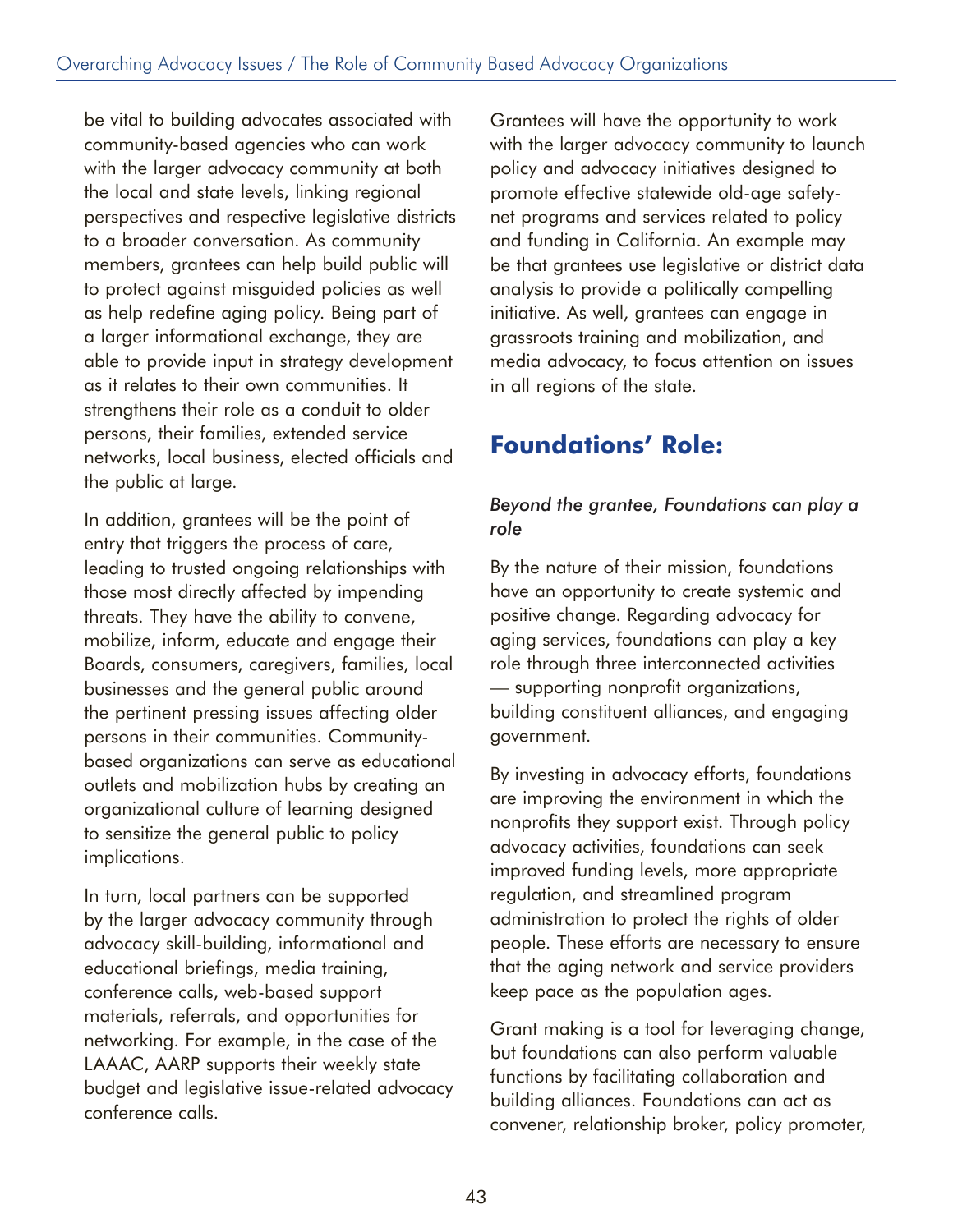be vital to building advocates associated with community-based agencies who can work with the larger advocacy community at both the local and state levels, linking regional perspectives and respective legislative districts to a broader conversation. As community members, grantees can help build public will to protect against misguided policies as well as help redefine aging policy. Being part of a larger informational exchange, they are able to provide input in strategy development as it relates to their own communities. It strengthens their role as a conduit to older persons, their families, extended service networks, local business, elected officials and the public at large.

In addition, grantees will be the point of entry that triggers the process of care, leading to trusted ongoing relationships with those most directly affected by impending threats. They have the ability to convene, mobilize, inform, educate and engage their Boards, consumers, caregivers, families, local businesses and the general public around the pertinent pressing issues affecting older persons in their communities. Community-based organizations can serve as educational outlets and mobilization hubs by creating an organizational culture of learning designed to sensitize the general public to policy implications.

In turn, local partners can be supported by the larger advocacy community through advocacy skill-building, informational and educational briefings, media training, conference calls, web-based support materials, referrals, and opportunities for networking. For example, in the case of the LAAAC, AARP supports their weekly state budget and legislative issue-related advocacy conference calls.

Grantees will have the opportunity to work with the larger advocacy community to launch policy and advocacy initiatives designed to promote effective statewide old-age safety-net programs and services related to policy and funding in California. An example may be that grantees use legislative or district data analysis to provide a politically compelling initiative. As well, grantees can engage in grassroots training and mobilization, and media advocacy, to focus attention on issues in all regions of the state.

## Foundations' Role:

*Beyond the grantee, Foundations can play a role*

By the nature of their mission, foundations have an opportunity to create systemic and positive change. Regarding advocacy for aging services, foundations can play a key role through three interconnected activities — supporting nonprofit organizations, building constituent alliances, and engaging government.

By investing in advocacy efforts, foundations are improving the environment in which the nonprofits they support exist. Through policy advocacy activities, foundations can seek improved funding levels, more appropriate regulation, and streamlined program administration to protect the rights of older people. These efforts are necessary to ensure that the aging network and service providers keep pace as the population ages.

Grant making is a tool for leveraging change, but foundations can also perform valuable functions by facilitating collaboration and building alliances. Foundations can act as convener, relationship broker, policy promoter,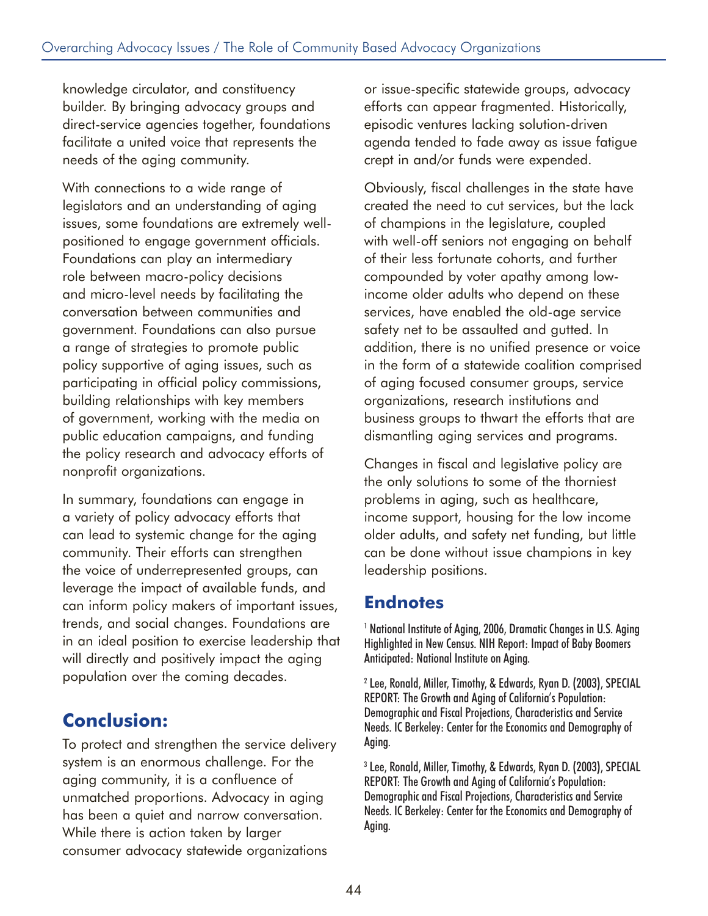knowledge circulator, and constituency builder. By bringing advocacy groups and direct-service agencies together, foundations facilitate a united voice that represents the needs of the aging community.

With connections to a wide range of legislators and an understanding of aging issues, some foundations are extremely well-positioned to engage government officials. Foundations can play an intermediary role between macro-policy decisions and micro-level needs by facilitating the conversation between communities and government. Foundations can also pursue a range of strategies to promote public policy supportive of aging issues, such as participating in official policy commissions, building relationships with key members of government, working with the media on public education campaigns, and funding the policy research and advocacy efforts of nonprofit organizations.

In summary, foundations can engage in a variety of policy advocacy efforts that can lead to systemic change for the aging community. Their efforts can strengthen the voice of underrepresented groups, can leverage the impact of available funds, and can inform policy makers of important issues, trends, and social changes. Foundations are in an ideal position to exercise leadership that will directly and positively impact the aging population over the coming decades.

## Conclusion:

To protect and strengthen the service delivery system is an enormous challenge. For the aging community, it is a confluence of unmatched proportions. Advocacy in aging has been a quiet and narrow conversation. While there is action taken by larger consumer advocacy statewide organizations or issue-specific statewide groups, advocacy efforts can appear fragmented. Historically, episodic ventures lacking solution-driven agenda tended to fade away as issue fatigue crept in and/or funds were expended.

Obviously, fiscal challenges in the state have created the need to cut services, but the lack of champions in the legislature, coupled with well-off seniors not engaging on behalf of their less fortunate cohorts, and further compounded by voter apathy among low-income older adults who depend on these services, have enabled the old-age service safety net to be assaulted and gutted. In addition, there is no unified presence or voice in the form of a statewide coalition comprised of aging focused consumer groups, service organizations, research institutions and business groups to thwart the efforts that are dismantling aging services and programs.

Changes in fiscal and legislative policy are the only solutions to some of the thorniest problems in aging, such as healthcare, income support, housing for the low income older adults, and safety net funding, but little can be done without issue champions in key leadership positions.

## Endnotes

[1] National Institute of Aging, 2006, Dramatic Changes in U.S. Aging Highlighted in New Census. NIH Report: Impact of Baby Boomers Anticipated: National Institute on Aging.

[2] Lee, Ronald, Miller, Timothy, & Edwards, Ryan D. (2003), SPECIAL REPORT: The Growth and Aging of California's Population: Demographic and Fiscal Projections, Characteristics and Service Needs. IC Berkeley: Center for the Economics and Demography of Aging.

[3] Lee, Ronald, Miller, Timothy, & Edwards, Ryan D. (2003), SPECIAL REPORT: The Growth and Aging of California's Population: Demographic and Fiscal Projections, Characteristics and Service Needs. IC Berkeley: Center for the Economics and Demography of Aging.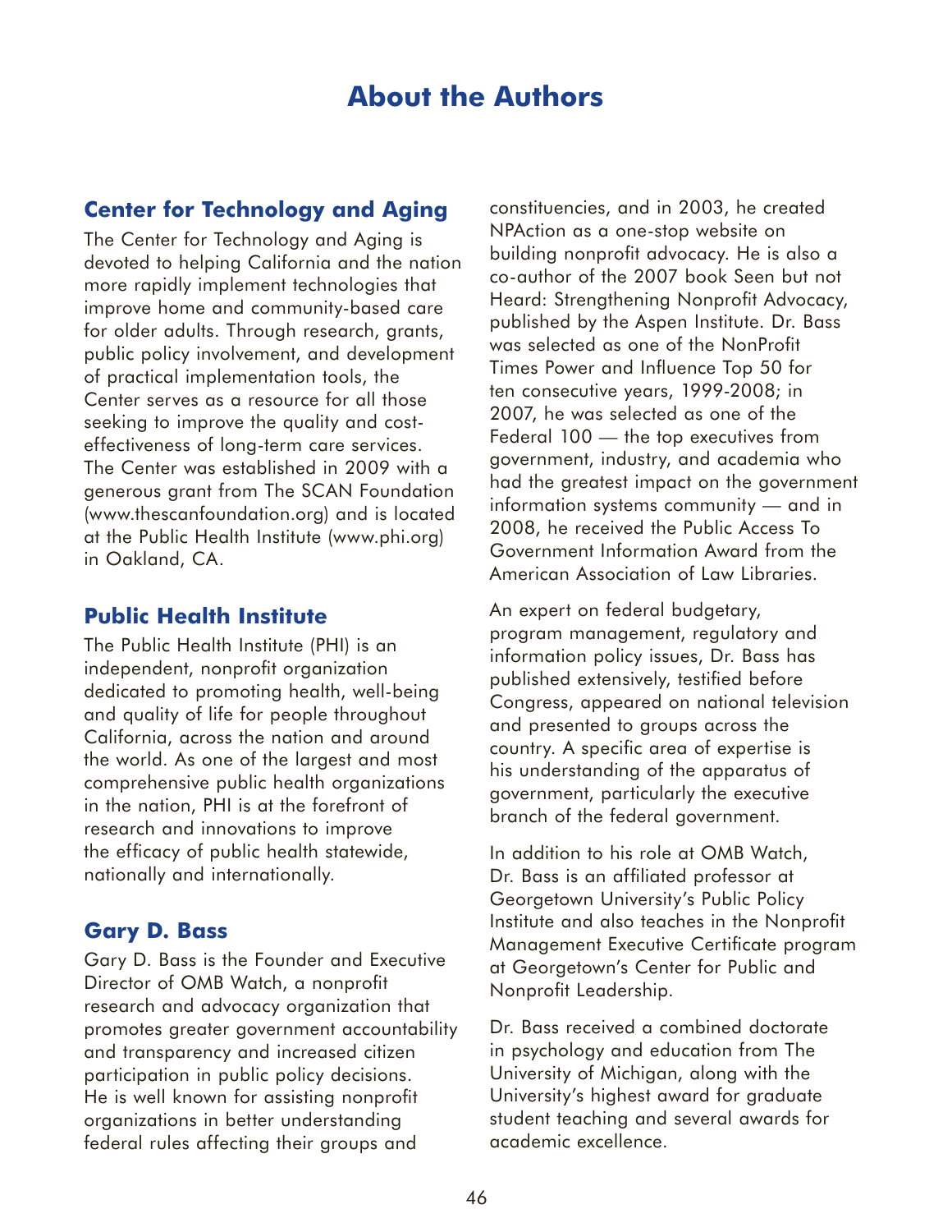# About the Authors

## Center for Technology and Aging

The Center for Technology and Aging is devoted to helping California and the nation more rapidly implement technologies that improve home and community-based care for older adults. Through research, grants, public policy involvement, and development of practical implementation tools, the Center serves as a resource for all those seeking to improve the quality and cost-effectiveness of long-term care services. The Center was established in 2009 with a generous grant from The SCAN Foundation (www.thescanfoundation.org) and is located at the Public Health Institute (www.phi.org) in Oakland, CA.

## Public Health Institute

The Public Health Institute (PHI) is an independent, nonprofit organization dedicated to promoting health, well-being and quality of life for people throughout California, across the nation and around the world. As one of the largest and most comprehensive public health organizations in the nation, PHI is at the forefront of research and innovations to improve the efficacy of public health statewide, nationally and internationally.

## Gary D. Bass

Gary D. Bass is the Founder and Executive Director of OMB Watch, a nonprofit research and advocacy organization that promotes greater government accountability and transparency and increased citizen participation in public policy decisions. He is well known for assisting nonprofit organizations in better understanding federal rules affecting their groups and constituencies, and in 2003, he created NPAction as a one-stop website on building nonprofit advocacy. He is also a co-author of the 2007 book Seen but not Heard: Strengthening Nonprofit Advocacy, published by the Aspen Institute. Dr. Bass was selected as one of the NonProfit Times Power and Influence Top 50 for ten consecutive years, 1999-2008; in 2007, he was selected as one of the Federal 100 — the top executives from government, industry, and academia who had the greatest impact on the government information systems community — and in 2008, he received the Public Access To Government Information Award from the American Association of Law Libraries.

An expert on federal budgetary, program management, regulatory and information policy issues, Dr. Bass has published extensively, testified before Congress, appeared on national television and presented to groups across the country. A specific area of expertise is his understanding of the apparatus of government, particularly the executive branch of the federal government.

In addition to his role at OMB Watch, Dr. Bass is an affiliated professor at Georgetown University's Public Policy Institute and also teaches in the Nonprofit Management Executive Certificate program at Georgetown's Center for Public and Nonprofit Leadership.

Dr. Bass received a combined doctorate in psychology and education from The University of Michigan, along with the University's highest award for graduate student teaching and several awards for academic excellence.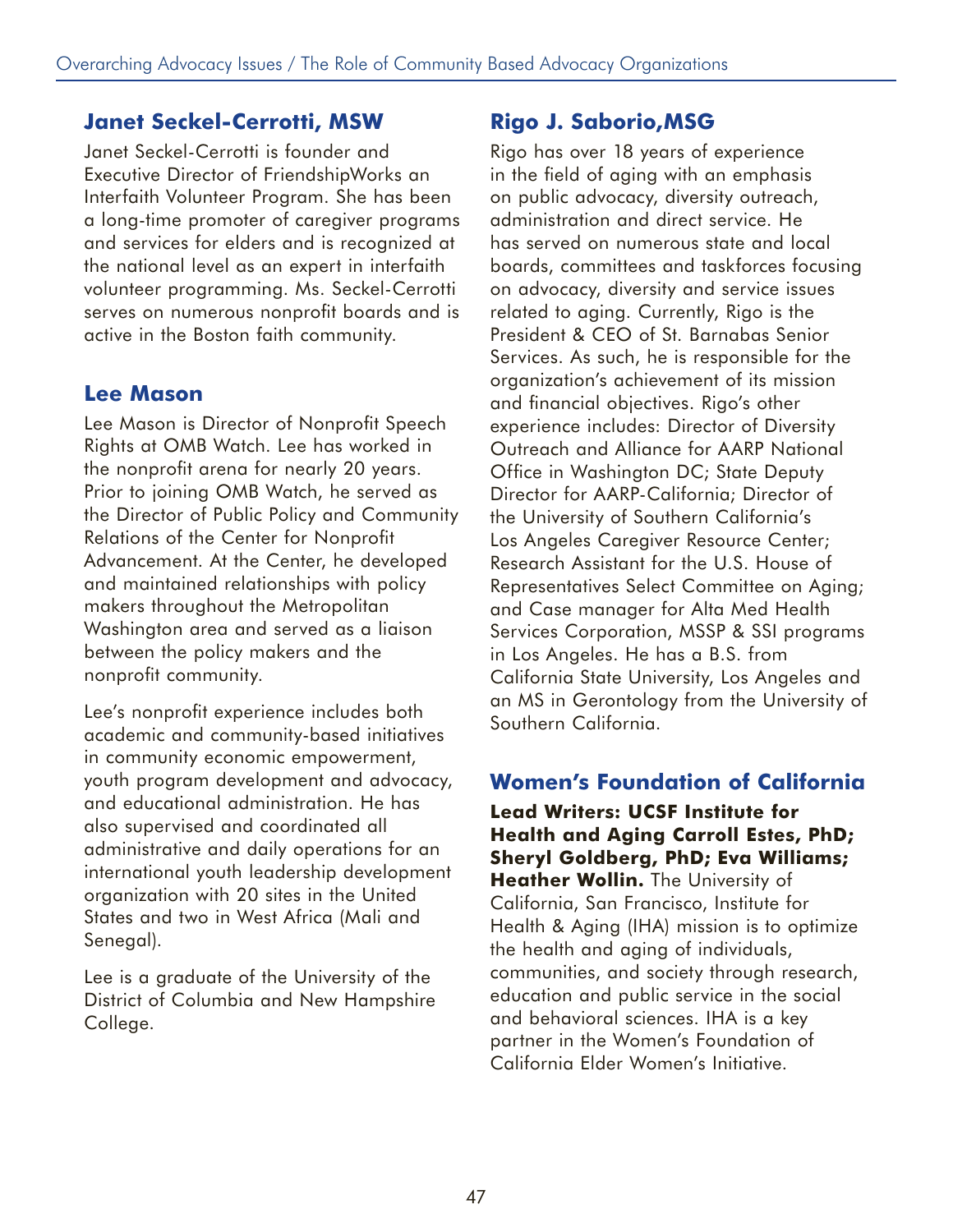## Janet Seckel-Cerrotti, MSW

Janet Seckel-Cerrotti is founder and Executive Director of FriendshipWorks an Interfaith Volunteer Program. She has been a long-time promoter of caregiver programs and services for elders and is recognized at the national level as an expert in interfaith volunteer programming. Ms. Seckel-Cerrotti serves on numerous nonprofit boards and is active in the Boston faith community.

## Lee Mason

Lee Mason is Director of Nonprofit Speech Rights at OMB Watch. Lee has worked in the nonprofit arena for nearly 20 years. Prior to joining OMB Watch, he served as the Director of Public Policy and Community Relations of the Center for Nonprofit Advancement. At the Center, he developed and maintained relationships with policy makers throughout the Metropolitan Washington area and served as a liaison between the policy makers and the nonprofit community.

Lee's nonprofit experience includes both academic and community-based initiatives in community economic empowerment, youth program development and advocacy, and educational administration. He has also supervised and coordinated all administrative and daily operations for an international youth leadership development organization with 20 sites in the United States and two in West Africa (Mali and Senegal).

Lee is a graduate of the University of the District of Columbia and New Hampshire College.

## Rigo J. Saborio,MSG

Rigo has over 18 years of experience in the field of aging with an emphasis on public advocacy, diversity outreach, administration and direct service. He has served on numerous state and local boards, committees and taskforces focusing on advocacy, diversity and service issues related to aging. Currently, Rigo is the President & CEO of St. Barnabas Senior Services. As such, he is responsible for the organization's achievement of its mission and financial objectives. Rigo's other experience includes: Director of Diversity Outreach and Alliance for AARP National Office in Washington DC; State Deputy Director for AARP-California; Director of the University of Southern California's Los Angeles Caregiver Resource Center; Research Assistant for the U.S. House of Representatives Select Committee on Aging; and Case manager for Alta Med Health Services Corporation, MSSP & SSI programs in Los Angeles. He has a B.S. from California State University, Los Angeles and an MS in Gerontology from the University of Southern California.

## Women's Foundation of California

**Lead Writers: UCSF Institute for Health and Aging Carroll Estes, PhD; Sheryl Goldberg, PhD; Eva Williams; Heather Wollin.** The University of California, San Francisco, Institute for Health & Aging (IHA) mission is to optimize the health and aging of individuals, communities, and society through research, education and public service in the social and behavioral sciences. IHA is a key partner in the Women's Foundation of California Elder Women's Initiative.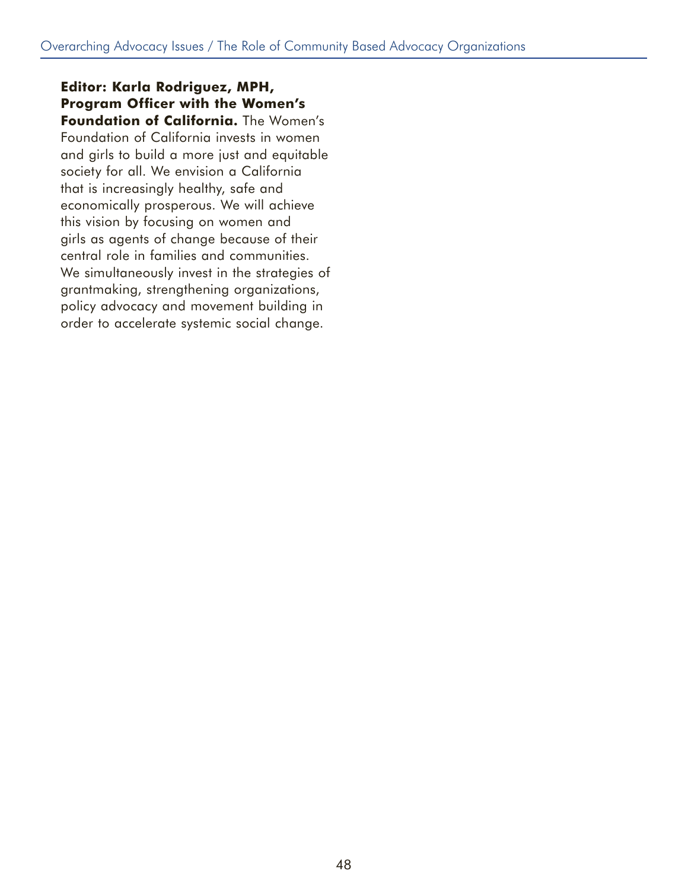**Editor: Karla Rodriguez, MPH, Program Officer with the Women's Foundation of California.** The Women's Foundation of California invests in women and girls to build a more just and equitable society for all. We envision a California that is increasingly healthy, safe and economically prosperous. We will achieve this vision by focusing on women and girls as agents of change because of their central role in families and communities. We simultaneously invest in the strategies of grantmaking, strengthening organizations, policy advocacy and movement building in order to accelerate systemic social change.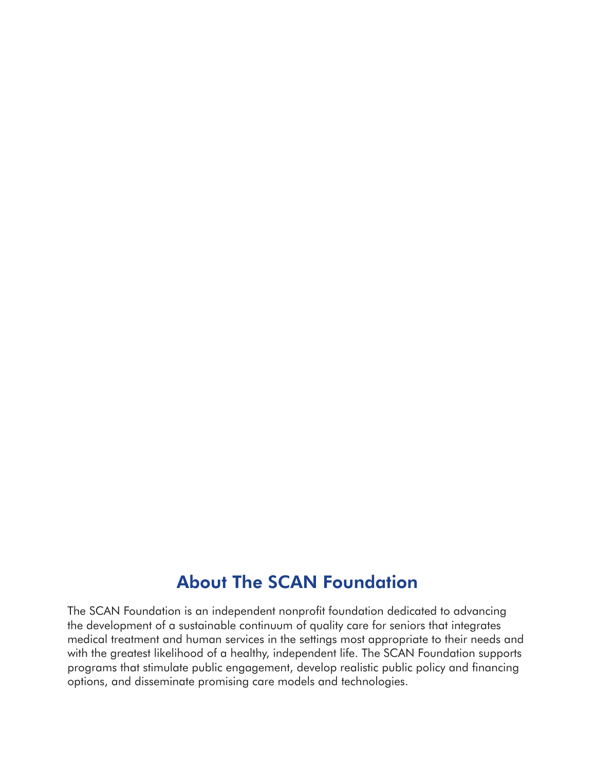## About The SCAN Foundation

The SCAN Foundation is an independent nonprofit foundation dedicated to advancing the development of a sustainable continuum of quality care for seniors that integrates medical treatment and human services in the settings most appropriate to their needs and with the greatest likelihood of a healthy, independent life. The SCAN Foundation supports programs that stimulate public engagement, develop realistic public policy and financing options, and disseminate promising care models and technologies.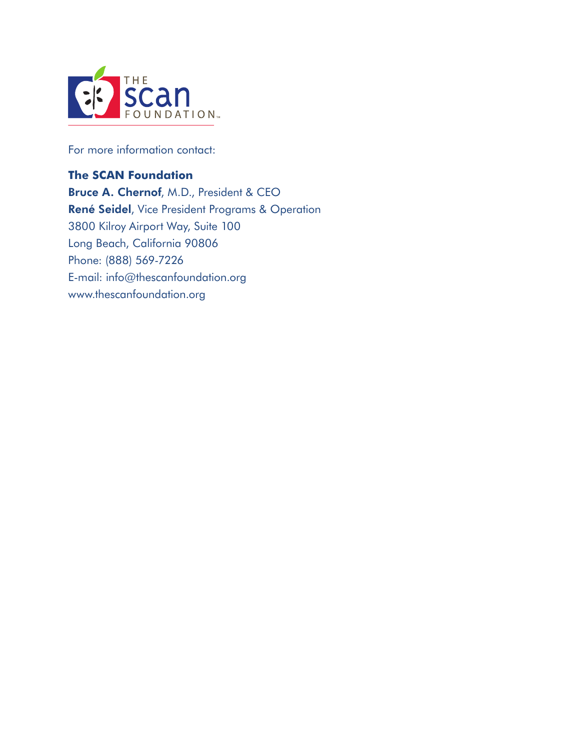For more information contact:

**The SCAN Foundation**

**Bruce A. Chernof**, M.D., President & CEO

**René Seidel**, Vice President Programs & Operation

3800 Kilroy Airport Way, Suite 100

Long Beach, California 90806

Phone: (888) 569-7226

E-mail: info@thescanfoundation.org

www.thescanfoundation.org